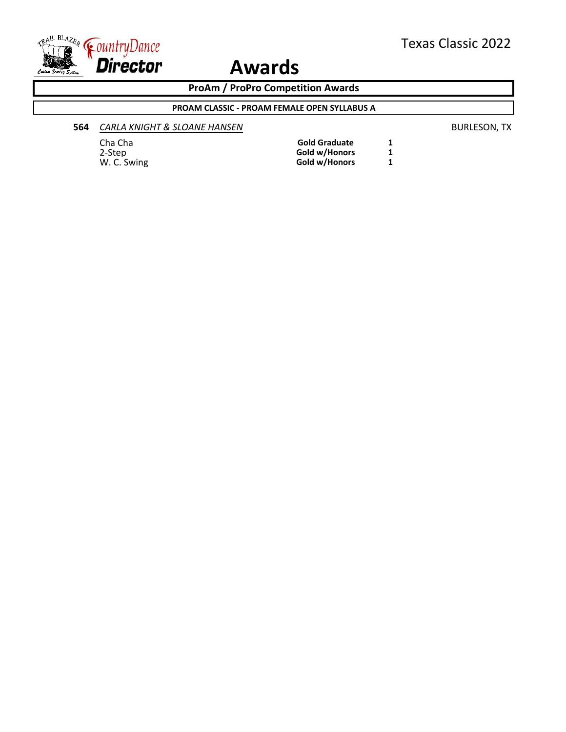Texas Classic 2022

# Awards

## ProAm / ProPro Competition Awards

### PROAM CLASSIC - PROAM FEMALE OPEN SYLLABUS A

**564** *CARLA KNIGHT & SLOANE HANSEN* — BURLESON, TX

| Dance | Award | Place |
|---|---|---|
| Cha Cha | **Gold Graduate** | **1** |
| 2-Step | **Gold w/Honors** | **1** |
| W. C. Swing | **Gold w/Honors** | **1** |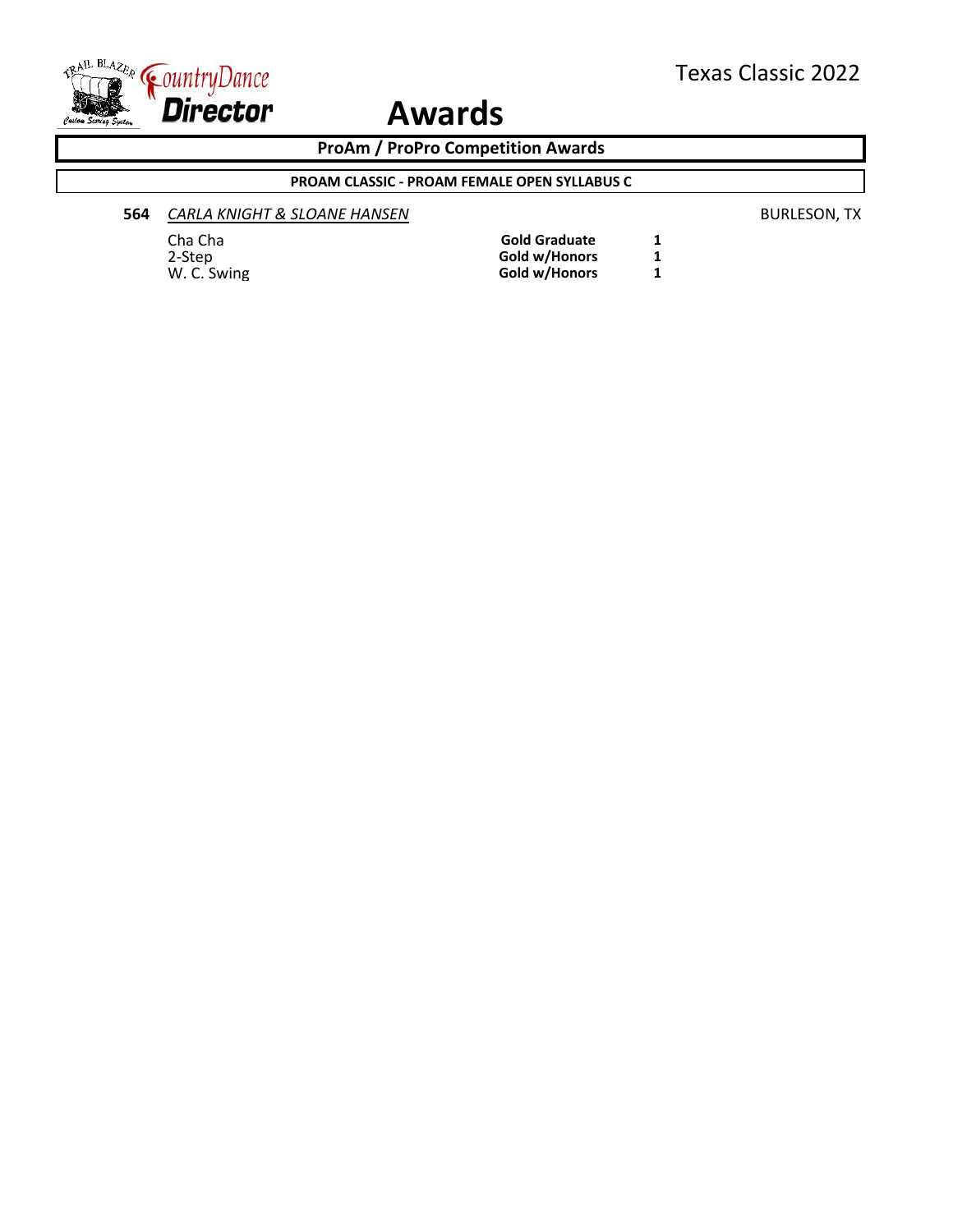# Awards

## ProAm / ProPro Competition Awards

### PROAM CLASSIC - PROAM FEMALE OPEN SYLLABUS C

**564** *CARLA KNIGHT & SLOANE HANSEN* — BURLESON, TX

| Dance | Award | Place |
|---|---|---|
| Cha Cha | **Gold Graduate** | **1** |
| 2-Step | **Gold w/Honors** | **1** |
| W. C. Swing | **Gold w/Honors** | **1** |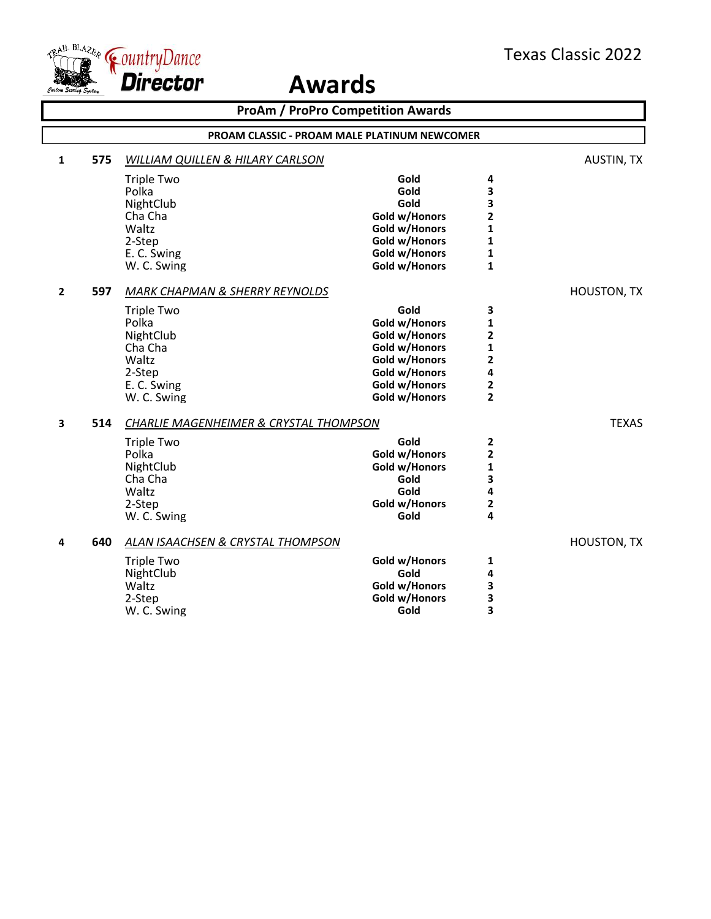Texas Classic 2022

# Awards

## ProAm / ProPro Competition Awards

### PROAM CLASSIC - PROAM MALE PLATINUM NEWCOMER

**1** **575** *WILLIAM QUILLEN & HILARY CARLSON* AUSTIN, TX

| Dance | Award | Place |
|---|---|---|
| Triple Two | **Gold** | **4** |
| Polka | **Gold** | **3** |
| NightClub | **Gold** | **3** |
| Cha Cha | **Gold w/Honors** | **2** |
| Waltz | **Gold w/Honors** | **1** |
| 2-Step | **Gold w/Honors** | **1** |
| E. C. Swing | **Gold w/Honors** | **1** |
| W. C. Swing | **Gold w/Honors** | **1** |

**2** **597** *MARK CHAPMAN & SHERRY REYNOLDS* HOUSTON, TX

| Dance | Award | Place |
|---|---|---|
| Triple Two | **Gold** | **3** |
| Polka | **Gold w/Honors** | **1** |
| NightClub | **Gold w/Honors** | **2** |
| Cha Cha | **Gold w/Honors** | **1** |
| Waltz | **Gold w/Honors** | **2** |
| 2-Step | **Gold w/Honors** | **4** |
| E. C. Swing | **Gold w/Honors** | **2** |
| W. C. Swing | **Gold w/Honors** | **2** |

**3** **514** *CHARLIE MAGENHEIMER & CRYSTAL THOMPSON* TEXAS

| Dance | Award | Place |
|---|---|---|
| Triple Two | **Gold** | **2** |
| Polka | **Gold w/Honors** | **2** |
| NightClub | **Gold w/Honors** | **1** |
| Cha Cha | **Gold** | **3** |
| Waltz | **Gold** | **4** |
| 2-Step | **Gold w/Honors** | **2** |
| W. C. Swing | **Gold** | **4** |

**4** **640** *ALAN ISAACHSEN & CRYSTAL THOMPSON* HOUSTON, TX

| Dance | Award | Place |
|---|---|---|
| Triple Two | **Gold w/Honors** | **1** |
| NightClub | **Gold** | **4** |
| Waltz | **Gold w/Honors** | **3** |
| 2-Step | **Gold w/Honors** | **3** |
| W. C. Swing | **Gold** | **3** |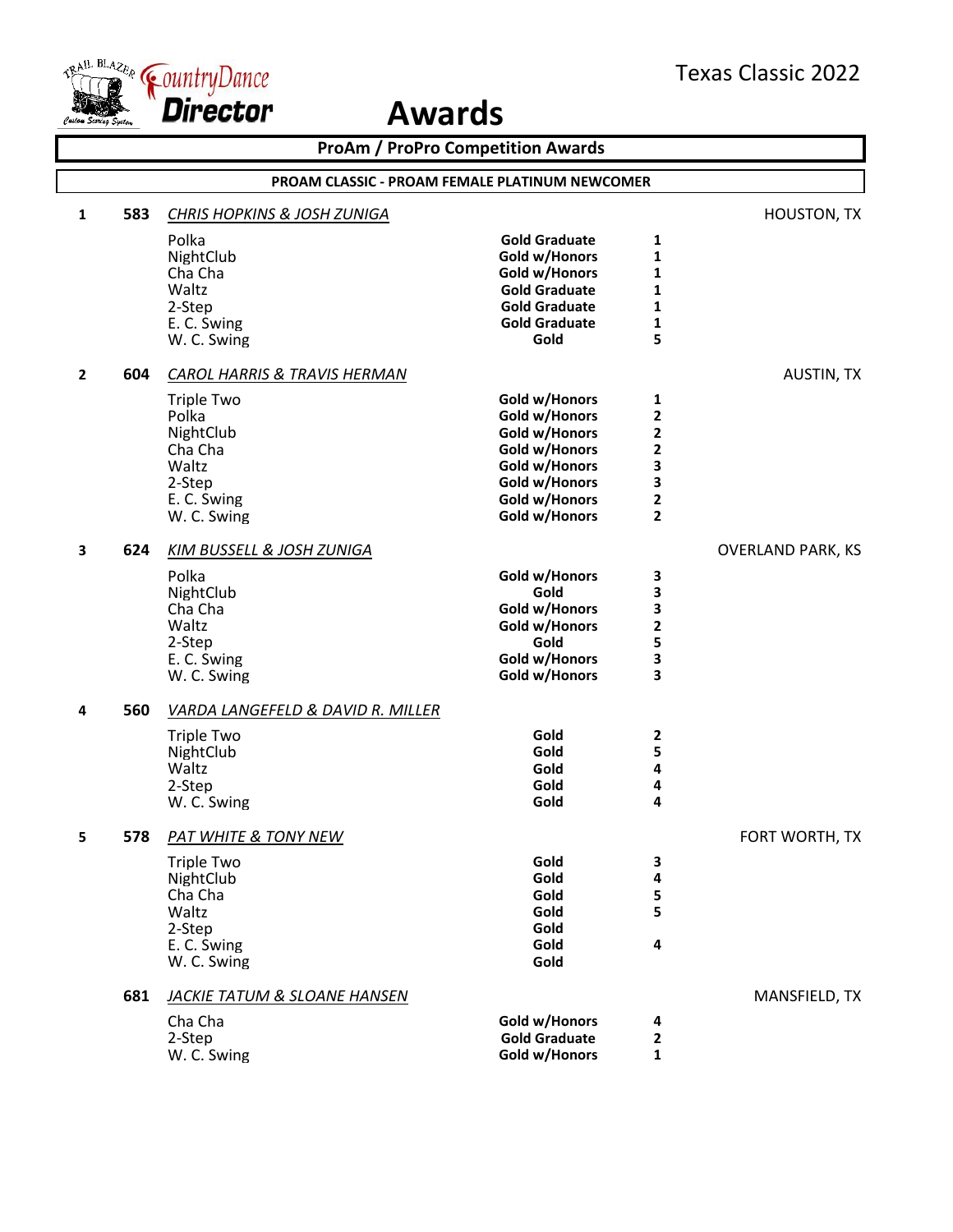# Awards

Texas Classic 2022

## ProAm / ProPro Competition Awards

### PROAM CLASSIC - PROAM FEMALE PLATINUM NEWCOMER

**1** **583** *CHRIS HOPKINS & JOSH ZUNIGA* — HOUSTON, TX

| Dance | Award | Place |
|---|---|---|
| Polka | **Gold Graduate** | **1** |
| NightClub | **Gold w/Honors** | **1** |
| Cha Cha | **Gold w/Honors** | **1** |
| Waltz | **Gold Graduate** | **1** |
| 2-Step | **Gold Graduate** | **1** |
| E. C. Swing | **Gold Graduate** | **1** |
| W. C. Swing | **Gold** | **5** |

**2** **604** *CAROL HARRIS & TRAVIS HERMAN* — AUSTIN, TX

| Dance | Award | Place |
|---|---|---|
| Triple Two | **Gold w/Honors** | **1** |
| Polka | **Gold w/Honors** | **2** |
| NightClub | **Gold w/Honors** | **2** |
| Cha Cha | **Gold w/Honors** | **2** |
| Waltz | **Gold w/Honors** | **3** |
| 2-Step | **Gold w/Honors** | **3** |
| E. C. Swing | **Gold w/Honors** | **2** |
| W. C. Swing | **Gold w/Honors** | **2** |

**3** **624** *KIM BUSSELL & JOSH ZUNIGA* — OVERLAND PARK, KS

| Dance | Award | Place |
|---|---|---|
| Polka | **Gold w/Honors** | **3** |
| NightClub | **Gold** | **3** |
| Cha Cha | **Gold w/Honors** | **3** |
| Waltz | **Gold w/Honors** | **2** |
| 2-Step | **Gold** | **5** |
| E. C. Swing | **Gold w/Honors** | **3** |
| W. C. Swing | **Gold w/Honors** | **3** |

**4** **560** *VARDA LANGEFELD & DAVID R. MILLER*

| Dance | Award | Place |
|---|---|---|
| Triple Two | **Gold** | **2** |
| NightClub | **Gold** | **5** |
| Waltz | **Gold** | **4** |
| 2-Step | **Gold** | **4** |
| W. C. Swing | **Gold** | **4** |

**5** **578** *PAT WHITE & TONY NEW* — FORT WORTH, TX

| Dance | Award | Place |
|---|---|---|
| Triple Two | **Gold** | **3** |
| NightClub | **Gold** | **4** |
| Cha Cha | **Gold** | **5** |
| Waltz | **Gold** | **5** |
| 2-Step | **Gold** | |
| E. C. Swing | **Gold** | **4** |
| W. C. Swing | **Gold** | |

**681** *JACKIE TATUM & SLOANE HANSEN* — MANSFIELD, TX

| Dance | Award | Place |
|---|---|---|
| Cha Cha | **Gold w/Honors** | **4** |
| 2-Step | **Gold Graduate** | **2** |
| W. C. Swing | **Gold w/Honors** | **1** |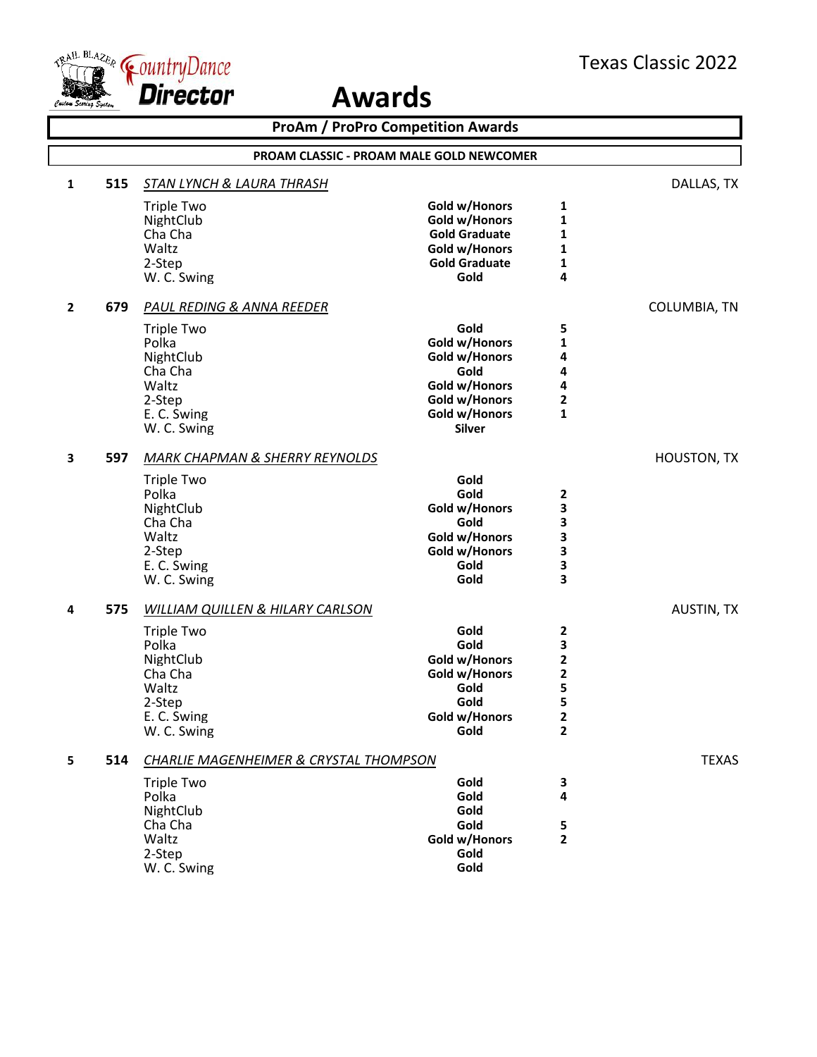# Awards

Texas Classic 2022

## ProAm / ProPro Competition Awards

### PROAM CLASSIC - PROAM MALE GOLD NEWCOMER

**1 — 515 — *STAN LYNCH & LAURA THRASH*** — DALLAS, TX

| Dance | Award | Place |
|---|---|---|
| Triple Two | Gold w/Honors | 1 |
| NightClub | Gold w/Honors | 1 |
| Cha Cha | Gold Graduate | 1 |
| Waltz | Gold w/Honors | 1 |
| 2-Step | Gold Graduate | 1 |
| W. C. Swing | Gold | 4 |

**2 — 679 — *PAUL REDING & ANNA REEDER*** — COLUMBIA, TN

| Dance | Award | Place |
|---|---|---|
| Triple Two | Gold | 5 |
| Polka | Gold w/Honors | 1 |
| NightClub | Gold w/Honors | 4 |
| Cha Cha | Gold | 4 |
| Waltz | Gold w/Honors | 4 |
| 2-Step | Gold w/Honors | 2 |
| E. C. Swing | Gold w/Honors | 1 |
| W. C. Swing | Silver | |

**3 — 597 — *MARK CHAPMAN & SHERRY REYNOLDS*** — HOUSTON, TX

| Dance | Award | Place |
|---|---|---|
| Triple Two | Gold | |
| Polka | Gold | 2 |
| NightClub | Gold w/Honors | 3 |
| Cha Cha | Gold | 3 |
| Waltz | Gold w/Honors | 3 |
| 2-Step | Gold w/Honors | 3 |
| E. C. Swing | Gold | 3 |
| W. C. Swing | Gold | 3 |

**4 — 575 — *WILLIAM QUILLEN & HILARY CARLSON*** — AUSTIN, TX

| Dance | Award | Place |
|---|---|---|
| Triple Two | Gold | 2 |
| Polka | Gold | 3 |
| NightClub | Gold w/Honors | 2 |
| Cha Cha | Gold w/Honors | 2 |
| Waltz | Gold | 5 |
| 2-Step | Gold | 5 |
| E. C. Swing | Gold w/Honors | 2 |
| W. C. Swing | Gold | 2 |

**5 — 514 — *CHARLIE MAGENHEIMER & CRYSTAL THOMPSON*** — TEXAS

| Dance | Award | Place |
|---|---|---|
| Triple Two | Gold | 3 |
| Polka | Gold | 4 |
| NightClub | Gold | |
| Cha Cha | Gold | 5 |
| Waltz | Gold w/Honors | 2 |
| 2-Step | Gold | |
| W. C. Swing | Gold | |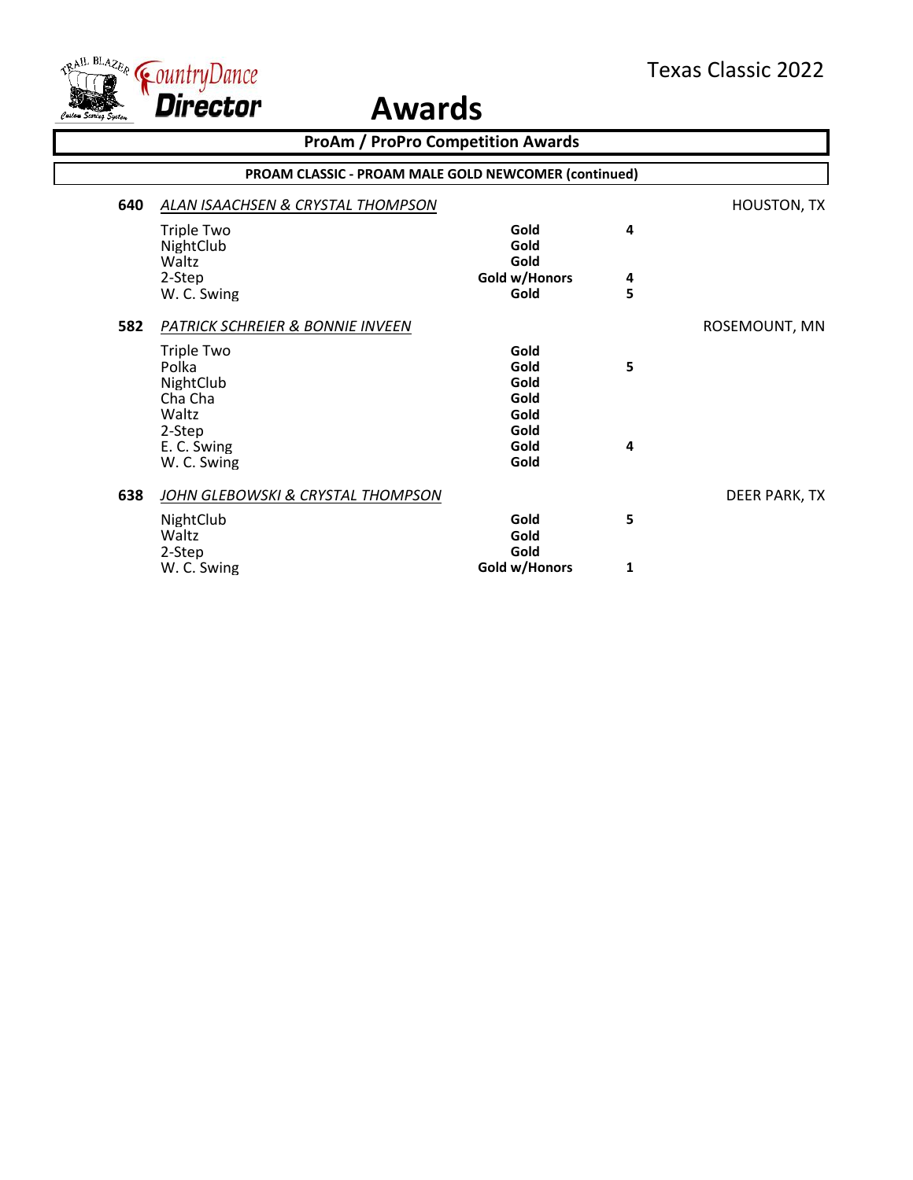# Awards

## ProAm / ProPro Competition Awards

### PROAM CLASSIC - PROAM MALE GOLD NEWCOMER (continued)

**640** *ALAN ISAACHSEN & CRYSTAL THOMPSON* — HOUSTON, TX

| Dance | Award | Place |
|---|---|---|
| Triple Two | **Gold** | **4** |
| NightClub | **Gold** | |
| Waltz | **Gold** | |
| 2-Step | **Gold w/Honors** | **4** |
| W. C. Swing | **Gold** | **5** |

**582** *PATRICK SCHREIER & BONNIE INVEEN* — ROSEMOUNT, MN

| Dance | Award | Place |
|---|---|---|
| Triple Two | **Gold** | |
| Polka | **Gold** | **5** |
| NightClub | **Gold** | |
| Cha Cha | **Gold** | |
| Waltz | **Gold** | |
| 2-Step | **Gold** | |
| E. C. Swing | **Gold** | **4** |
| W. C. Swing | **Gold** | |

**638** *JOHN GLEBOWSKI & CRYSTAL THOMPSON* — DEER PARK, TX

| Dance | Award | Place |
|---|---|---|
| NightClub | **Gold** | **5** |
| Waltz | **Gold** | |
| 2-Step | **Gold** | |
| W. C. Swing | **Gold w/Honors** | **1** |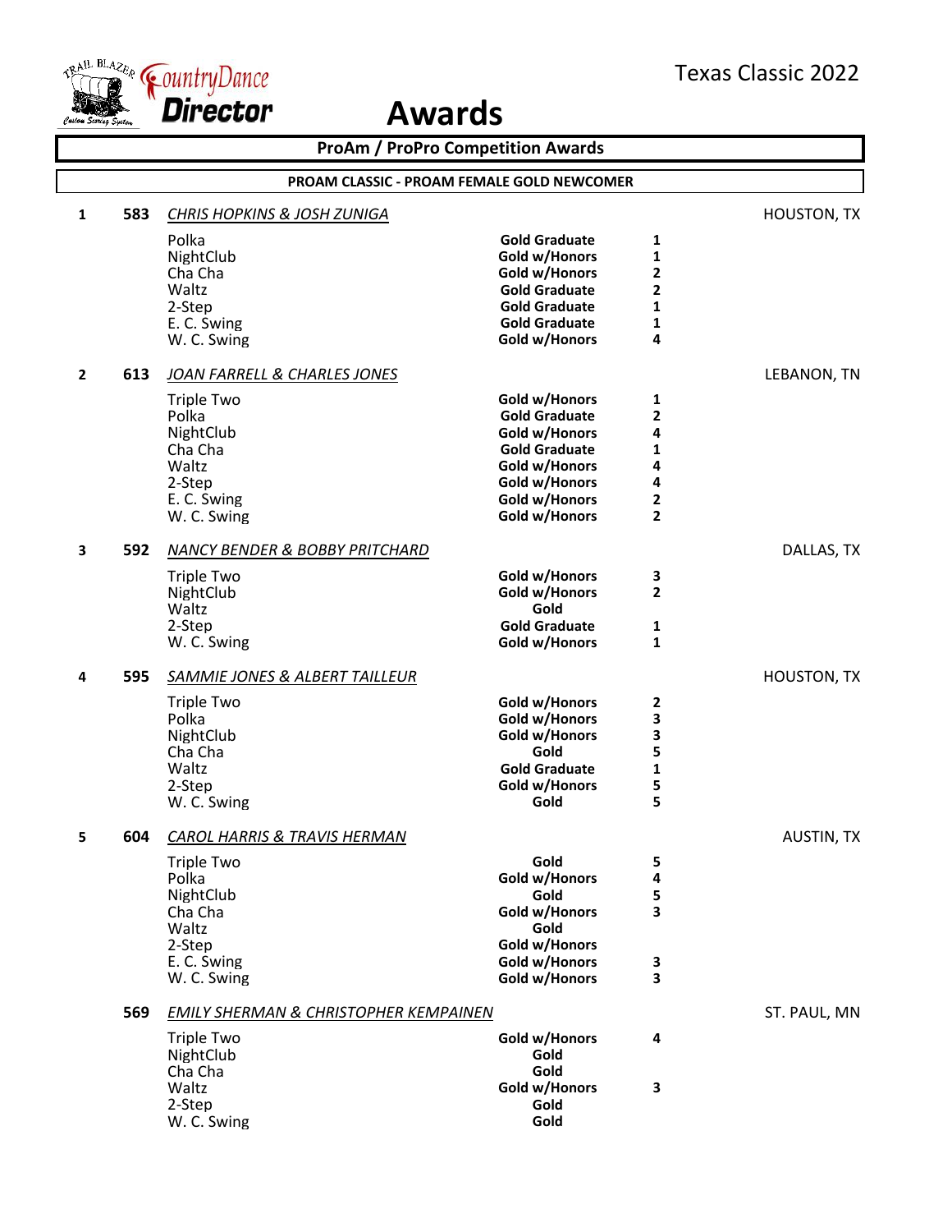# Awards

Texas Classic 2022

## ProAm / ProPro Competition Awards

### PROAM CLASSIC - PROAM FEMALE GOLD NEWCOMER

**1** **583** *CHRIS HOPKINS & JOSH ZUNIGA* — HOUSTON, TX

| Dance | Award | Place |
|---|---|---|
| Polka | **Gold Graduate** | **1** |
| NightClub | **Gold w/Honors** | **1** |
| Cha Cha | **Gold w/Honors** | **2** |
| Waltz | **Gold Graduate** | **2** |
| 2-Step | **Gold Graduate** | **1** |
| E. C. Swing | **Gold Graduate** | **1** |
| W. C. Swing | **Gold w/Honors** | **4** |

**2** **613** *JOAN FARRELL & CHARLES JONES* — LEBANON, TN

| Dance | Award | Place |
|---|---|---|
| Triple Two | **Gold w/Honors** | **1** |
| Polka | **Gold Graduate** | **2** |
| NightClub | **Gold w/Honors** | **4** |
| Cha Cha | **Gold Graduate** | **1** |
| Waltz | **Gold w/Honors** | **4** |
| 2-Step | **Gold w/Honors** | **4** |
| E. C. Swing | **Gold w/Honors** | **2** |
| W. C. Swing | **Gold w/Honors** | **2** |

**3** **592** *NANCY BENDER & BOBBY PRITCHARD* — DALLAS, TX

| Dance | Award | Place |
|---|---|---|
| Triple Two | **Gold w/Honors** | **3** |
| NightClub | **Gold w/Honors** | **2** |
| Waltz | **Gold** | |
| 2-Step | **Gold Graduate** | **1** |
| W. C. Swing | **Gold w/Honors** | **1** |

**4** **595** *SAMMIE JONES & ALBERT TAILLEUR* — HOUSTON, TX

| Dance | Award | Place |
|---|---|---|
| Triple Two | **Gold w/Honors** | **2** |
| Polka | **Gold w/Honors** | **3** |
| NightClub | **Gold w/Honors** | **3** |
| Cha Cha | **Gold** | **5** |
| Waltz | **Gold Graduate** | **1** |
| 2-Step | **Gold w/Honors** | **5** |
| W. C. Swing | **Gold** | **5** |

**5** **604** *CAROL HARRIS & TRAVIS HERMAN* — AUSTIN, TX

| Dance | Award | Place |
|---|---|---|
| Triple Two | **Gold** | **5** |
| Polka | **Gold w/Honors** | **4** |
| NightClub | **Gold** | **5** |
| Cha Cha | **Gold w/Honors** | **3** |
| Waltz | **Gold** | |
| 2-Step | **Gold w/Honors** | |
| E. C. Swing | **Gold w/Honors** | **3** |
| W. C. Swing | **Gold w/Honors** | **3** |

**569** *EMILY SHERMAN & CHRISTOPHER KEMPAINEN* — ST. PAUL, MN

| Dance | Award | Place |
|---|---|---|
| Triple Two | **Gold w/Honors** | **4** |
| NightClub | **Gold** | |
| Cha Cha | **Gold** | |
| Waltz | **Gold w/Honors** | **3** |
| 2-Step | **Gold** | |
| W. C. Swing | **Gold** | |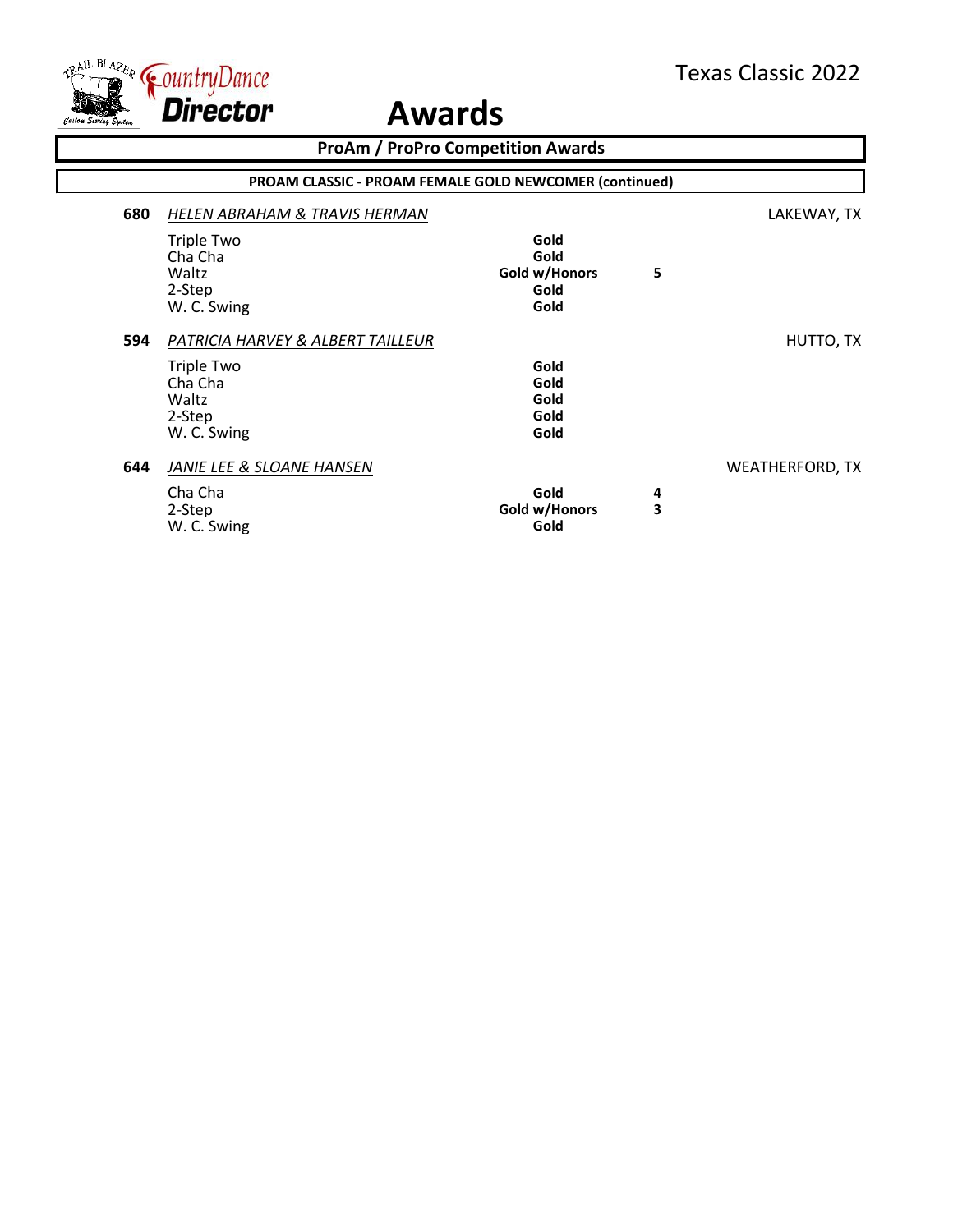# Awards

## ProAm / ProPro Competition Awards

### PROAM CLASSIC - PROAM FEMALE GOLD NEWCOMER (continued)

**680** *HELEN ABRAHAM & TRAVIS HERMAN* — LAKEWAY, TX

| Dance | Award | Place |
|---|---|---|
| Triple Two | **Gold** | |
| Cha Cha | **Gold** | |
| Waltz | **Gold w/Honors** | **5** |
| 2-Step | **Gold** | |
| W. C. Swing | **Gold** | |

**594** *PATRICIA HARVEY & ALBERT TAILLEUR* — HUTTO, TX

| Dance | Award | Place |
|---|---|---|
| Triple Two | **Gold** | |
| Cha Cha | **Gold** | |
| Waltz | **Gold** | |
| 2-Step | **Gold** | |
| W. C. Swing | **Gold** | |

**644** *JANIE LEE & SLOANE HANSEN* — WEATHERFORD, TX

| Dance | Award | Place |
|---|---|---|
| Cha Cha | **Gold** | **4** |
| 2-Step | **Gold w/Honors** | **3** |
| W. C. Swing | **Gold** | |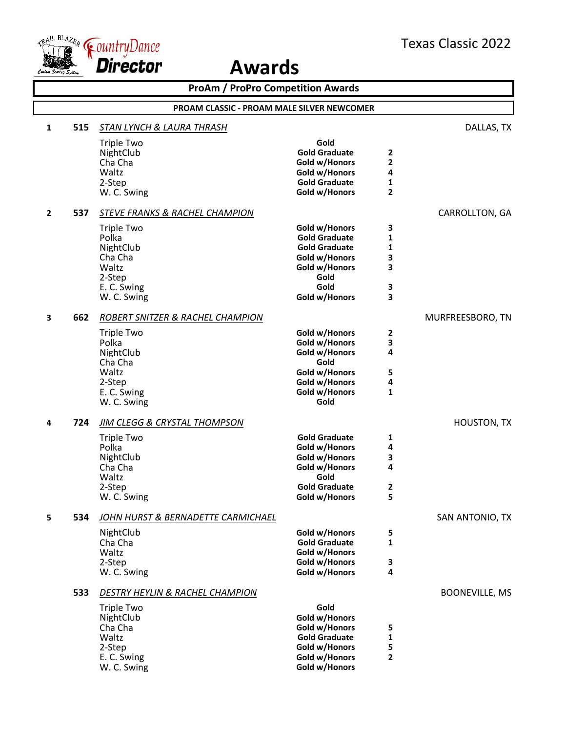Texas Classic 2022

# Awards

## ProAm / ProPro Competition Awards

### PROAM CLASSIC - PROAM MALE SILVER NEWCOMER

**1 — 515 — *STAN LYNCH & LAURA THRASH*** — DALLAS, TX

| Dance | Award | Place |
|---|---|---|
| Triple Two | Gold | |
| NightClub | Gold Graduate | 2 |
| Cha Cha | Gold w/Honors | 2 |
| Waltz | Gold w/Honors | 4 |
| 2-Step | Gold Graduate | 1 |
| W. C. Swing | Gold w/Honors | 2 |

**2 — 537 — *STEVE FRANKS & RACHEL CHAMPION*** — CARROLLTON, GA

| Dance | Award | Place |
|---|---|---|
| Triple Two | Gold w/Honors | 3 |
| Polka | Gold Graduate | 1 |
| NightClub | Gold Graduate | 1 |
| Cha Cha | Gold w/Honors | 3 |
| Waltz | Gold w/Honors | 3 |
| 2-Step | Gold | |
| E. C. Swing | Gold | 3 |
| W. C. Swing | Gold w/Honors | 3 |

**3 — 662 — *ROBERT SNITZER & RACHEL CHAMPION*** — MURFREESBORO, TN

| Dance | Award | Place |
|---|---|---|
| Triple Two | Gold w/Honors | 2 |
| Polka | Gold w/Honors | 3 |
| NightClub | Gold w/Honors | 4 |
| Cha Cha | Gold | |
| Waltz | Gold w/Honors | 5 |
| 2-Step | Gold w/Honors | 4 |
| E. C. Swing | Gold w/Honors | 1 |
| W. C. Swing | Gold | |

**4 — 724 — *JIM CLEGG & CRYSTAL THOMPSON*** — HOUSTON, TX

| Dance | Award | Place |
|---|---|---|
| Triple Two | Gold Graduate | 1 |
| Polka | Gold w/Honors | 4 |
| NightClub | Gold w/Honors | 3 |
| Cha Cha | Gold w/Honors | 4 |
| Waltz | Gold | |
| 2-Step | Gold Graduate | 2 |
| W. C. Swing | Gold w/Honors | 5 |

**5 — 534 — *JOHN HURST & BERNADETTE CARMICHAEL*** — SAN ANTONIO, TX

| Dance | Award | Place |
|---|---|---|
| NightClub | Gold w/Honors | 5 |
| Cha Cha | Gold Graduate | 1 |
| Waltz | Gold w/Honors | |
| 2-Step | Gold w/Honors | 3 |
| W. C. Swing | Gold w/Honors | 4 |

**533 — *DESTRY HEYLIN & RACHEL CHAMPION*** — BOONEVILLE, MS

| Dance | Award | Place |
|---|---|---|
| Triple Two | Gold | |
| NightClub | Gold w/Honors | |
| Cha Cha | Gold w/Honors | 5 |
| Waltz | Gold Graduate | 1 |
| 2-Step | Gold w/Honors | 5 |
| E. C. Swing | Gold w/Honors | 2 |
| W. C. Swing | Gold w/Honors | |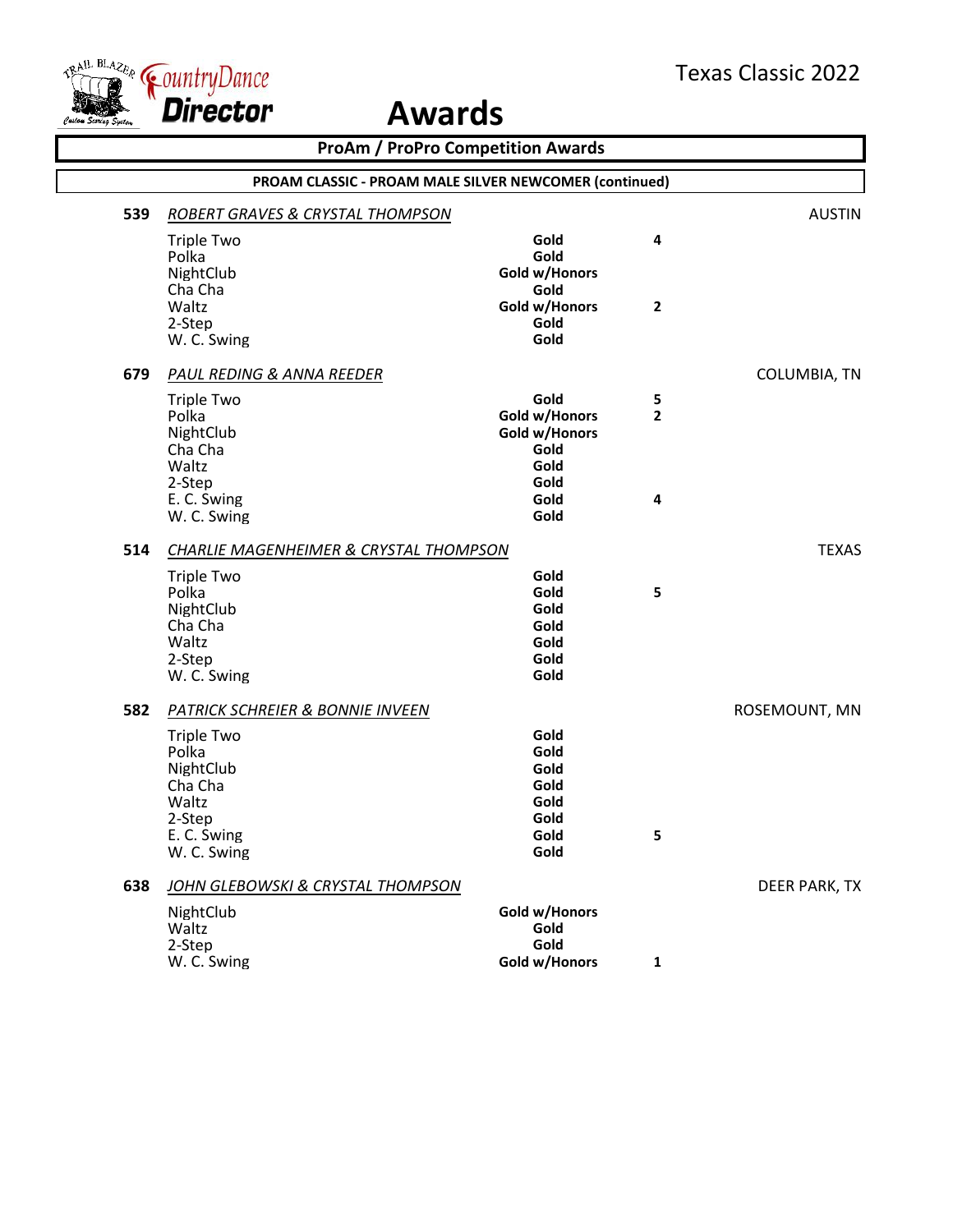# Awards

## ProAm / ProPro Competition Awards

### PROAM CLASSIC - PROAM MALE SILVER NEWCOMER (continued)

**539** *ROBERT GRAVES & CRYSTAL THOMPSON* — AUSTIN

| Dance | Award | Place |
|---|---|---|
| Triple Two | **Gold** | **4** |
| Polka | **Gold** | |
| NightClub | **Gold w/Honors** | |
| Cha Cha | **Gold** | |
| Waltz | **Gold w/Honors** | **2** |
| 2-Step | **Gold** | |
| W. C. Swing | **Gold** | |

**679** *PAUL REDING & ANNA REEDER* — COLUMBIA, TN

| Dance | Award | Place |
|---|---|---|
| Triple Two | **Gold** | **5** |
| Polka | **Gold w/Honors** | **2** |
| NightClub | **Gold w/Honors** | |
| Cha Cha | **Gold** | |
| Waltz | **Gold** | |
| 2-Step | **Gold** | |
| E. C. Swing | **Gold** | **4** |
| W. C. Swing | **Gold** | |

**514** *CHARLIE MAGENHEIMER & CRYSTAL THOMPSON* — TEXAS

| Dance | Award | Place |
|---|---|---|
| Triple Two | **Gold** | |
| Polka | **Gold** | **5** |
| NightClub | **Gold** | |
| Cha Cha | **Gold** | |
| Waltz | **Gold** | |
| 2-Step | **Gold** | |
| W. C. Swing | **Gold** | |

**582** *PATRICK SCHREIER & BONNIE INVEEN* — ROSEMOUNT, MN

| Dance | Award | Place |
|---|---|---|
| Triple Two | **Gold** | |
| Polka | **Gold** | |
| NightClub | **Gold** | |
| Cha Cha | **Gold** | |
| Waltz | **Gold** | |
| 2-Step | **Gold** | |
| E. C. Swing | **Gold** | **5** |
| W. C. Swing | **Gold** | |

**638** *JOHN GLEBOWSKI & CRYSTAL THOMPSON* — DEER PARK, TX

| Dance | Award | Place |
|---|---|---|
| NightClub | **Gold w/Honors** | |
| Waltz | **Gold** | |
| 2-Step | **Gold** | |
| W. C. Swing | **Gold w/Honors** | **1** |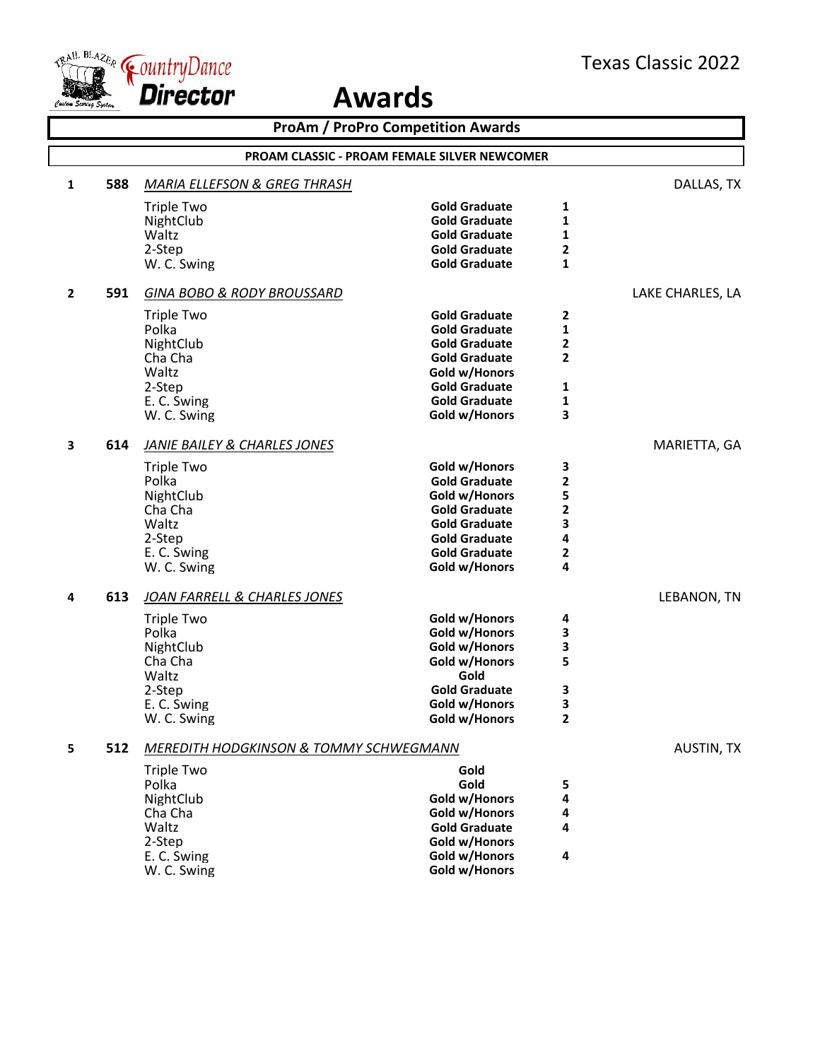Texas Classic 2022

# Awards

## ProAm / ProPro Competition Awards

### PROAM CLASSIC - PROAM FEMALE SILVER NEWCOMER

**1** **588** *MARIA ELLEFSON & GREG THRASH* — DALLAS, TX

| Dance | Award | Place |
|---|---|---|
| Triple Two | Gold Graduate | 1 |
| NightClub | Gold Graduate | 1 |
| Waltz | Gold Graduate | 1 |
| 2-Step | Gold Graduate | 2 |
| W. C. Swing | Gold Graduate | 1 |

**2** **591** *GINA BOBO & RODY BROUSSARD* — LAKE CHARLES, LA

| Dance | Award | Place |
|---|---|---|
| Triple Two | Gold Graduate | 2 |
| Polka | Gold Graduate | 1 |
| NightClub | Gold Graduate | 2 |
| Cha Cha | Gold Graduate | 2 |
| Waltz | Gold w/Honors | |
| 2-Step | Gold Graduate | 1 |
| E. C. Swing | Gold Graduate | 1 |
| W. C. Swing | Gold w/Honors | 3 |

**3** **614** *JANIE BAILEY & CHARLES JONES* — MARIETTA, GA

| Dance | Award | Place |
|---|---|---|
| Triple Two | Gold w/Honors | 3 |
| Polka | Gold Graduate | 2 |
| NightClub | Gold w/Honors | 5 |
| Cha Cha | Gold Graduate | 2 |
| Waltz | Gold Graduate | 3 |
| 2-Step | Gold Graduate | 4 |
| E. C. Swing | Gold Graduate | 2 |
| W. C. Swing | Gold w/Honors | 4 |

**4** **613** *JOAN FARRELL & CHARLES JONES* — LEBANON, TN

| Dance | Award | Place |
|---|---|---|
| Triple Two | Gold w/Honors | 4 |
| Polka | Gold w/Honors | 3 |
| NightClub | Gold w/Honors | 3 |
| Cha Cha | Gold w/Honors | 5 |
| Waltz | Gold | |
| 2-Step | Gold Graduate | 3 |
| E. C. Swing | Gold w/Honors | 3 |
| W. C. Swing | Gold w/Honors | 2 |

**5** **512** *MEREDITH HODGKINSON & TOMMY SCHWEGMANN* — AUSTIN, TX

| Dance | Award | Place |
|---|---|---|
| Triple Two | Gold | |
| Polka | Gold | 5 |
| NightClub | Gold w/Honors | 4 |
| Cha Cha | Gold w/Honors | 4 |
| Waltz | Gold Graduate | 4 |
| 2-Step | Gold w/Honors | |
| E. C. Swing | Gold w/Honors | 4 |
| W. C. Swing | Gold w/Honors | |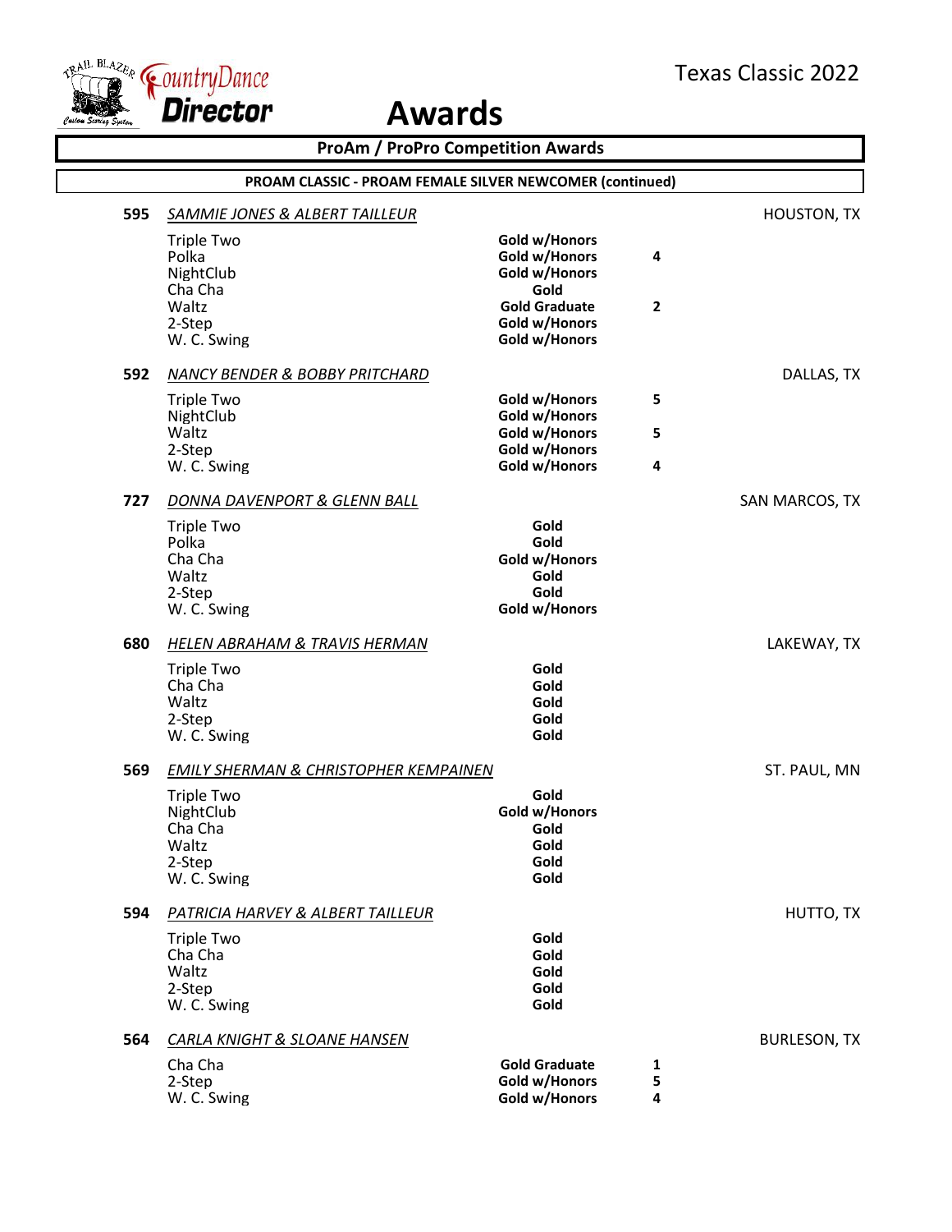# Awards

Texas Classic 2022

## ProAm / ProPro Competition Awards

### PROAM CLASSIC - PROAM FEMALE SILVER NEWCOMER (continued)

**595** *SAMMIE JONES & ALBERT TAILLEUR* — HOUSTON, TX

| Dance | Award | Place |
|---|---|---|
| Triple Two | **Gold w/Honors** | |
| Polka | **Gold w/Honors** | **4** |
| NightClub | **Gold w/Honors** | |
| Cha Cha | **Gold** | |
| Waltz | **Gold Graduate** | **2** |
| 2-Step | **Gold w/Honors** | |
| W. C. Swing | **Gold w/Honors** | |

**592** *NANCY BENDER & BOBBY PRITCHARD* — DALLAS, TX

| Dance | Award | Place |
|---|---|---|
| Triple Two | **Gold w/Honors** | **5** |
| NightClub | **Gold w/Honors** | |
| Waltz | **Gold w/Honors** | **5** |
| 2-Step | **Gold w/Honors** | |
| W. C. Swing | **Gold w/Honors** | **4** |

**727** *DONNA DAVENPORT & GLENN BALL* — SAN MARCOS, TX

| Dance | Award | Place |
|---|---|---|
| Triple Two | **Gold** | |
| Polka | **Gold** | |
| Cha Cha | **Gold w/Honors** | |
| Waltz | **Gold** | |
| 2-Step | **Gold** | |
| W. C. Swing | **Gold w/Honors** | |

**680** *HELEN ABRAHAM & TRAVIS HERMAN* — LAKEWAY, TX

| Dance | Award | Place |
|---|---|---|
| Triple Two | **Gold** | |
| Cha Cha | **Gold** | |
| Waltz | **Gold** | |
| 2-Step | **Gold** | |
| W. C. Swing | **Gold** | |

**569** *EMILY SHERMAN & CHRISTOPHER KEMPAINEN* — ST. PAUL, MN

| Dance | Award | Place |
|---|---|---|
| Triple Two | **Gold** | |
| NightClub | **Gold w/Honors** | |
| Cha Cha | **Gold** | |
| Waltz | **Gold** | |
| 2-Step | **Gold** | |
| W. C. Swing | **Gold** | |

**594** *PATRICIA HARVEY & ALBERT TAILLEUR* — HUTTO, TX

| Dance | Award | Place |
|---|---|---|
| Triple Two | **Gold** | |
| Cha Cha | **Gold** | |
| Waltz | **Gold** | |
| 2-Step | **Gold** | |
| W. C. Swing | **Gold** | |

**564** *CARLA KNIGHT & SLOANE HANSEN* — BURLESON, TX

| Dance | Award | Place |
|---|---|---|
| Cha Cha | **Gold Graduate** | **1** |
| 2-Step | **Gold w/Honors** | **5** |
| W. C. Swing | **Gold w/Honors** | **4** |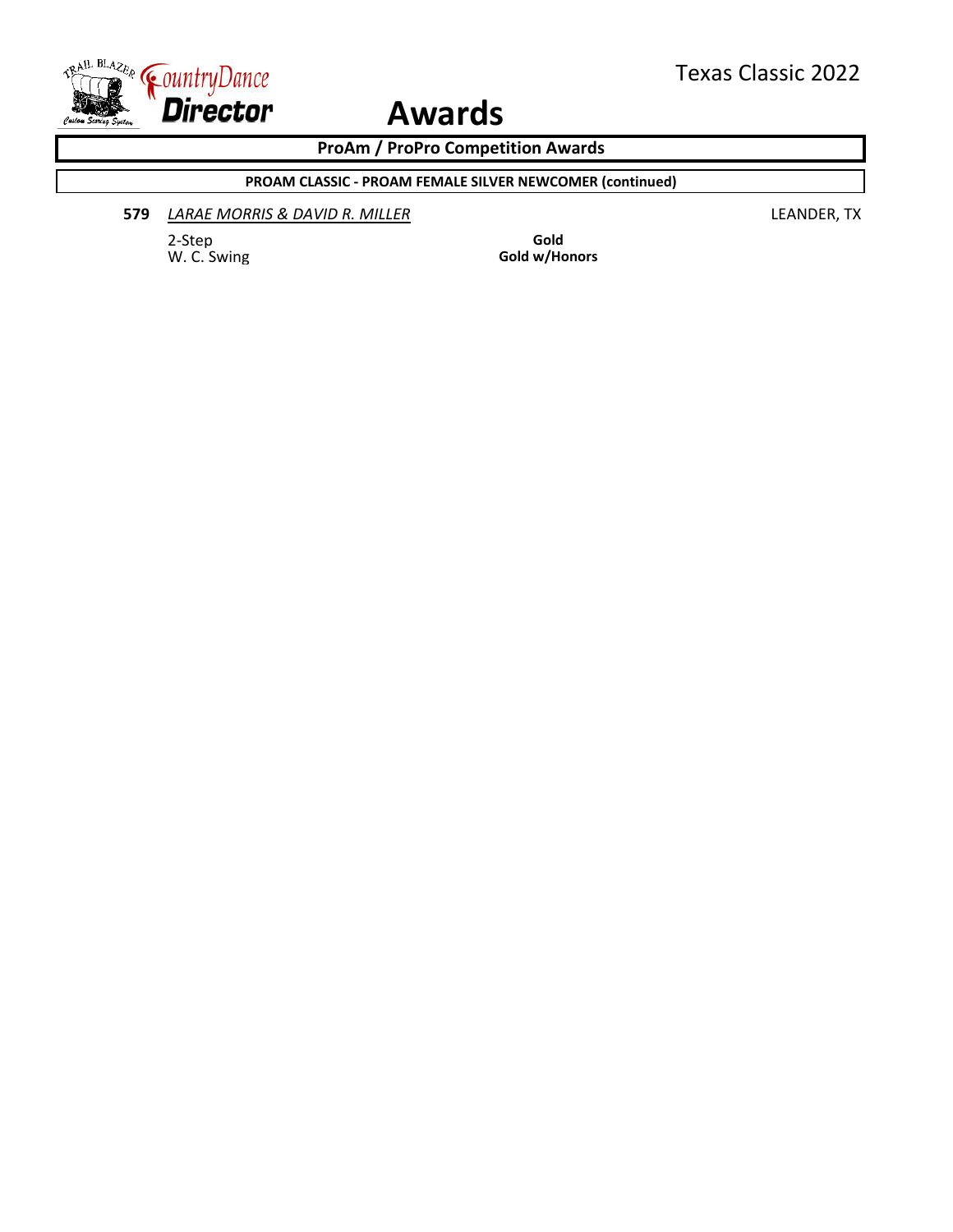# Awards

## ProAm / ProPro Competition Awards

### PROAM CLASSIC - PROAM FEMALE SILVER NEWCOMER (continued)

**579** *LARAE MORRIS & DAVID R. MILLER* LEANDER, TX

| | |
|---|---|
| 2-Step | **Gold** |
| W. C. Swing | **Gold w/Honors** |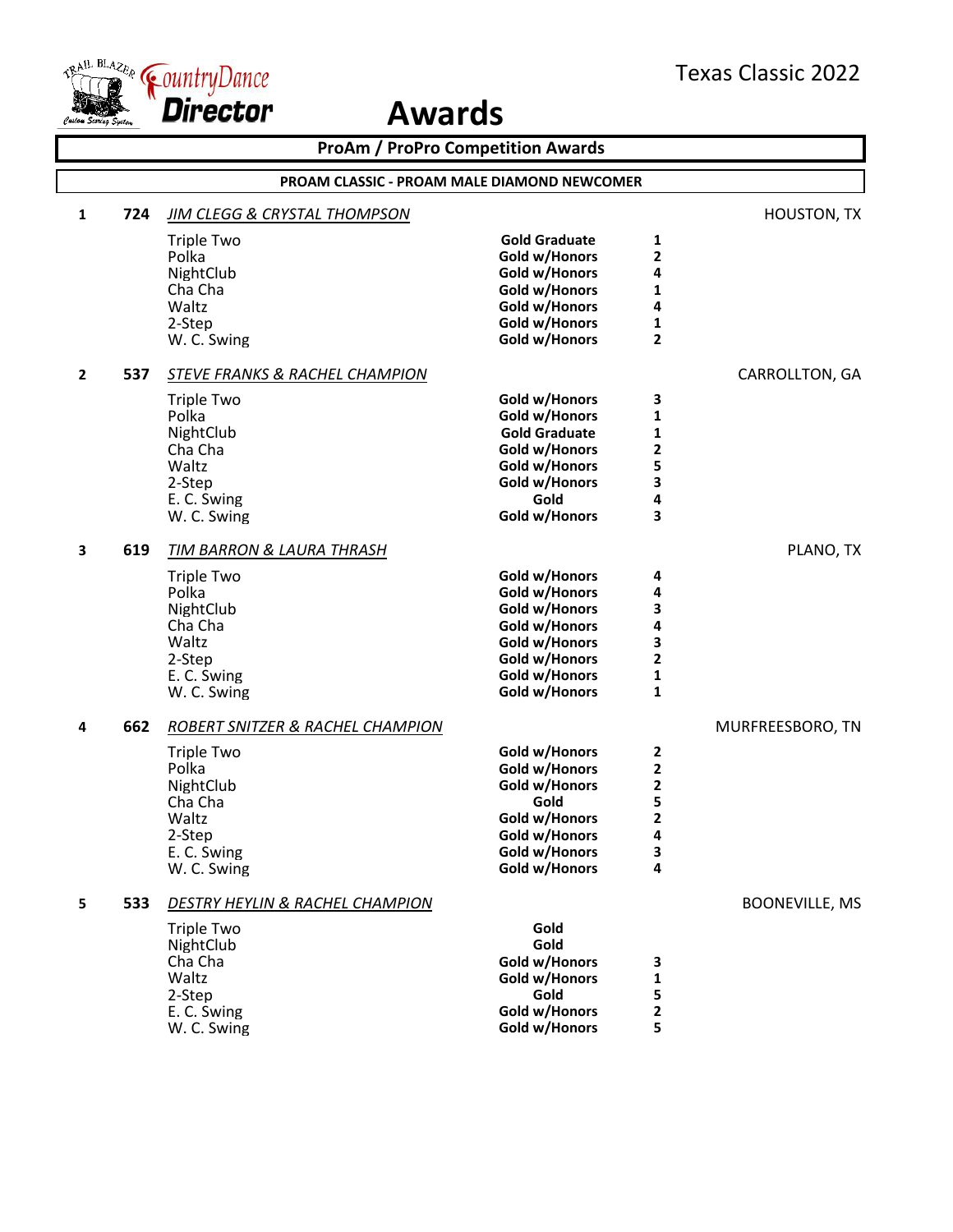# Awards

Texas Classic 2022

## ProAm / ProPro Competition Awards

### PROAM CLASSIC - PROAM MALE DIAMOND NEWCOMER

**1** **724** *JIM CLEGG & CRYSTAL THOMPSON* — HOUSTON, TX

| Dance | Award | Place |
|---|---|---|
| Triple Two | Gold Graduate | 1 |
| Polka | Gold w/Honors | 2 |
| NightClub | Gold w/Honors | 4 |
| Cha Cha | Gold w/Honors | 1 |
| Waltz | Gold w/Honors | 4 |
| 2-Step | Gold w/Honors | 1 |
| W. C. Swing | Gold w/Honors | 2 |

**2** **537** *STEVE FRANKS & RACHEL CHAMPION* — CARROLLTON, GA

| Dance | Award | Place |
|---|---|---|
| Triple Two | Gold w/Honors | 3 |
| Polka | Gold w/Honors | 1 |
| NightClub | Gold Graduate | 1 |
| Cha Cha | Gold w/Honors | 2 |
| Waltz | Gold w/Honors | 5 |
| 2-Step | Gold w/Honors | 3 |
| E. C. Swing | Gold | 4 |
| W. C. Swing | Gold w/Honors | 3 |

**3** **619** *TIM BARRON & LAURA THRASH* — PLANO, TX

| Dance | Award | Place |
|---|---|---|
| Triple Two | Gold w/Honors | 4 |
| Polka | Gold w/Honors | 4 |
| NightClub | Gold w/Honors | 3 |
| Cha Cha | Gold w/Honors | 4 |
| Waltz | Gold w/Honors | 3 |
| 2-Step | Gold w/Honors | 2 |
| E. C. Swing | Gold w/Honors | 1 |
| W. C. Swing | Gold w/Honors | 1 |

**4** **662** *ROBERT SNITZER & RACHEL CHAMPION* — MURFREESBORO, TN

| Dance | Award | Place |
|---|---|---|
| Triple Two | Gold w/Honors | 2 |
| Polka | Gold w/Honors | 2 |
| NightClub | Gold w/Honors | 2 |
| Cha Cha | Gold | 5 |
| Waltz | Gold w/Honors | 2 |
| 2-Step | Gold w/Honors | 4 |
| E. C. Swing | Gold w/Honors | 3 |
| W. C. Swing | Gold w/Honors | 4 |

**5** **533** *DESTRY HEYLIN & RACHEL CHAMPION* — BOONEVILLE, MS

| Dance | Award | Place |
|---|---|---|
| Triple Two | Gold | |
| NightClub | Gold | |
| Cha Cha | Gold w/Honors | 3 |
| Waltz | Gold w/Honors | 1 |
| 2-Step | Gold | 5 |
| E. C. Swing | Gold w/Honors | 2 |
| W. C. Swing | Gold w/Honors | 5 |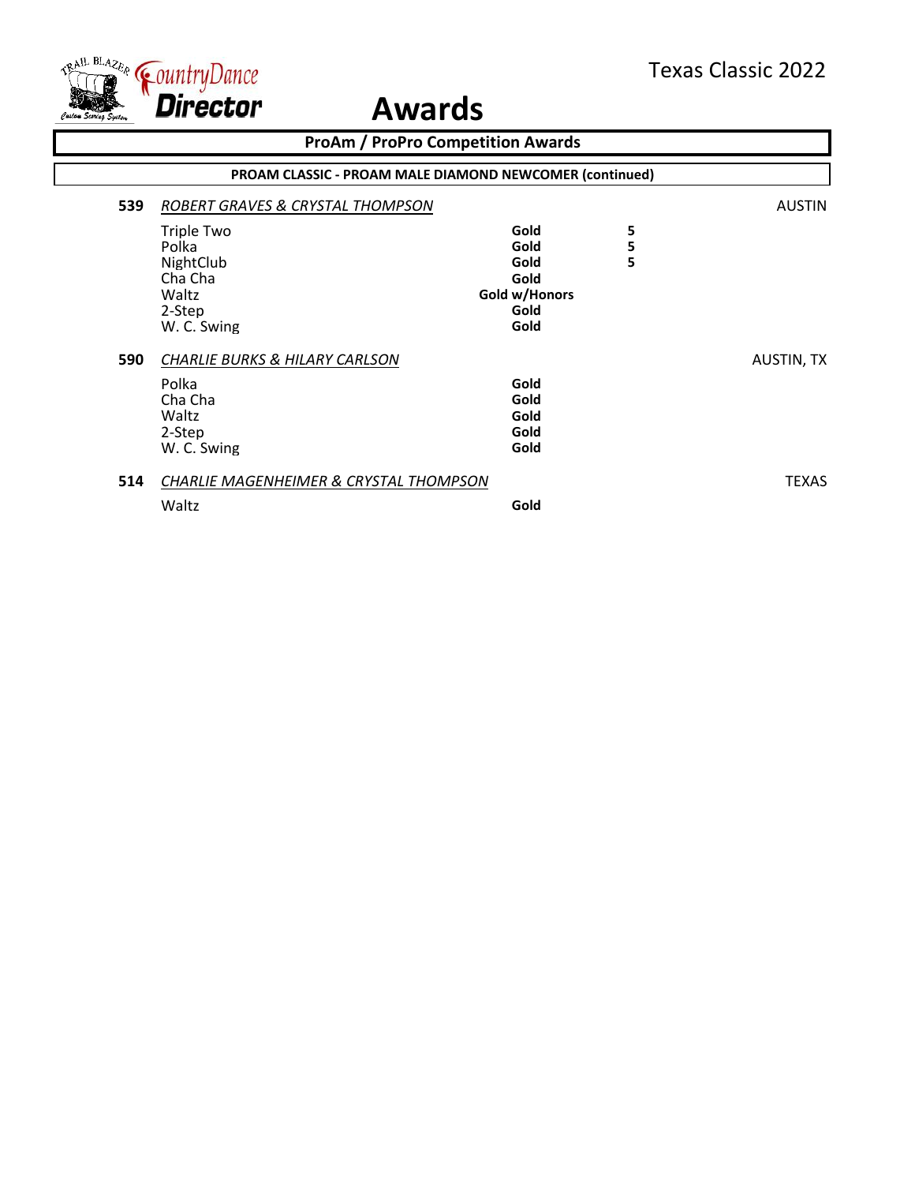# Awards

## ProAm / ProPro Competition Awards

### PROAM CLASSIC - PROAM MALE DIAMOND NEWCOMER (continued)

**539** *ROBERT GRAVES & CRYSTAL THOMPSON* — AUSTIN

| Dance | Award | |
|---|---|---|
| Triple Two | **Gold** | **5** |
| Polka | **Gold** | **5** |
| NightClub | **Gold** | **5** |
| Cha Cha | **Gold** | |
| Waltz | **Gold w/Honors** | |
| 2-Step | **Gold** | |
| W. C. Swing | **Gold** | |

**590** *CHARLIE BURKS & HILARY CARLSON* — AUSTIN, TX

| Dance | Award |
|---|---|
| Polka | **Gold** |
| Cha Cha | **Gold** |
| Waltz | **Gold** |
| 2-Step | **Gold** |
| W. C. Swing | **Gold** |

**514** *CHARLIE MAGENHEIMER & CRYSTAL THOMPSON* — TEXAS

| Dance | Award |
|---|---|
| Waltz | **Gold** |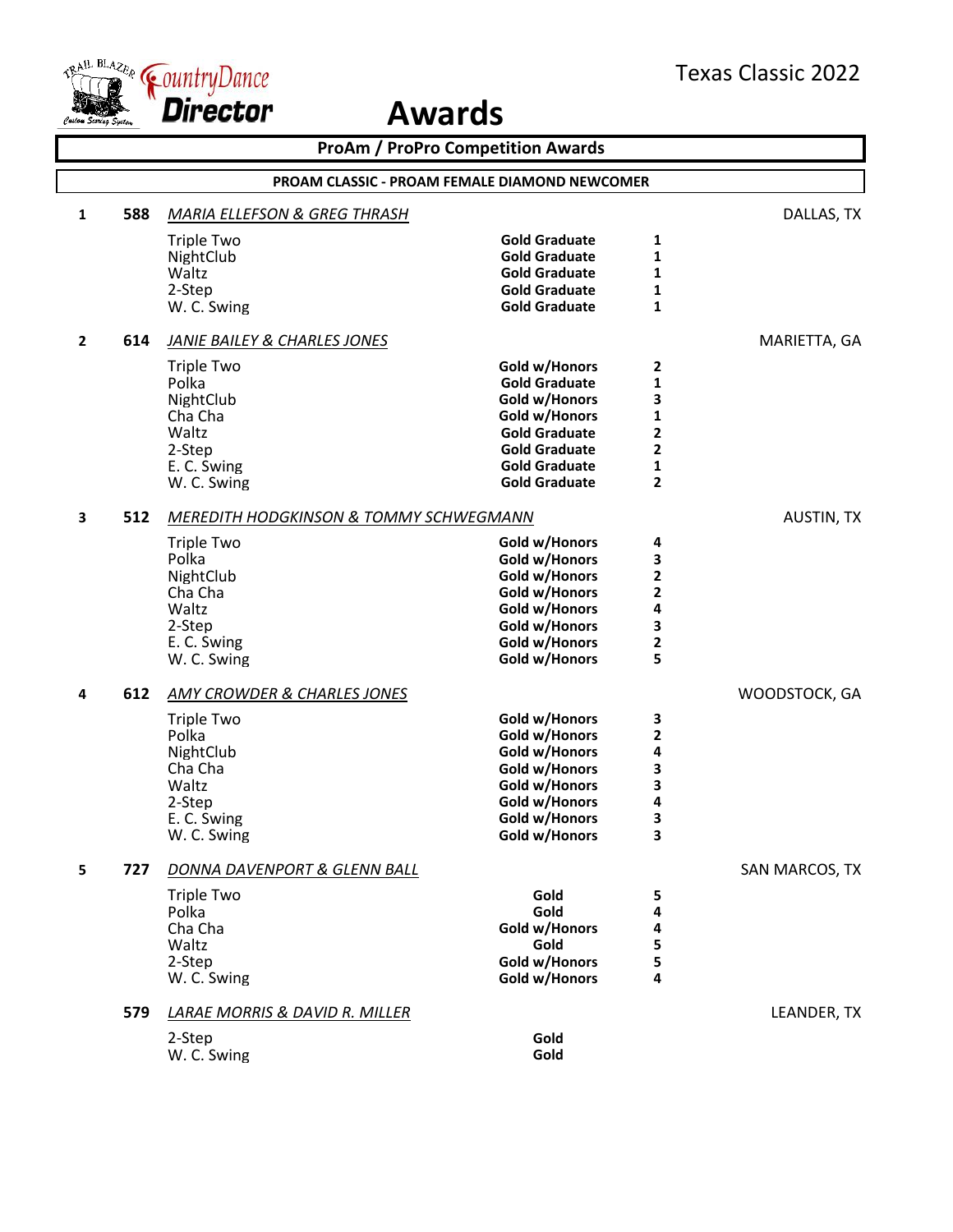# Awards

Texas Classic 2022

## ProAm / ProPro Competition Awards

### PROAM CLASSIC - PROAM FEMALE DIAMOND NEWCOMER

**1** **588** *MARIA ELLEFSON & GREG THRASH* — DALLAS, TX

| Dance | Award | Place |
|---|---|---|
| Triple Two | Gold Graduate | 1 |
| NightClub | Gold Graduate | 1 |
| Waltz | Gold Graduate | 1 |
| 2-Step | Gold Graduate | 1 |
| W. C. Swing | Gold Graduate | 1 |

**2** **614** *JANIE BAILEY & CHARLES JONES* — MARIETTA, GA

| Dance | Award | Place |
|---|---|---|
| Triple Two | Gold w/Honors | 2 |
| Polka | Gold Graduate | 1 |
| NightClub | Gold w/Honors | 3 |
| Cha Cha | Gold w/Honors | 1 |
| Waltz | Gold Graduate | 2 |
| 2-Step | Gold Graduate | 2 |
| E. C. Swing | Gold Graduate | 1 |
| W. C. Swing | Gold Graduate | 2 |

**3** **512** *MEREDITH HODGKINSON & TOMMY SCHWEGMANN* — AUSTIN, TX

| Dance | Award | Place |
|---|---|---|
| Triple Two | Gold w/Honors | 4 |
| Polka | Gold w/Honors | 3 |
| NightClub | Gold w/Honors | 2 |
| Cha Cha | Gold w/Honors | 2 |
| Waltz | Gold w/Honors | 4 |
| 2-Step | Gold w/Honors | 3 |
| E. C. Swing | Gold w/Honors | 2 |
| W. C. Swing | Gold w/Honors | 5 |

**4** **612** *AMY CROWDER & CHARLES JONES* — WOODSTOCK, GA

| Dance | Award | Place |
|---|---|---|
| Triple Two | Gold w/Honors | 3 |
| Polka | Gold w/Honors | 2 |
| NightClub | Gold w/Honors | 4 |
| Cha Cha | Gold w/Honors | 3 |
| Waltz | Gold w/Honors | 3 |
| 2-Step | Gold w/Honors | 4 |
| E. C. Swing | Gold w/Honors | 3 |
| W. C. Swing | Gold w/Honors | 3 |

**5** **727** *DONNA DAVENPORT & GLENN BALL* — SAN MARCOS, TX

| Dance | Award | Place |
|---|---|---|
| Triple Two | Gold | 5 |
| Polka | Gold | 4 |
| Cha Cha | Gold w/Honors | 4 |
| Waltz | Gold | 5 |
| 2-Step | Gold w/Honors | 5 |
| W. C. Swing | Gold w/Honors | 4 |

**579** *LARAE MORRIS & DAVID R. MILLER* — LEANDER, TX

| Dance | Award | Place |
|---|---|---|
| 2-Step | Gold | |
| W. C. Swing | Gold | |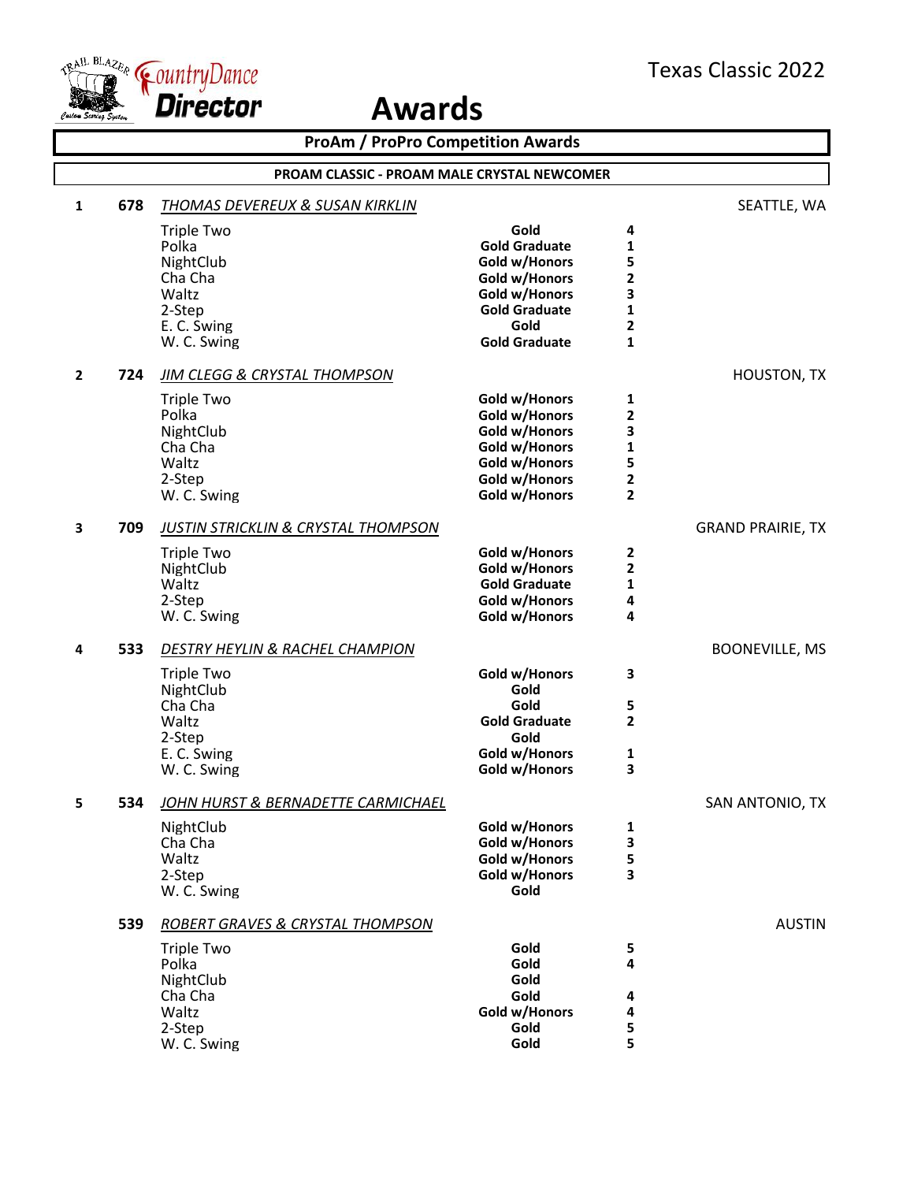# Awards

Texas Classic 2022

## ProAm / ProPro Competition Awards

### PROAM CLASSIC - PROAM MALE CRYSTAL NEWCOMER

| Place | No. | Couple / Dance | Award | Rank | Location |
|---|---|---|---|---|---|
| 1 | 678 | *THOMAS DEVEREUX & SUSAN KIRKLIN* | | | SEATTLE, WA |
| | | Triple Two | **Gold** | **4** | |
| | | Polka | **Gold Graduate** | **1** | |
| | | NightClub | **Gold w/Honors** | **5** | |
| | | Cha Cha | **Gold w/Honors** | **2** | |
| | | Waltz | **Gold w/Honors** | **3** | |
| | | 2-Step | **Gold Graduate** | **1** | |
| | | E. C. Swing | **Gold** | **2** | |
| | | W. C. Swing | **Gold Graduate** | **1** | |
| 2 | 724 | *JIM CLEGG & CRYSTAL THOMPSON* | | | HOUSTON, TX |
| | | Triple Two | **Gold w/Honors** | **1** | |
| | | Polka | **Gold w/Honors** | **2** | |
| | | NightClub | **Gold w/Honors** | **3** | |
| | | Cha Cha | **Gold w/Honors** | **1** | |
| | | Waltz | **Gold w/Honors** | **5** | |
| | | 2-Step | **Gold w/Honors** | **2** | |
| | | W. C. Swing | **Gold w/Honors** | **2** | |
| 3 | 709 | *JUSTIN STRICKLIN & CRYSTAL THOMPSON* | | | GRAND PRAIRIE, TX |
| | | Triple Two | **Gold w/Honors** | **2** | |
| | | NightClub | **Gold w/Honors** | **2** | |
| | | Waltz | **Gold Graduate** | **1** | |
| | | 2-Step | **Gold w/Honors** | **4** | |
| | | W. C. Swing | **Gold w/Honors** | **4** | |
| 4 | 533 | *DESTRY HEYLIN & RACHEL CHAMPION* | | | BOONEVILLE, MS |
| | | Triple Two | **Gold w/Honors** | **3** | |
| | | NightClub | **Gold** | | |
| | | Cha Cha | **Gold** | **5** | |
| | | Waltz | **Gold Graduate** | **2** | |
| | | 2-Step | **Gold** | | |
| | | E. C. Swing | **Gold w/Honors** | **1** | |
| | | W. C. Swing | **Gold w/Honors** | **3** | |
| 5 | 534 | *JOHN HURST & BERNADETTE CARMICHAEL* | | | SAN ANTONIO, TX |
| | | NightClub | **Gold w/Honors** | **1** | |
| | | Cha Cha | **Gold w/Honors** | **3** | |
| | | Waltz | **Gold w/Honors** | **5** | |
| | | 2-Step | **Gold w/Honors** | **3** | |
| | | W. C. Swing | **Gold** | | |
| | 539 | *ROBERT GRAVES & CRYSTAL THOMPSON* | | | AUSTIN |
| | | Triple Two | **Gold** | **5** | |
| | | Polka | **Gold** | **4** | |
| | | NightClub | **Gold** | | |
| | | Cha Cha | **Gold** | **4** | |
| | | Waltz | **Gold w/Honors** | **4** | |
| | | 2-Step | **Gold** | **5** | |
| | | W. C. Swing | **Gold** | **5** | |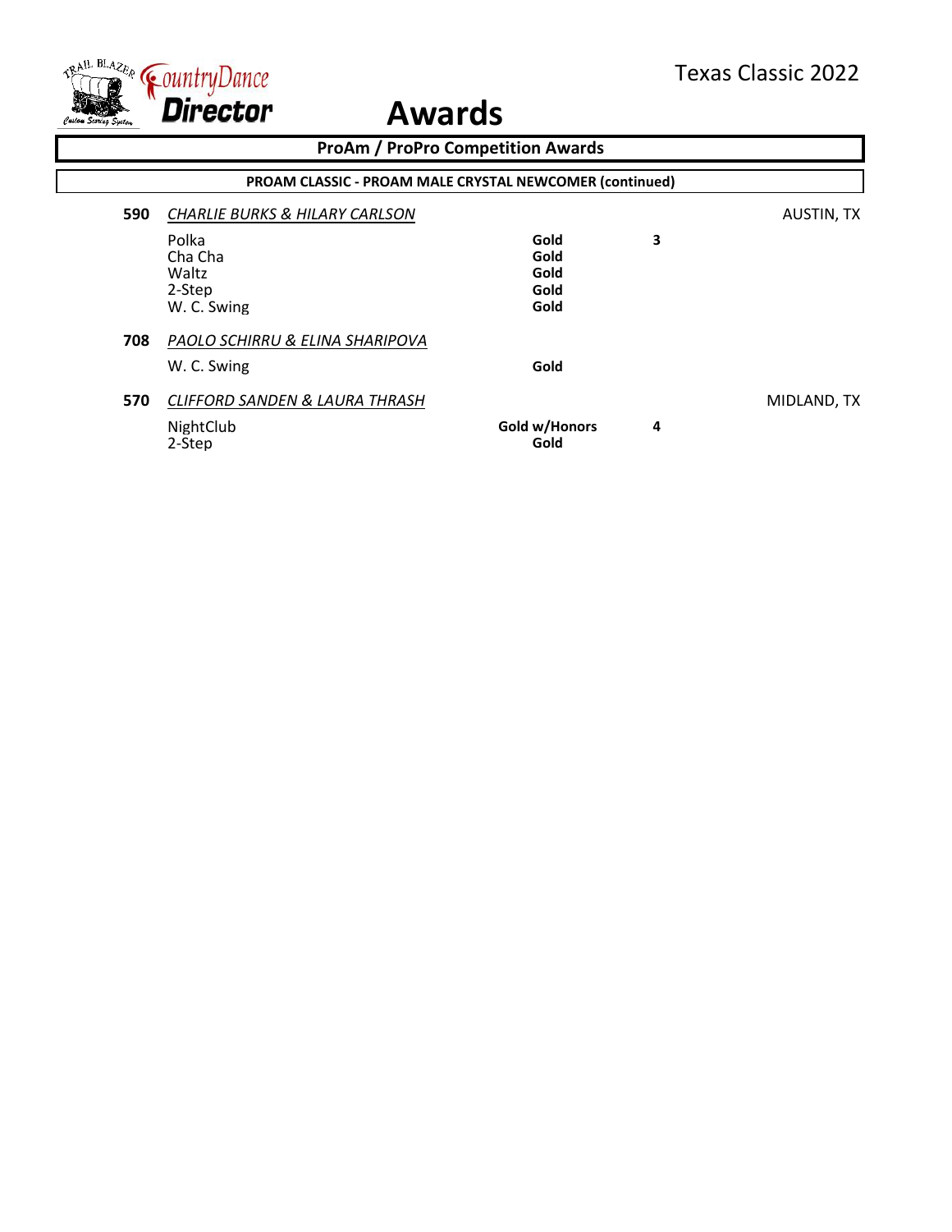# Awards

## ProAm / ProPro Competition Awards

### PROAM CLASSIC - PROAM MALE CRYSTAL NEWCOMER (continued)

| No. | Couple / Dance | Award | Place | Location |
|---|---|---|---|---|
| **590** | *CHARLIE BURKS & HILARY CARLSON* | | | AUSTIN, TX |
| | Polka | **Gold** | **3** | |
| | Cha Cha | **Gold** | | |
| | Waltz | **Gold** | | |
| | 2-Step | **Gold** | | |
| | W. C. Swing | **Gold** | | |
| **708** | *PAOLO SCHIRRU & ELINA SHARIPOVA* | | | |
| | W. C. Swing | **Gold** | | |
| **570** | *CLIFFORD SANDEN & LAURA THRASH* | | | MIDLAND, TX |
| | NightClub | **Gold w/Honors** | **4** | |
| | 2-Step | **Gold** | | |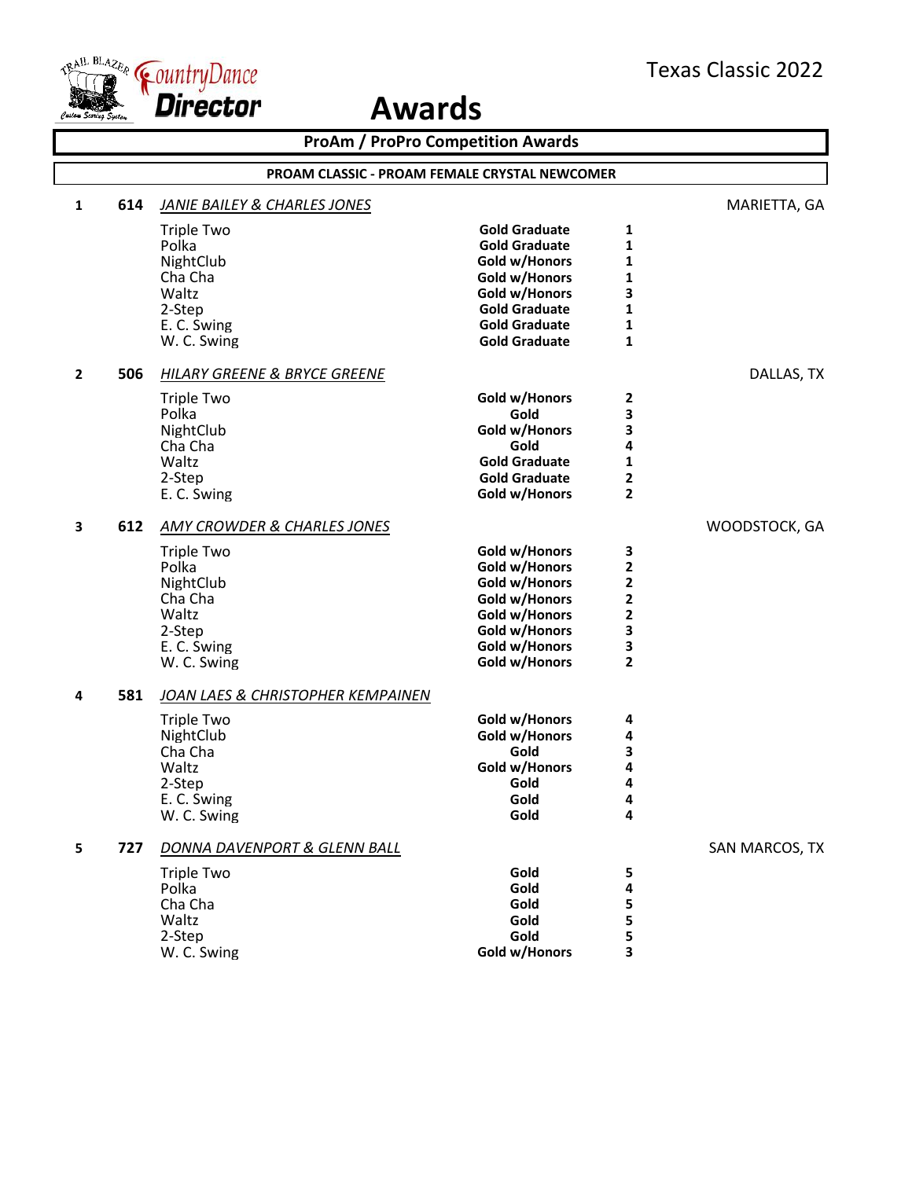Texas Classic 2022

# Awards

## ProAm / ProPro Competition Awards

### PROAM CLASSIC - PROAM FEMALE CRYSTAL NEWCOMER

**1** **614** *JANIE BAILEY & CHARLES JONES* — MARIETTA, GA

| Dance | Award | Place |
|---|---|---|
| Triple Two | Gold Graduate | 1 |
| Polka | Gold Graduate | 1 |
| NightClub | Gold w/Honors | 1 |
| Cha Cha | Gold w/Honors | 1 |
| Waltz | Gold w/Honors | 3 |
| 2-Step | Gold Graduate | 1 |
| E. C. Swing | Gold Graduate | 1 |
| W. C. Swing | Gold Graduate | 1 |

**2** **506** *HILARY GREENE & BRYCE GREENE* — DALLAS, TX

| Dance | Award | Place |
|---|---|---|
| Triple Two | Gold w/Honors | 2 |
| Polka | Gold | 3 |
| NightClub | Gold w/Honors | 3 |
| Cha Cha | Gold | 4 |
| Waltz | Gold Graduate | 1 |
| 2-Step | Gold Graduate | 2 |
| E. C. Swing | Gold w/Honors | 2 |

**3** **612** *AMY CROWDER & CHARLES JONES* — WOODSTOCK, GA

| Dance | Award | Place |
|---|---|---|
| Triple Two | Gold w/Honors | 3 |
| Polka | Gold w/Honors | 2 |
| NightClub | Gold w/Honors | 2 |
| Cha Cha | Gold w/Honors | 2 |
| Waltz | Gold w/Honors | 2 |
| 2-Step | Gold w/Honors | 3 |
| E. C. Swing | Gold w/Honors | 3 |
| W. C. Swing | Gold w/Honors | 2 |

**4** **581** *JOAN LAES & CHRISTOPHER KEMPAINEN*

| Dance | Award | Place |
|---|---|---|
| Triple Two | Gold w/Honors | 4 |
| NightClub | Gold w/Honors | 4 |
| Cha Cha | Gold | 3 |
| Waltz | Gold w/Honors | 4 |
| 2-Step | Gold | 4 |
| E. C. Swing | Gold | 4 |
| W. C. Swing | Gold | 4 |

**5** **727** *DONNA DAVENPORT & GLENN BALL* — SAN MARCOS, TX

| Dance | Award | Place |
|---|---|---|
| Triple Two | Gold | 5 |
| Polka | Gold | 4 |
| Cha Cha | Gold | 5 |
| Waltz | Gold | 5 |
| 2-Step | Gold | 5 |
| W. C. Swing | Gold w/Honors | 3 |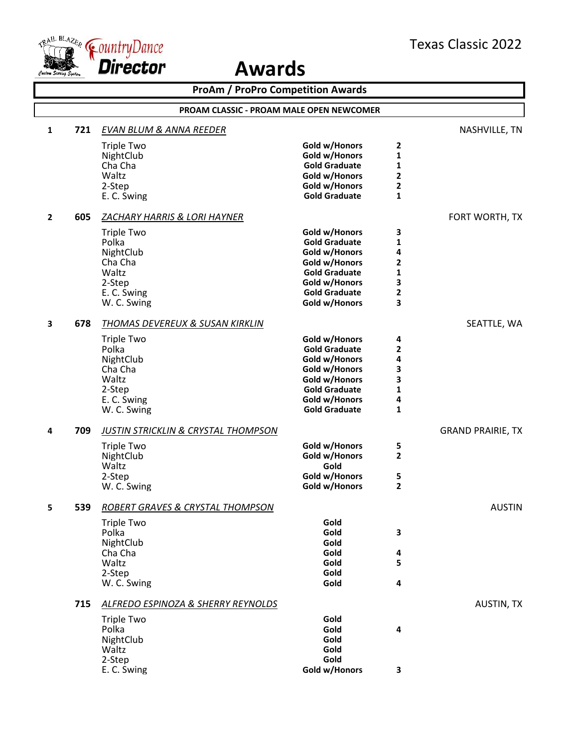# Awards

Texas Classic 2022

## ProAm / ProPro Competition Awards

### PROAM CLASSIC - PROAM MALE OPEN NEWCOMER

**1** **721** *EVAN BLUM & ANNA REEDER* — NASHVILLE, TN

| Dance | Award | Place |
|---|---|---|
| Triple Two | Gold w/Honors | 2 |
| NightClub | Gold w/Honors | 1 |
| Cha Cha | Gold Graduate | 1 |
| Waltz | Gold w/Honors | 2 |
| 2-Step | Gold w/Honors | 2 |
| E. C. Swing | Gold Graduate | 1 |

**2** **605** *ZACHARY HARRIS & LORI HAYNER* — FORT WORTH, TX

| Dance | Award | Place |
|---|---|---|
| Triple Two | Gold w/Honors | 3 |
| Polka | Gold Graduate | 1 |
| NightClub | Gold w/Honors | 4 |
| Cha Cha | Gold w/Honors | 2 |
| Waltz | Gold Graduate | 1 |
| 2-Step | Gold w/Honors | 3 |
| E. C. Swing | Gold Graduate | 2 |
| W. C. Swing | Gold w/Honors | 3 |

**3** **678** *THOMAS DEVEREUX & SUSAN KIRKLIN* — SEATTLE, WA

| Dance | Award | Place |
|---|---|---|
| Triple Two | Gold w/Honors | 4 |
| Polka | Gold Graduate | 2 |
| NightClub | Gold w/Honors | 4 |
| Cha Cha | Gold w/Honors | 3 |
| Waltz | Gold w/Honors | 3 |
| 2-Step | Gold Graduate | 1 |
| E. C. Swing | Gold w/Honors | 4 |
| W. C. Swing | Gold Graduate | 1 |

**4** **709** *JUSTIN STRICKLIN & CRYSTAL THOMPSON* — GRAND PRAIRIE, TX

| Dance | Award | Place |
|---|---|---|
| Triple Two | Gold w/Honors | 5 |
| NightClub | Gold w/Honors | 2 |
| Waltz | Gold | |
| 2-Step | Gold w/Honors | 5 |
| W. C. Swing | Gold w/Honors | 2 |

**5** **539** *ROBERT GRAVES & CRYSTAL THOMPSON* — AUSTIN

| Dance | Award | Place |
|---|---|---|
| Triple Two | Gold | |
| Polka | Gold | 3 |
| NightClub | Gold | |
| Cha Cha | Gold | 4 |
| Waltz | Gold | 5 |
| 2-Step | Gold | |
| W. C. Swing | Gold | 4 |

**715** *ALFREDO ESPINOZA & SHERRY REYNOLDS* — AUSTIN, TX

| Dance | Award | Place |
|---|---|---|
| Triple Two | Gold | |
| Polka | Gold | 4 |
| NightClub | Gold | |
| Waltz | Gold | |
| 2-Step | Gold | |
| E. C. Swing | Gold w/Honors | 3 |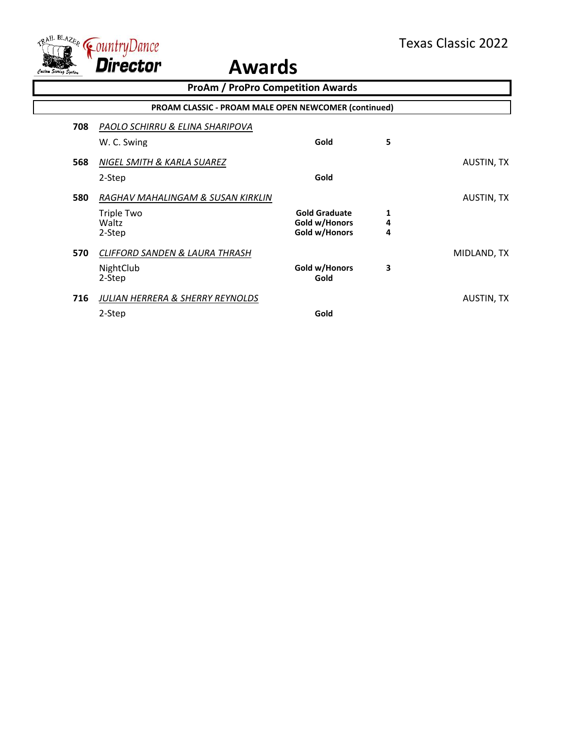# Awards

## ProAm / ProPro Competition Awards

### PROAM CLASSIC - PROAM MALE OPEN NEWCOMER (continued)

| No. | Couple / Dance | Award | Place | Location |
|---|---|---|---|---|
| **708** | *PAOLO SCHIRRU & ELINA SHARIPOVA* | | | |
| | W. C. Swing | **Gold** | **5** | |
| **568** | *NIGEL SMITH & KARLA SUAREZ* | | | AUSTIN, TX |
| | 2-Step | **Gold** | | |
| **580** | *RAGHAV MAHALINGAM & SUSAN KIRKLIN* | | | AUSTIN, TX |
| | Triple Two | **Gold Graduate** | **1** | |
| | Waltz | **Gold w/Honors** | **4** | |
| | 2-Step | **Gold w/Honors** | **4** | |
| **570** | *CLIFFORD SANDEN & LAURA THRASH* | | | MIDLAND, TX |
| | NightClub | **Gold w/Honors** | **3** | |
| | 2-Step | **Gold** | | |
| **716** | *JULIAN HERRERA & SHERRY REYNOLDS* | | | AUSTIN, TX |
| | 2-Step | **Gold** | | |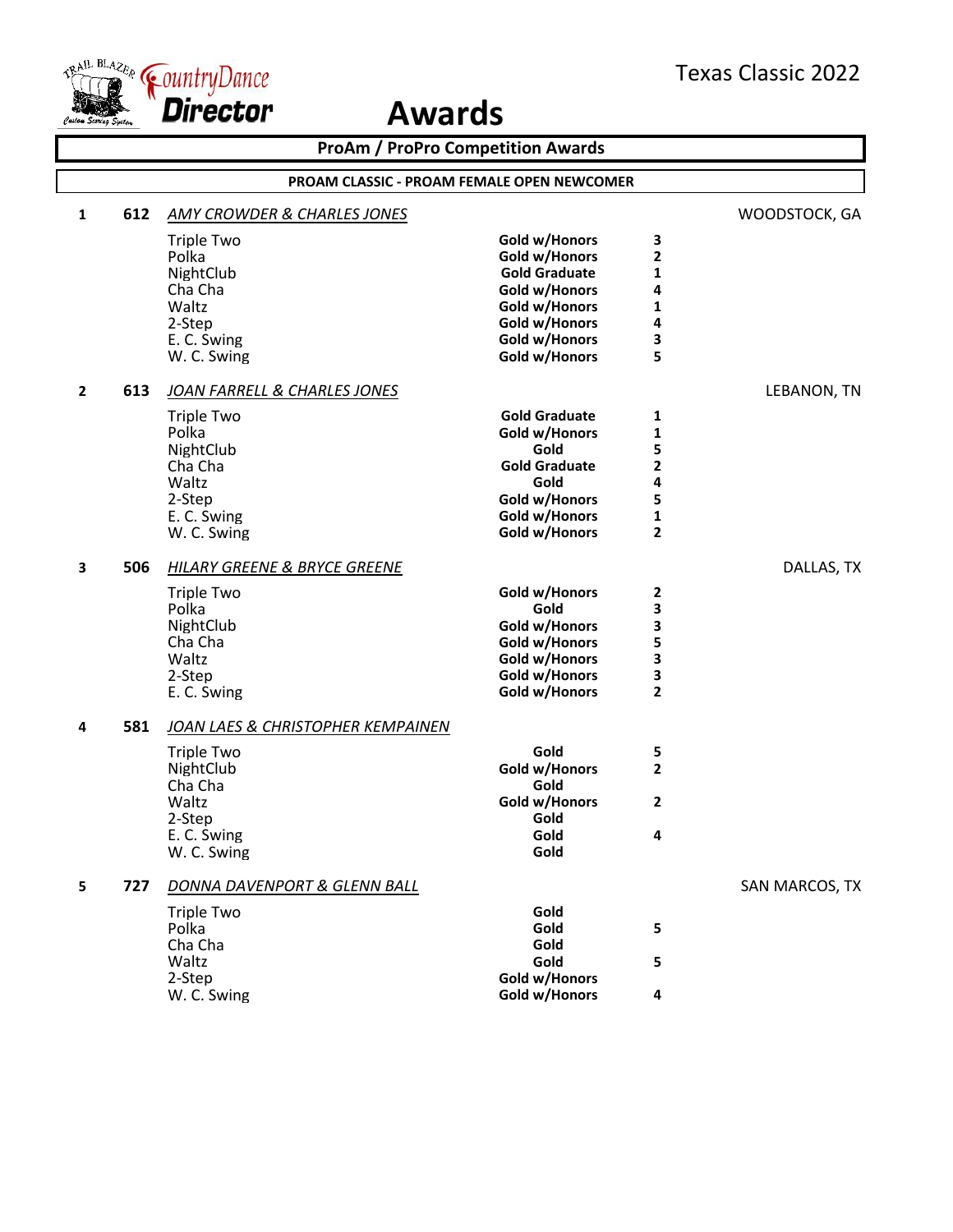# Awards

Texas Classic 2022

## ProAm / ProPro Competition Awards

### PROAM CLASSIC - PROAM FEMALE OPEN NEWCOMER

**1 — 612 — *AMY CROWDER & CHARLES JONES*** — WOODSTOCK, GA

| Dance | Award | Place |
|---|---|---|
| Triple Two | Gold w/Honors | 3 |
| Polka | Gold w/Honors | 2 |
| NightClub | Gold Graduate | 1 |
| Cha Cha | Gold w/Honors | 4 |
| Waltz | Gold w/Honors | 1 |
| 2-Step | Gold w/Honors | 4 |
| E. C. Swing | Gold w/Honors | 3 |
| W. C. Swing | Gold w/Honors | 5 |

**2 — 613 — *JOAN FARRELL & CHARLES JONES*** — LEBANON, TN

| Dance | Award | Place |
|---|---|---|
| Triple Two | Gold Graduate | 1 |
| Polka | Gold w/Honors | 1 |
| NightClub | Gold | 5 |
| Cha Cha | Gold Graduate | 2 |
| Waltz | Gold | 4 |
| 2-Step | Gold w/Honors | 5 |
| E. C. Swing | Gold w/Honors | 1 |
| W. C. Swing | Gold w/Honors | 2 |

**3 — 506 — *HILARY GREENE & BRYCE GREENE*** — DALLAS, TX

| Dance | Award | Place |
|---|---|---|
| Triple Two | Gold w/Honors | 2 |
| Polka | Gold | 3 |
| NightClub | Gold w/Honors | 3 |
| Cha Cha | Gold w/Honors | 5 |
| Waltz | Gold w/Honors | 3 |
| 2-Step | Gold w/Honors | 3 |
| E. C. Swing | Gold w/Honors | 2 |

**4 — 581 — *JOAN LAES & CHRISTOPHER KEMPAINEN***

| Dance | Award | Place |
|---|---|---|
| Triple Two | Gold | 5 |
| NightClub | Gold w/Honors | 2 |
| Cha Cha | Gold | |
| Waltz | Gold w/Honors | 2 |
| 2-Step | Gold | |
| E. C. Swing | Gold | 4 |
| W. C. Swing | Gold | |

**5 — 727 — *DONNA DAVENPORT & GLENN BALL*** — SAN MARCOS, TX

| Dance | Award | Place |
|---|---|---|
| Triple Two | Gold | |
| Polka | Gold | 5 |
| Cha Cha | Gold | |
| Waltz | Gold | 5 |
| 2-Step | Gold w/Honors | |
| W. C. Swing | Gold w/Honors | 4 |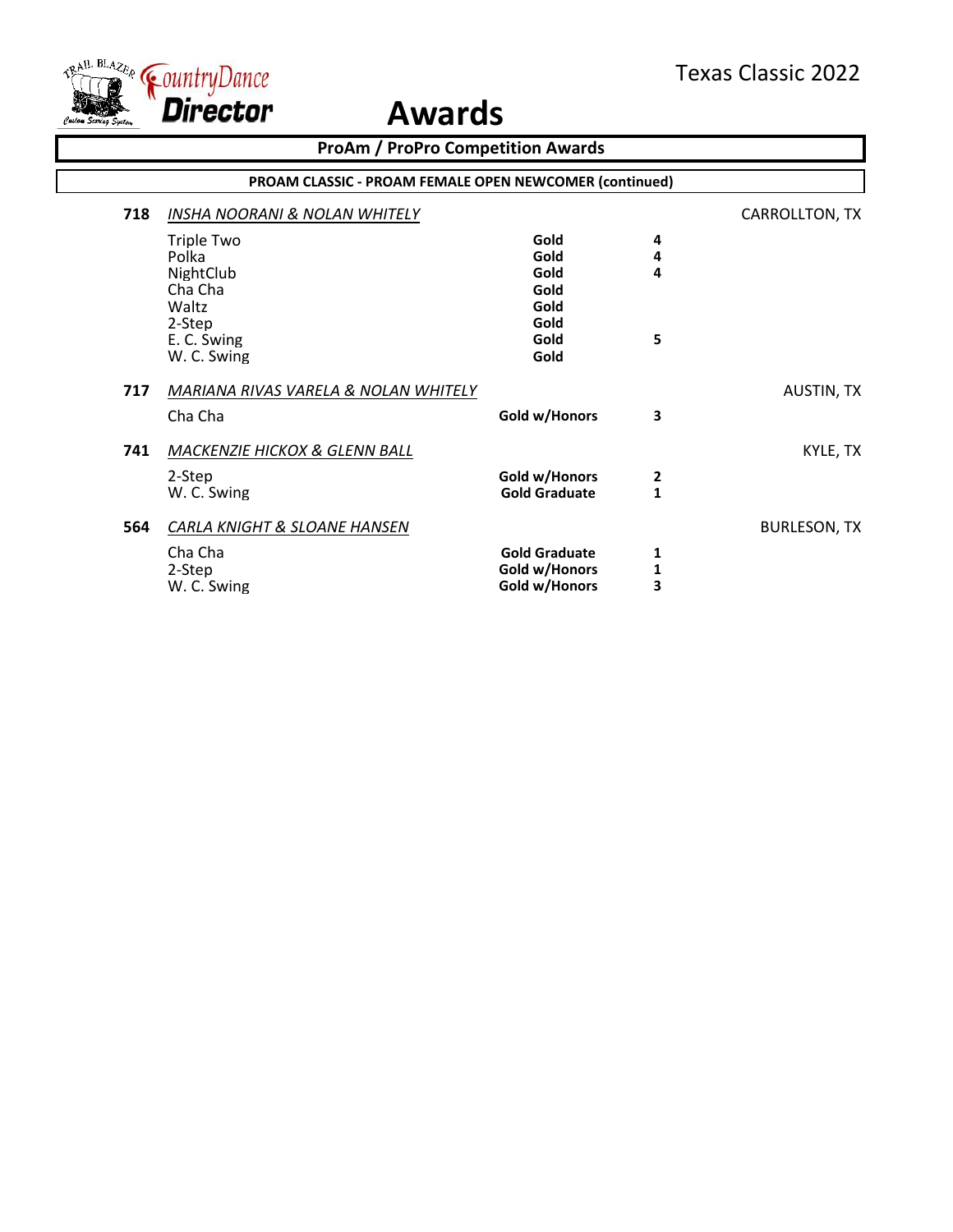# Awards

## ProAm / ProPro Competition Awards

### PROAM CLASSIC - PROAM FEMALE OPEN NEWCOMER (continued)

**718** *INSHA NOORANI & NOLAN WHITELY* — CARROLLTON, TX

| Dance | Award | Place |
|---|---|---|
| Triple Two | **Gold** | **4** |
| Polka | **Gold** | **4** |
| NightClub | **Gold** | **4** |
| Cha Cha | **Gold** | |
| Waltz | **Gold** | |
| 2-Step | **Gold** | |
| E. C. Swing | **Gold** | **5** |
| W. C. Swing | **Gold** | |

**717** *MARIANA RIVAS VARELA & NOLAN WHITELY* — AUSTIN, TX

| Dance | Award | Place |
|---|---|---|
| Cha Cha | **Gold w/Honors** | **3** |

**741** *MACKENZIE HICKOX & GLENN BALL* — KYLE, TX

| Dance | Award | Place |
|---|---|---|
| 2-Step | **Gold w/Honors** | **2** |
| W. C. Swing | **Gold Graduate** | **1** |

**564** *CARLA KNIGHT & SLOANE HANSEN* — BURLESON, TX

| Dance | Award | Place |
|---|---|---|
| Cha Cha | **Gold Graduate** | **1** |
| 2-Step | **Gold w/Honors** | **1** |
| W. C. Swing | **Gold w/Honors** | **3** |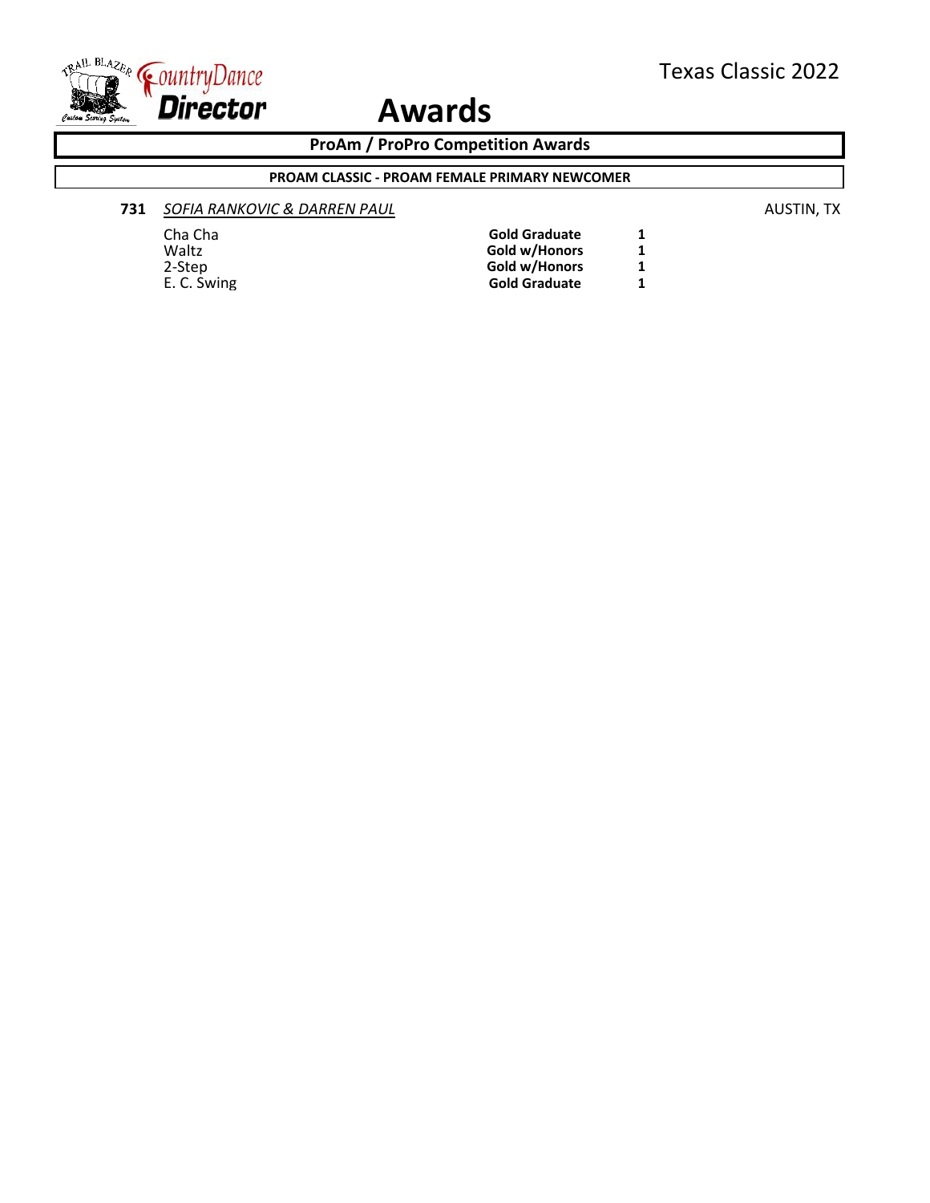# Awards

## ProAm / ProPro Competition Awards

### PROAM CLASSIC - PROAM FEMALE PRIMARY NEWCOMER

**731** *SOFIA RANKOVIC & DARREN PAUL* AUSTIN, TX

| Dance | Award | Place |
|---|---|---|
| Cha Cha | **Gold Graduate** | **1** |
| Waltz | **Gold w/Honors** | **1** |
| 2-Step | **Gold w/Honors** | **1** |
| E. C. Swing | **Gold Graduate** | **1** |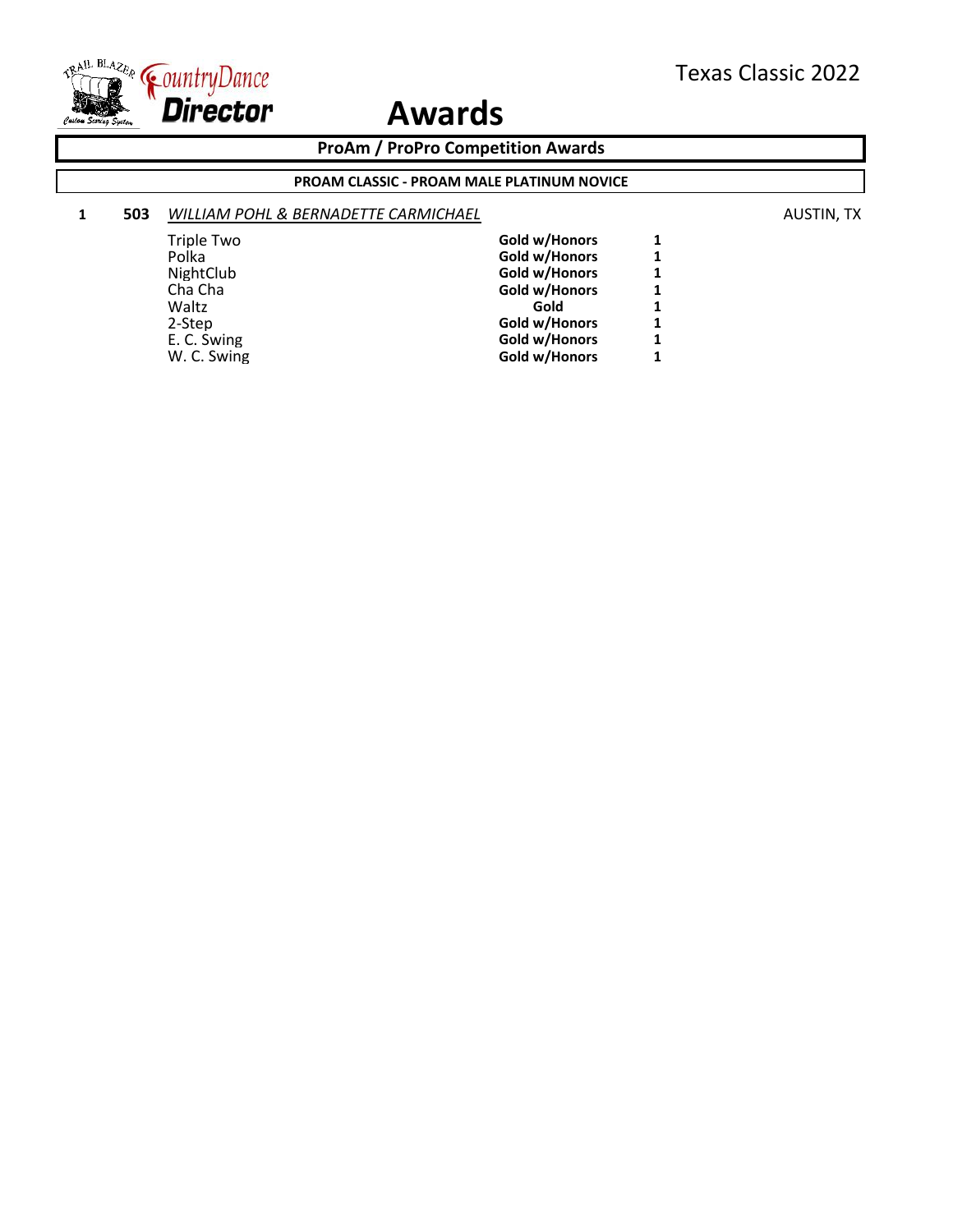# Awards

Texas Classic 2022

## ProAm / ProPro Competition Awards

### PROAM CLASSIC - PROAM MALE PLATINUM NOVICE

**1** **503** *WILLIAM POHL & BERNADETTE CARMICHAEL* AUSTIN, TX

| Dance | Award | Place |
|---|---|---|
| Triple Two | **Gold w/Honors** | **1** |
| Polka | **Gold w/Honors** | **1** |
| NightClub | **Gold w/Honors** | **1** |
| Cha Cha | **Gold w/Honors** | **1** |
| Waltz | **Gold** | **1** |
| 2-Step | **Gold w/Honors** | **1** |
| E. C. Swing | **Gold w/Honors** | **1** |
| W. C. Swing | **Gold w/Honors** | **1** |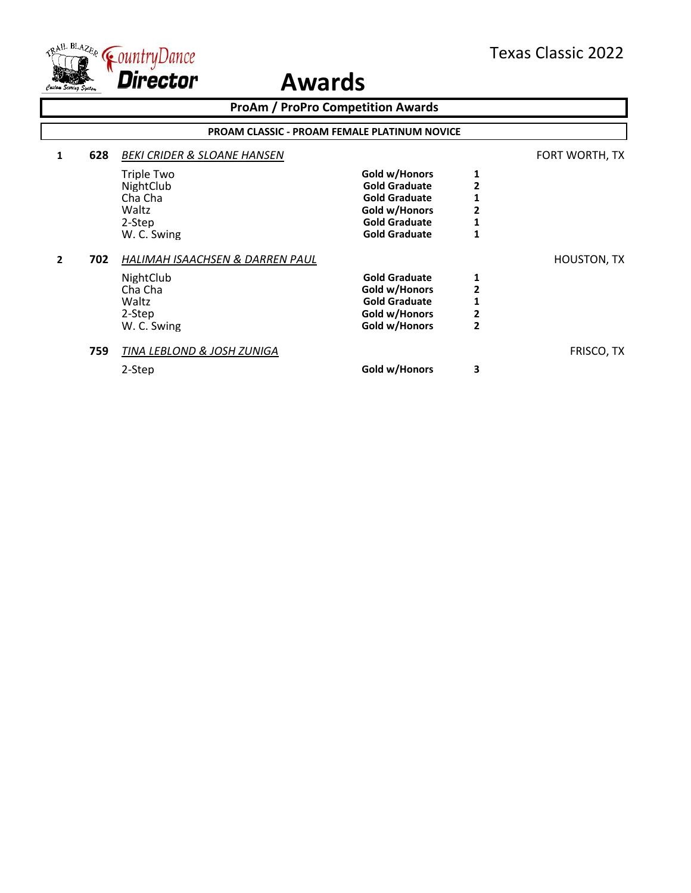# Awards

Texas Classic 2022

## ProAm / ProPro Competition Awards

### PROAM CLASSIC - PROAM FEMALE PLATINUM NOVICE

| Place | No. | Couple / Dance | Award | Rank | Location |
|---|---|---|---|---|---|
| 1 | 628 | *BEKI CRIDER & SLOANE HANSEN* | | | FORT WORTH, TX |
| | | Triple Two | **Gold w/Honors** | **1** | |
| | | NightClub | **Gold Graduate** | **2** | |
| | | Cha Cha | **Gold Graduate** | **1** | |
| | | Waltz | **Gold w/Honors** | **2** | |
| | | 2-Step | **Gold Graduate** | **1** | |
| | | W. C. Swing | **Gold Graduate** | **1** | |
| 2 | 702 | *HALIMAH ISAACHSEN & DARREN PAUL* | | | HOUSTON, TX |
| | | NightClub | **Gold Graduate** | **1** | |
| | | Cha Cha | **Gold w/Honors** | **2** | |
| | | Waltz | **Gold Graduate** | **1** | |
| | | 2-Step | **Gold w/Honors** | **2** | |
| | | W. C. Swing | **Gold w/Honors** | **2** | |
| | 759 | *TINA LEBLOND & JOSH ZUNIGA* | | | FRISCO, TX |
| | | 2-Step | **Gold w/Honors** | **3** | |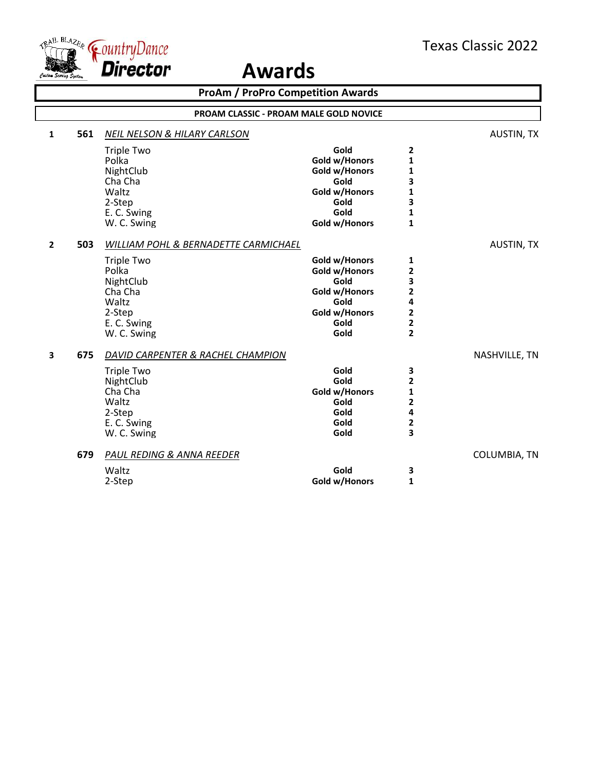Texas Classic 2022

# Awards

## ProAm / ProPro Competition Awards

### PROAM CLASSIC - PROAM MALE GOLD NOVICE

**1** **561** *NEIL NELSON & HILARY CARLSON* — AUSTIN, TX

| Dance | Award | Place |
|---|---|---|
| Triple Two | **Gold** | **2** |
| Polka | **Gold w/Honors** | **1** |
| NightClub | **Gold w/Honors** | **1** |
| Cha Cha | **Gold** | **3** |
| Waltz | **Gold w/Honors** | **1** |
| 2-Step | **Gold** | **3** |
| E. C. Swing | **Gold** | **1** |
| W. C. Swing | **Gold w/Honors** | **1** |

**2** **503** *WILLIAM POHL & BERNADETTE CARMICHAEL* — AUSTIN, TX

| Dance | Award | Place |
|---|---|---|
| Triple Two | **Gold w/Honors** | **1** |
| Polka | **Gold w/Honors** | **2** |
| NightClub | **Gold** | **3** |
| Cha Cha | **Gold w/Honors** | **2** |
| Waltz | **Gold** | **4** |
| 2-Step | **Gold w/Honors** | **2** |
| E. C. Swing | **Gold** | **2** |
| W. C. Swing | **Gold** | **2** |

**3** **675** *DAVID CARPENTER & RACHEL CHAMPION* — NASHVILLE, TN

| Dance | Award | Place |
|---|---|---|
| Triple Two | **Gold** | **3** |
| NightClub | **Gold** | **2** |
| Cha Cha | **Gold w/Honors** | **1** |
| Waltz | **Gold** | **2** |
| 2-Step | **Gold** | **4** |
| E. C. Swing | **Gold** | **2** |
| W. C. Swing | **Gold** | **3** |

**679** *PAUL REDING & ANNA REEDER* — COLUMBIA, TN

| Dance | Award | Place |
|---|---|---|
| Waltz | **Gold** | **3** |
| 2-Step | **Gold w/Honors** | **1** |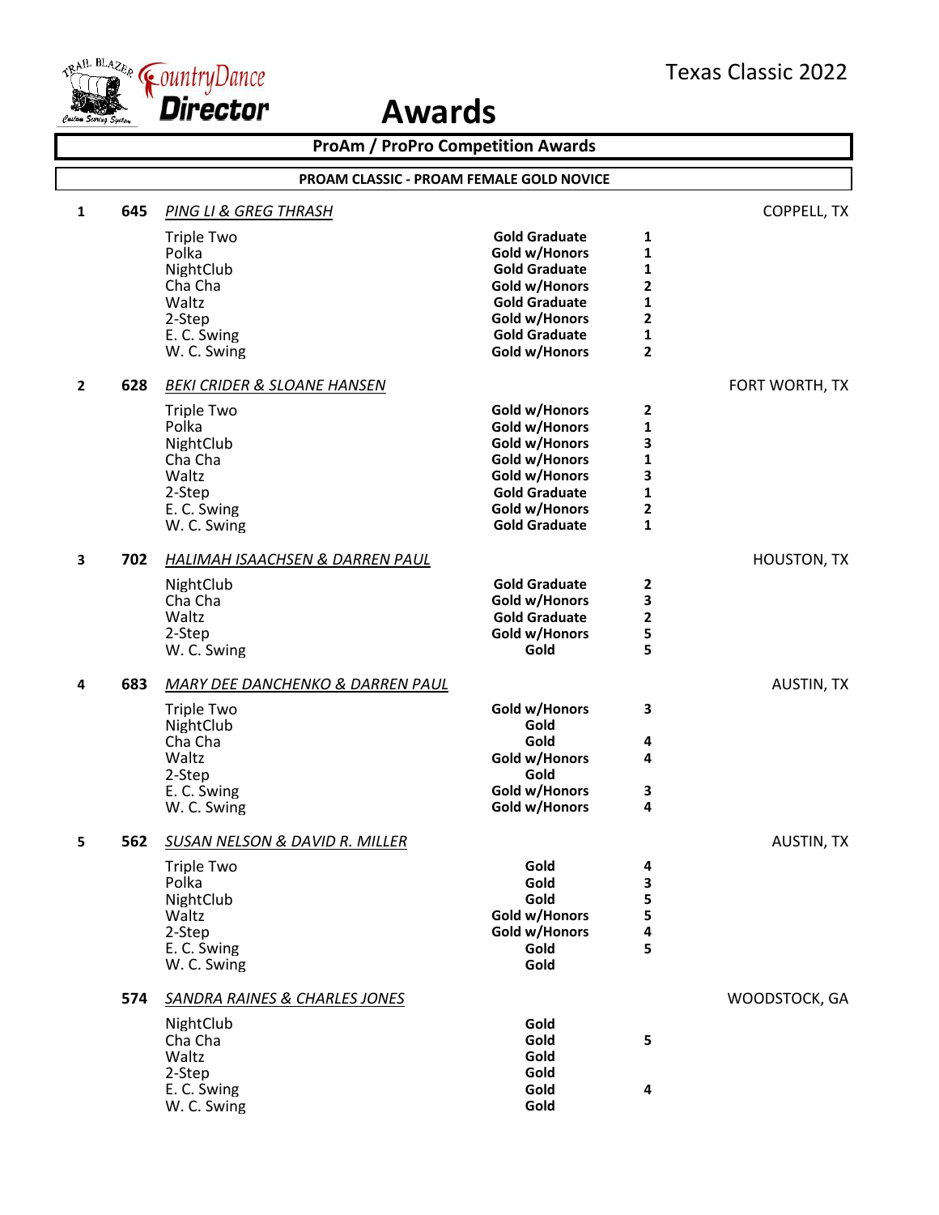Texas Classic 2022

# Awards

## ProAm / ProPro Competition Awards

### PROAM CLASSIC - PROAM FEMALE GOLD NOVICE

**1** **645** *PING LI & GREG THRASH* — COPPELL, TX

| Dance | Award | Place |
|---|---|---|
| Triple Two | Gold Graduate | 1 |
| Polka | Gold w/Honors | 1 |
| NightClub | Gold Graduate | 1 |
| Cha Cha | Gold w/Honors | 2 |
| Waltz | Gold Graduate | 1 |
| 2-Step | Gold w/Honors | 2 |
| E. C. Swing | Gold Graduate | 1 |
| W. C. Swing | Gold w/Honors | 2 |

**2** **628** *BEKI CRIDER & SLOANE HANSEN* — FORT WORTH, TX

| Dance | Award | Place |
|---|---|---|
| Triple Two | Gold w/Honors | 2 |
| Polka | Gold w/Honors | 1 |
| NightClub | Gold w/Honors | 3 |
| Cha Cha | Gold w/Honors | 1 |
| Waltz | Gold w/Honors | 3 |
| 2-Step | Gold Graduate | 1 |
| E. C. Swing | Gold w/Honors | 2 |
| W. C. Swing | Gold Graduate | 1 |

**3** **702** *HALIMAH ISAACHSEN & DARREN PAUL* — HOUSTON, TX

| Dance | Award | Place |
|---|---|---|
| NightClub | Gold Graduate | 2 |
| Cha Cha | Gold w/Honors | 3 |
| Waltz | Gold Graduate | 2 |
| 2-Step | Gold w/Honors | 5 |
| W. C. Swing | Gold | 5 |

**4** **683** *MARY DEE DANCHENKO & DARREN PAUL* — AUSTIN, TX

| Dance | Award | Place |
|---|---|---|
| Triple Two | Gold w/Honors | 3 |
| NightClub | Gold | |
| Cha Cha | Gold | 4 |
| Waltz | Gold w/Honors | 4 |
| 2-Step | Gold | |
| E. C. Swing | Gold w/Honors | 3 |
| W. C. Swing | Gold w/Honors | 4 |

**5** **562** *SUSAN NELSON & DAVID R. MILLER* — AUSTIN, TX

| Dance | Award | Place |
|---|---|---|
| Triple Two | Gold | 4 |
| Polka | Gold | 3 |
| NightClub | Gold | 5 |
| Waltz | Gold w/Honors | 5 |
| 2-Step | Gold w/Honors | 4 |
| E. C. Swing | Gold | 5 |
| W. C. Swing | Gold | |

**574** *SANDRA RAINES & CHARLES JONES* — WOODSTOCK, GA

| Dance | Award | Place |
|---|---|---|
| NightClub | Gold | |
| Cha Cha | Gold | 5 |
| Waltz | Gold | |
| 2-Step | Gold | |
| E. C. Swing | Gold | 4 |
| W. C. Swing | Gold | |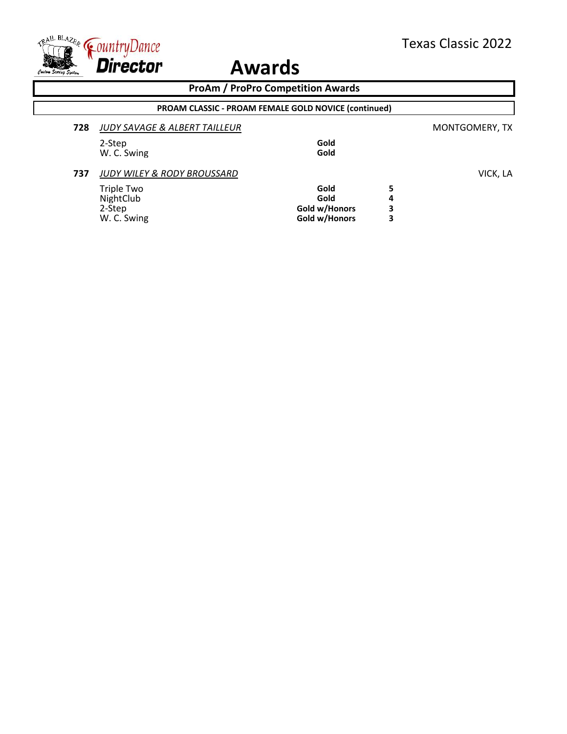# Awards

## ProAm / ProPro Competition Awards

### PROAM CLASSIC - PROAM FEMALE GOLD NOVICE (continued)

**728** *JUDY SAVAGE & ALBERT TAILLEUR* — MONTGOMERY, TX

| Dance | Award | |
|---|---|---|
| 2-Step | **Gold** | |
| W. C. Swing | **Gold** | |

**737** *JUDY WILEY & RODY BROUSSARD* — VICK, LA

| Dance | Award | |
|---|---|---|
| Triple Two | **Gold** | **5** |
| NightClub | **Gold** | **4** |
| 2-Step | **Gold w/Honors** | **3** |
| W. C. Swing | **Gold w/Honors** | **3** |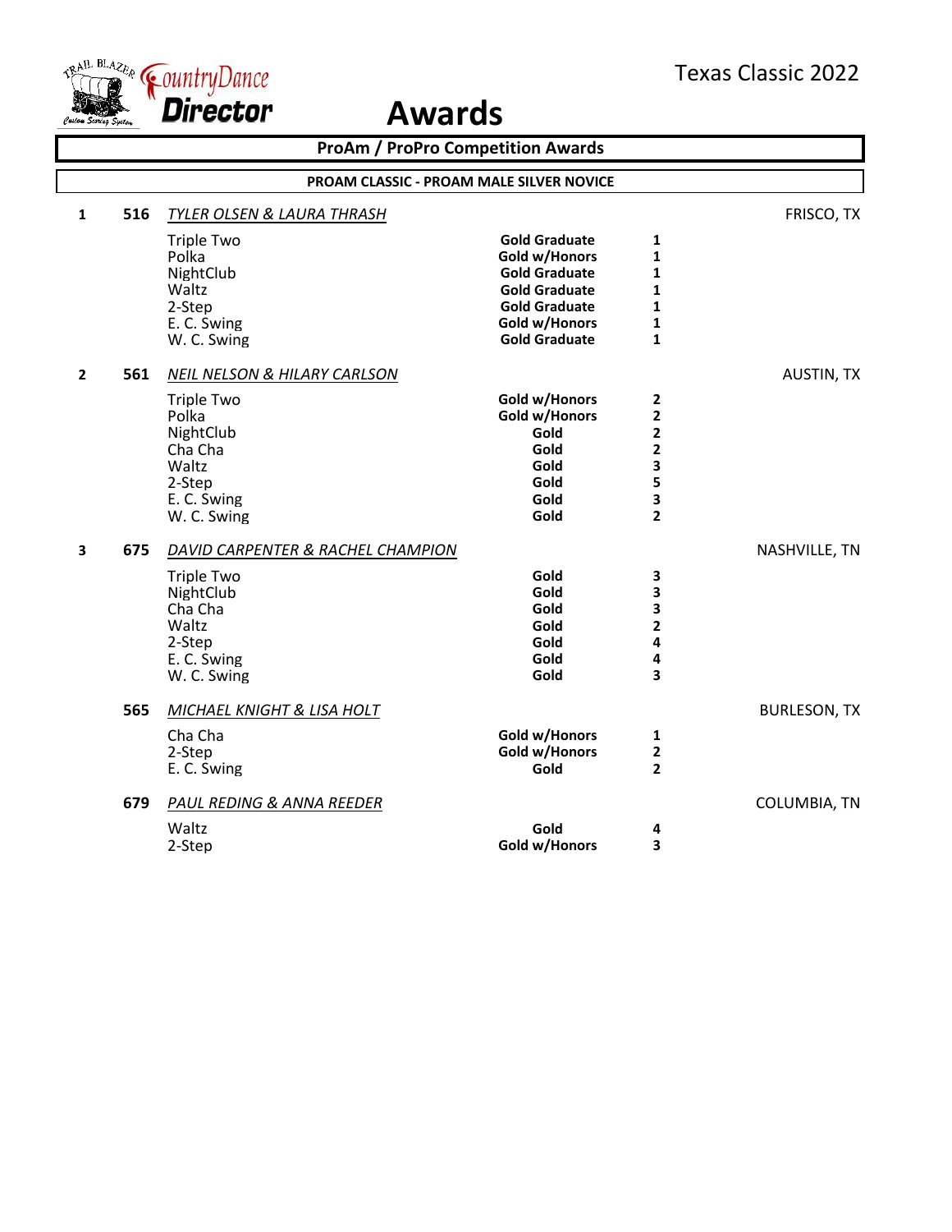# Awards

Texas Classic 2022

## ProAm / ProPro Competition Awards

### PROAM CLASSIC - PROAM MALE SILVER NOVICE

**1 516** *TYLER OLSEN & LAURA THRASH* — FRISCO, TX

| Dance | Award | Place |
|---|---|---|
| Triple Two | **Gold Graduate** | **1** |
| Polka | **Gold w/Honors** | **1** |
| NightClub | **Gold Graduate** | **1** |
| Waltz | **Gold Graduate** | **1** |
| 2-Step | **Gold Graduate** | **1** |
| E. C. Swing | **Gold w/Honors** | **1** |
| W. C. Swing | **Gold Graduate** | **1** |

**2 561** *NEIL NELSON & HILARY CARLSON* — AUSTIN, TX

| Dance | Award | Place |
|---|---|---|
| Triple Two | **Gold w/Honors** | **2** |
| Polka | **Gold w/Honors** | **2** |
| NightClub | **Gold** | **2** |
| Cha Cha | **Gold** | **2** |
| Waltz | **Gold** | **3** |
| 2-Step | **Gold** | **5** |
| E. C. Swing | **Gold** | **3** |
| W. C. Swing | **Gold** | **2** |

**3 675** *DAVID CARPENTER & RACHEL CHAMPION* — NASHVILLE, TN

| Dance | Award | Place |
|---|---|---|
| Triple Two | **Gold** | **3** |
| NightClub | **Gold** | **3** |
| Cha Cha | **Gold** | **3** |
| Waltz | **Gold** | **2** |
| 2-Step | **Gold** | **4** |
| E. C. Swing | **Gold** | **4** |
| W. C. Swing | **Gold** | **3** |

**565** *MICHAEL KNIGHT & LISA HOLT* — BURLESON, TX

| Dance | Award | Place |
|---|---|---|
| Cha Cha | **Gold w/Honors** | **1** |
| 2-Step | **Gold w/Honors** | **2** |
| E. C. Swing | **Gold** | **2** |

**679** *PAUL REDING & ANNA REEDER* — COLUMBIA, TN

| Dance | Award | Place |
|---|---|---|
| Waltz | **Gold** | **4** |
| 2-Step | **Gold w/Honors** | **3** |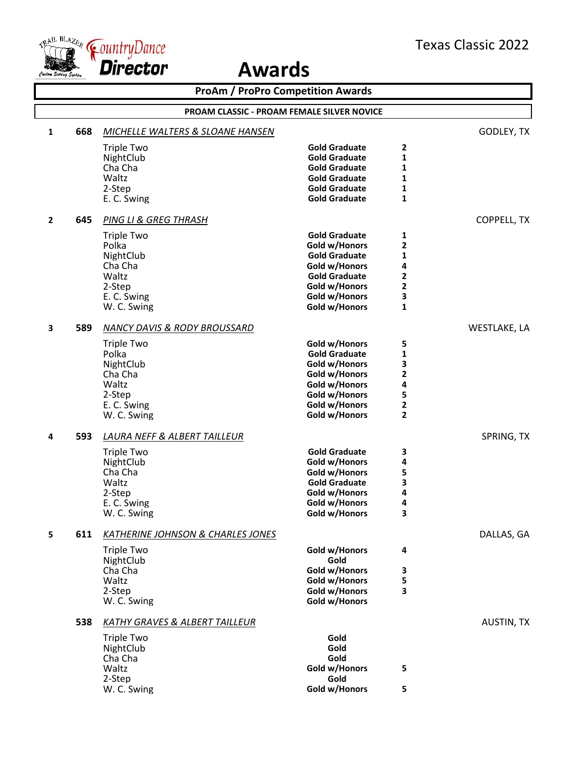Texas Classic 2022

# Awards

## ProAm / ProPro Competition Awards

### PROAM CLASSIC - PROAM FEMALE SILVER NOVICE

**1** **668** *MICHELLE WALTERS & SLOANE HANSEN* — GODLEY, TX

| Dance | Award | Place |
|---|---|---|
| Triple Two | **Gold Graduate** | **2** |
| NightClub | **Gold Graduate** | **1** |
| Cha Cha | **Gold Graduate** | **1** |
| Waltz | **Gold Graduate** | **1** |
| 2-Step | **Gold Graduate** | **1** |
| E. C. Swing | **Gold Graduate** | **1** |

**2** **645** *PING LI & GREG THRASH* — COPPELL, TX

| Dance | Award | Place |
|---|---|---|
| Triple Two | **Gold Graduate** | **1** |
| Polka | **Gold w/Honors** | **2** |
| NightClub | **Gold Graduate** | **1** |
| Cha Cha | **Gold w/Honors** | **4** |
| Waltz | **Gold Graduate** | **2** |
| 2-Step | **Gold w/Honors** | **2** |
| E. C. Swing | **Gold w/Honors** | **3** |
| W. C. Swing | **Gold w/Honors** | **1** |

**3** **589** *NANCY DAVIS & RODY BROUSSARD* — WESTLAKE, LA

| Dance | Award | Place |
|---|---|---|
| Triple Two | **Gold w/Honors** | **5** |
| Polka | **Gold Graduate** | **1** |
| NightClub | **Gold w/Honors** | **3** |
| Cha Cha | **Gold w/Honors** | **2** |
| Waltz | **Gold w/Honors** | **4** |
| 2-Step | **Gold w/Honors** | **5** |
| E. C. Swing | **Gold w/Honors** | **2** |
| W. C. Swing | **Gold w/Honors** | **2** |

**4** **593** *LAURA NEFF & ALBERT TAILLEUR* — SPRING, TX

| Dance | Award | Place |
|---|---|---|
| Triple Two | **Gold Graduate** | **3** |
| NightClub | **Gold w/Honors** | **4** |
| Cha Cha | **Gold w/Honors** | **5** |
| Waltz | **Gold Graduate** | **3** |
| 2-Step | **Gold w/Honors** | **4** |
| E. C. Swing | **Gold w/Honors** | **4** |
| W. C. Swing | **Gold w/Honors** | **3** |

**5** **611** *KATHERINE JOHNSON & CHARLES JONES* — DALLAS, GA

| Dance | Award | Place |
|---|---|---|
| Triple Two | **Gold w/Honors** | **4** |
| NightClub | **Gold** | |
| Cha Cha | **Gold w/Honors** | **3** |
| Waltz | **Gold w/Honors** | **5** |
| 2-Step | **Gold w/Honors** | **3** |
| W. C. Swing | **Gold w/Honors** | |

**538** *KATHY GRAVES & ALBERT TAILLEUR* — AUSTIN, TX

| Dance | Award | Place |
|---|---|---|
| Triple Two | **Gold** | |
| NightClub | **Gold** | |
| Cha Cha | **Gold** | |
| Waltz | **Gold w/Honors** | **5** |
| 2-Step | **Gold** | |
| W. C. Swing | **Gold w/Honors** | **5** |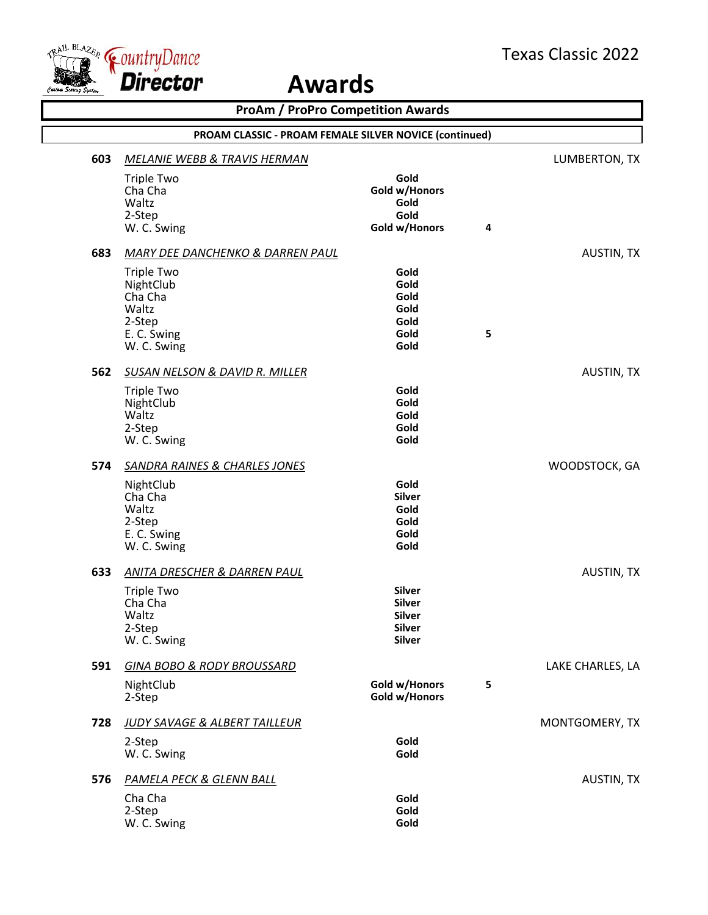# Awards

## ProAm / ProPro Competition Awards

### PROAM CLASSIC - PROAM FEMALE SILVER NOVICE (continued)

**603** *MELANIE WEBB & TRAVIS HERMAN* — LUMBERTON, TX

| Dance | Award | |
|---|---|---|
| Triple Two | Gold | |
| Cha Cha | Gold w/Honors | |
| Waltz | Gold | |
| 2-Step | Gold | |
| W. C. Swing | Gold w/Honors | 4 |

**683** *MARY DEE DANCHENKO & DARREN PAUL* — AUSTIN, TX

| Dance | Award | |
|---|---|---|
| Triple Two | Gold | |
| NightClub | Gold | |
| Cha Cha | Gold | |
| Waltz | Gold | |
| 2-Step | Gold | |
| E. C. Swing | Gold | 5 |
| W. C. Swing | Gold | |

**562** *SUSAN NELSON & DAVID R. MILLER* — AUSTIN, TX

| Dance | Award |
|---|---|
| Triple Two | Gold |
| NightClub | Gold |
| Waltz | Gold |
| 2-Step | Gold |
| W. C. Swing | Gold |

**574** *SANDRA RAINES & CHARLES JONES* — WOODSTOCK, GA

| Dance | Award |
|---|---|
| NightClub | Gold |
| Cha Cha | Silver |
| Waltz | Gold |
| 2-Step | Gold |
| E. C. Swing | Gold |
| W. C. Swing | Gold |

**633** *ANITA DRESCHER & DARREN PAUL* — AUSTIN, TX

| Dance | Award |
|---|---|
| Triple Two | Silver |
| Cha Cha | Silver |
| Waltz | Silver |
| 2-Step | Silver |
| W. C. Swing | Silver |

**591** *GINA BOBO & RODY BROUSSARD* — LAKE CHARLES, LA

| Dance | Award | |
|---|---|---|
| NightClub | Gold w/Honors | 5 |
| 2-Step | Gold w/Honors | |

**728** *JUDY SAVAGE & ALBERT TAILLEUR* — MONTGOMERY, TX

| Dance | Award |
|---|---|
| 2-Step | Gold |
| W. C. Swing | Gold |

**576** *PAMELA PECK & GLENN BALL* — AUSTIN, TX

| Dance | Award |
|---|---|
| Cha Cha | Gold |
| 2-Step | Gold |
| W. C. Swing | Gold |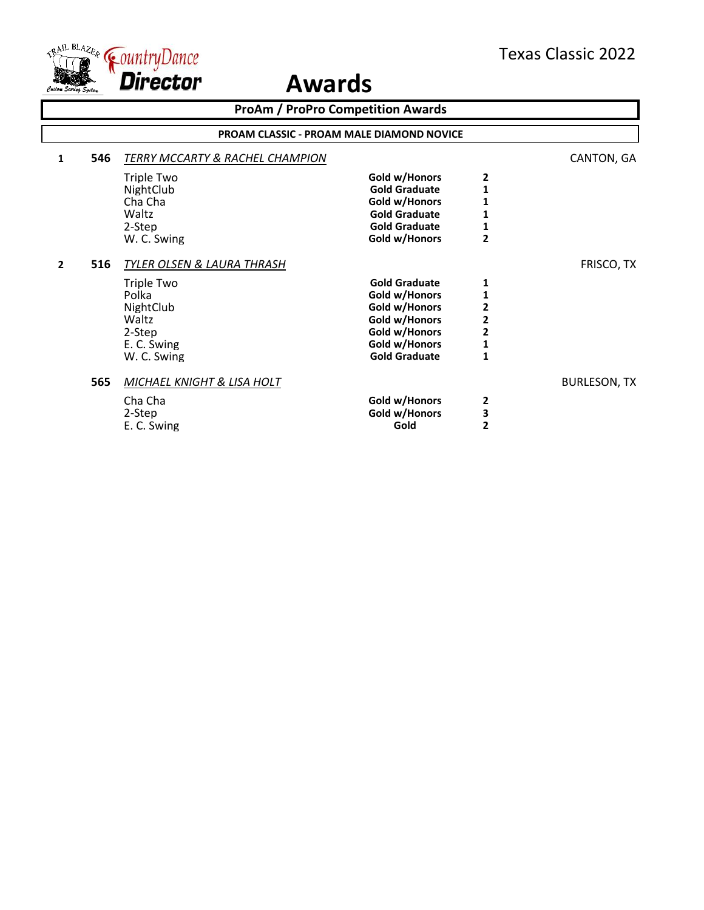Texas Classic 2022

# Awards

## ProAm / ProPro Competition Awards

### PROAM CLASSIC - PROAM MALE DIAMOND NOVICE

**1** **546** *TERRY MCCARTY & RACHEL CHAMPION* — CANTON, GA

| Dance | Award | Place |
|---|---|---|
| Triple Two | **Gold w/Honors** | **2** |
| NightClub | **Gold Graduate** | **1** |
| Cha Cha | **Gold w/Honors** | **1** |
| Waltz | **Gold Graduate** | **1** |
| 2-Step | **Gold Graduate** | **1** |
| W. C. Swing | **Gold w/Honors** | **2** |

**2** **516** *TYLER OLSEN & LAURA THRASH* — FRISCO, TX

| Dance | Award | Place |
|---|---|---|
| Triple Two | **Gold Graduate** | **1** |
| Polka | **Gold w/Honors** | **1** |
| NightClub | **Gold w/Honors** | **2** |
| Waltz | **Gold w/Honors** | **2** |
| 2-Step | **Gold w/Honors** | **2** |
| E. C. Swing | **Gold w/Honors** | **1** |
| W. C. Swing | **Gold Graduate** | **1** |

**565** *MICHAEL KNIGHT & LISA HOLT* — BURLESON, TX

| Dance | Award | Place |
|---|---|---|
| Cha Cha | **Gold w/Honors** | **2** |
| 2-Step | **Gold w/Honors** | **3** |
| E. C. Swing | **Gold** | **2** |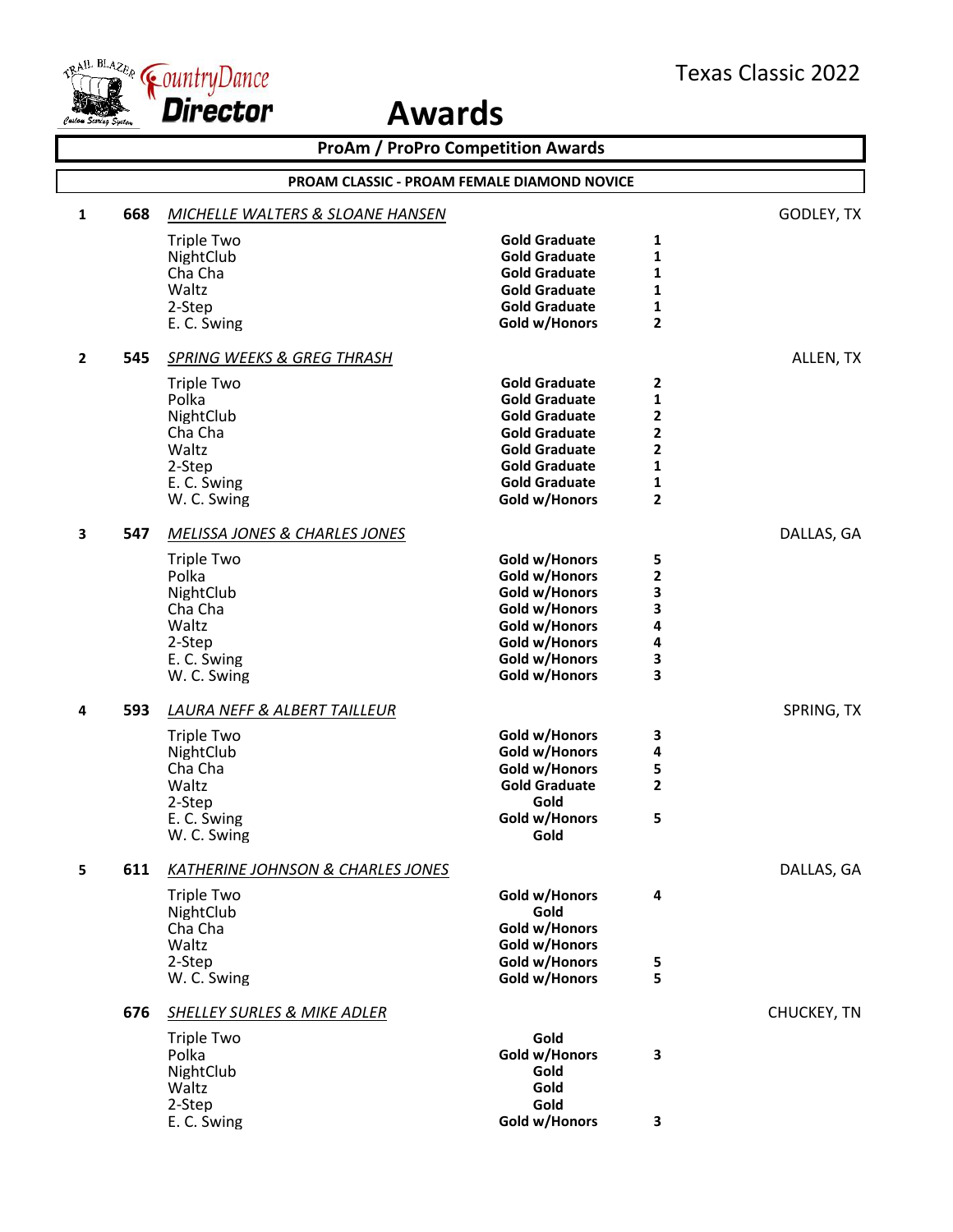# Awards

Texas Classic 2022

## ProAm / ProPro Competition Awards

### PROAM CLASSIC - PROAM FEMALE DIAMOND NOVICE

**1 — 668 — *MICHELLE WALTERS & SLOANE HANSEN* — GODLEY, TX**

| Dance | Award | Place |
|---|---|---|
| Triple Two | Gold Graduate | 1 |
| NightClub | Gold Graduate | 1 |
| Cha Cha | Gold Graduate | 1 |
| Waltz | Gold Graduate | 1 |
| 2-Step | Gold Graduate | 1 |
| E. C. Swing | Gold w/Honors | 2 |

**2 — 545 — *SPRING WEEKS & GREG THRASH* — ALLEN, TX**

| Dance | Award | Place |
|---|---|---|
| Triple Two | Gold Graduate | 2 |
| Polka | Gold Graduate | 1 |
| NightClub | Gold Graduate | 2 |
| Cha Cha | Gold Graduate | 2 |
| Waltz | Gold Graduate | 2 |
| 2-Step | Gold Graduate | 1 |
| E. C. Swing | Gold Graduate | 1 |
| W. C. Swing | Gold w/Honors | 2 |

**3 — 547 — *MELISSA JONES & CHARLES JONES* — DALLAS, GA**

| Dance | Award | Place |
|---|---|---|
| Triple Two | Gold w/Honors | 5 |
| Polka | Gold w/Honors | 2 |
| NightClub | Gold w/Honors | 3 |
| Cha Cha | Gold w/Honors | 3 |
| Waltz | Gold w/Honors | 4 |
| 2-Step | Gold w/Honors | 4 |
| E. C. Swing | Gold w/Honors | 3 |
| W. C. Swing | Gold w/Honors | 3 |

**4 — 593 — *LAURA NEFF & ALBERT TAILLEUR* — SPRING, TX**

| Dance | Award | Place |
|---|---|---|
| Triple Two | Gold w/Honors | 3 |
| NightClub | Gold w/Honors | 4 |
| Cha Cha | Gold w/Honors | 5 |
| Waltz | Gold Graduate | 2 |
| 2-Step | Gold | |
| E. C. Swing | Gold w/Honors | 5 |
| W. C. Swing | Gold | |

**5 — 611 — *KATHERINE JOHNSON & CHARLES JONES* — DALLAS, GA**

| Dance | Award | Place |
|---|---|---|
| Triple Two | Gold w/Honors | 4 |
| NightClub | Gold | |
| Cha Cha | Gold w/Honors | |
| Waltz | Gold w/Honors | |
| 2-Step | Gold w/Honors | 5 |
| W. C. Swing | Gold w/Honors | 5 |

**676 — *SHELLEY SURLES & MIKE ADLER* — CHUCKEY, TN**

| Dance | Award | Place |
|---|---|---|
| Triple Two | Gold | |
| Polka | Gold w/Honors | 3 |
| NightClub | Gold | |
| Waltz | Gold | |
| 2-Step | Gold | |
| E. C. Swing | Gold w/Honors | 3 |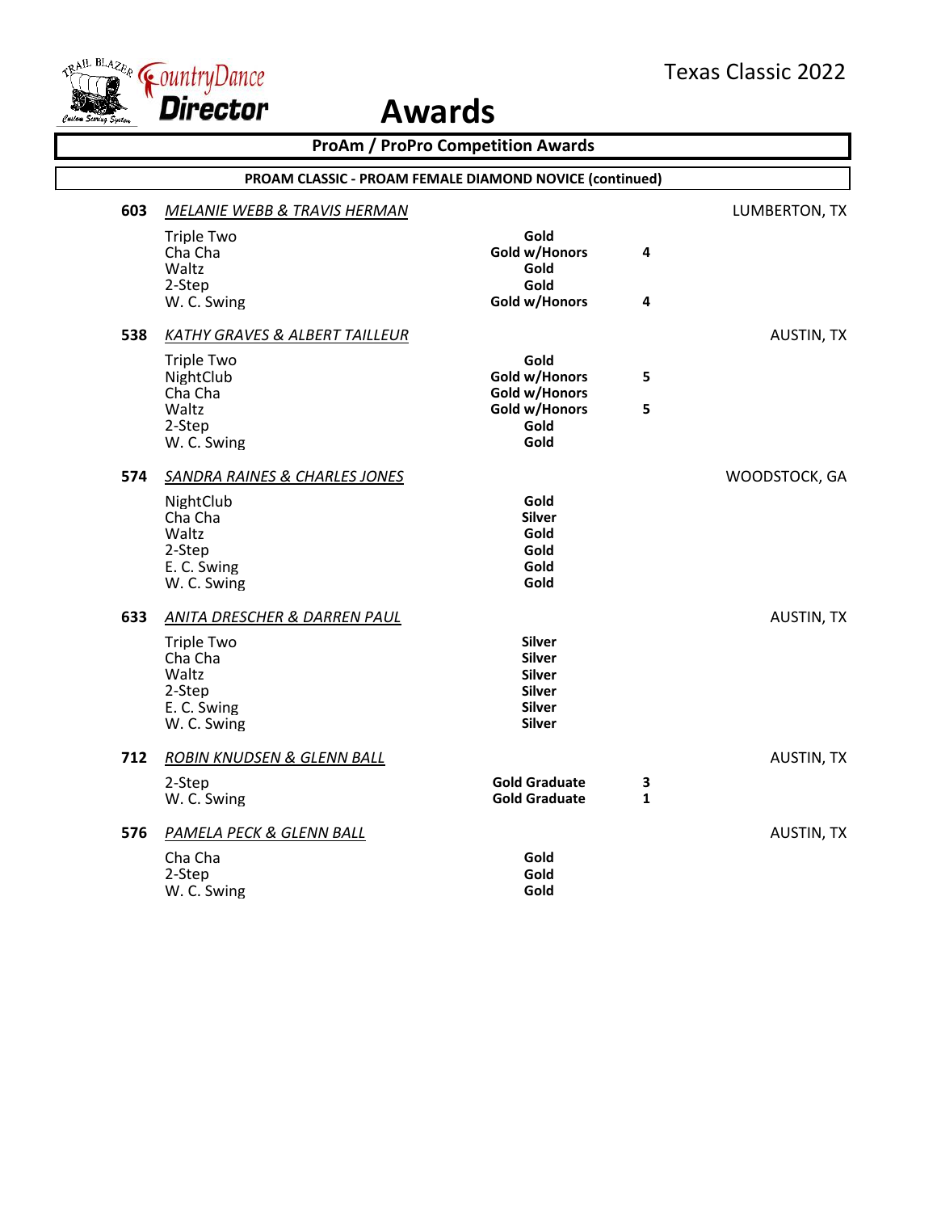# Awards

## ProAm / ProPro Competition Awards

### PROAM CLASSIC - PROAM FEMALE DIAMOND NOVICE (continued)

**603** *MELANIE WEBB & TRAVIS HERMAN* — LUMBERTON, TX

| Dance | Award | Place |
|---|---|---|
| Triple Two | **Gold** | |
| Cha Cha | **Gold w/Honors** | **4** |
| Waltz | **Gold** | |
| 2-Step | **Gold** | |
| W. C. Swing | **Gold w/Honors** | **4** |

**538** *KATHY GRAVES & ALBERT TAILLEUR* — AUSTIN, TX

| Dance | Award | Place |
|---|---|---|
| Triple Two | **Gold** | |
| NightClub | **Gold w/Honors** | **5** |
| Cha Cha | **Gold w/Honors** | |
| Waltz | **Gold w/Honors** | **5** |
| 2-Step | **Gold** | |
| W. C. Swing | **Gold** | |

**574** *SANDRA RAINES & CHARLES JONES* — WOODSTOCK, GA

| Dance | Award | Place |
|---|---|---|
| NightClub | **Gold** | |
| Cha Cha | **Silver** | |
| Waltz | **Gold** | |
| 2-Step | **Gold** | |
| E. C. Swing | **Gold** | |
| W. C. Swing | **Gold** | |

**633** *ANITA DRESCHER & DARREN PAUL* — AUSTIN, TX

| Dance | Award | Place |
|---|---|---|
| Triple Two | **Silver** | |
| Cha Cha | **Silver** | |
| Waltz | **Silver** | |
| 2-Step | **Silver** | |
| E. C. Swing | **Silver** | |
| W. C. Swing | **Silver** | |

**712** *ROBIN KNUDSEN & GLENN BALL* — AUSTIN, TX

| Dance | Award | Place |
|---|---|---|
| 2-Step | **Gold Graduate** | **3** |
| W. C. Swing | **Gold Graduate** | **1** |

**576** *PAMELA PECK & GLENN BALL* — AUSTIN, TX

| Dance | Award | Place |
|---|---|---|
| Cha Cha | **Gold** | |
| 2-Step | **Gold** | |
| W. C. Swing | **Gold** | |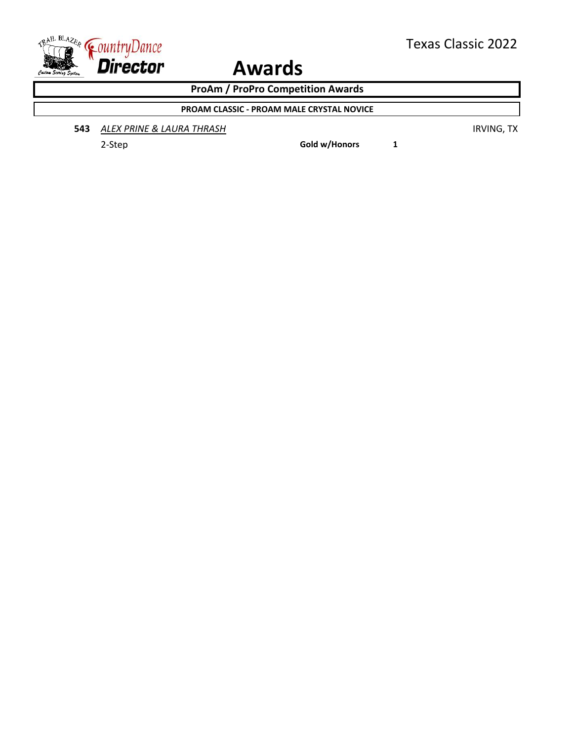# Awards

## ProAm / ProPro Competition Awards

### PROAM CLASSIC - PROAM MALE CRYSTAL NOVICE

**543** *ALEX PRINE & LAURA THRASH* IRVING, TX

| Dance | Award | Place |
|---|---|---|
| 2-Step | **Gold w/Honors** | **1** |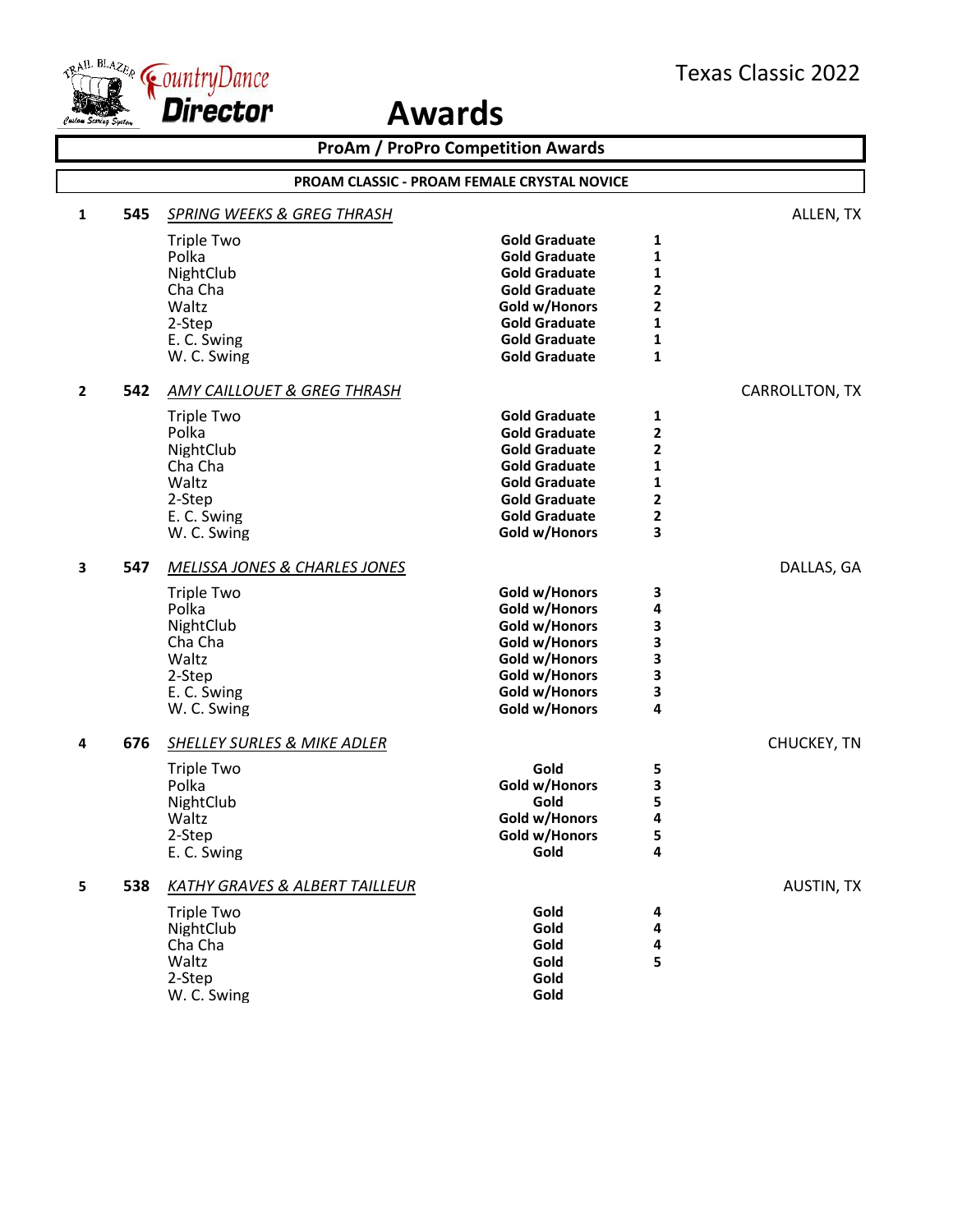# Awards

Texas Classic 2022

## ProAm / ProPro Competition Awards

### PROAM CLASSIC - PROAM FEMALE CRYSTAL NOVICE

**1** **545** *SPRING WEEKS & GREG THRASH* — ALLEN, TX

| Dance | Award | Place |
|---|---|---|
| Triple Two | Gold Graduate | 1 |
| Polka | Gold Graduate | 1 |
| NightClub | Gold Graduate | 1 |
| Cha Cha | Gold Graduate | 2 |
| Waltz | Gold w/Honors | 2 |
| 2-Step | Gold Graduate | 1 |
| E. C. Swing | Gold Graduate | 1 |
| W. C. Swing | Gold Graduate | 1 |

**2** **542** *AMY CAILLOUET & GREG THRASH* — CARROLLTON, TX

| Dance | Award | Place |
|---|---|---|
| Triple Two | Gold Graduate | 1 |
| Polka | Gold Graduate | 2 |
| NightClub | Gold Graduate | 2 |
| Cha Cha | Gold Graduate | 1 |
| Waltz | Gold Graduate | 1 |
| 2-Step | Gold Graduate | 2 |
| E. C. Swing | Gold Graduate | 2 |
| W. C. Swing | Gold w/Honors | 3 |

**3** **547** *MELISSA JONES & CHARLES JONES* — DALLAS, GA

| Dance | Award | Place |
|---|---|---|
| Triple Two | Gold w/Honors | 3 |
| Polka | Gold w/Honors | 4 |
| NightClub | Gold w/Honors | 3 |
| Cha Cha | Gold w/Honors | 3 |
| Waltz | Gold w/Honors | 3 |
| 2-Step | Gold w/Honors | 3 |
| E. C. Swing | Gold w/Honors | 3 |
| W. C. Swing | Gold w/Honors | 4 |

**4** **676** *SHELLEY SURLES & MIKE ADLER* — CHUCKEY, TN

| Dance | Award | Place |
|---|---|---|
| Triple Two | Gold | 5 |
| Polka | Gold w/Honors | 3 |
| NightClub | Gold | 5 |
| Waltz | Gold w/Honors | 4 |
| 2-Step | Gold w/Honors | 5 |
| E. C. Swing | Gold | 4 |

**5** **538** *KATHY GRAVES & ALBERT TAILLEUR* — AUSTIN, TX

| Dance | Award | Place |
|---|---|---|
| Triple Two | Gold | 4 |
| NightClub | Gold | 4 |
| Cha Cha | Gold | 4 |
| Waltz | Gold | 5 |
| 2-Step | Gold | |
| W. C. Swing | Gold | |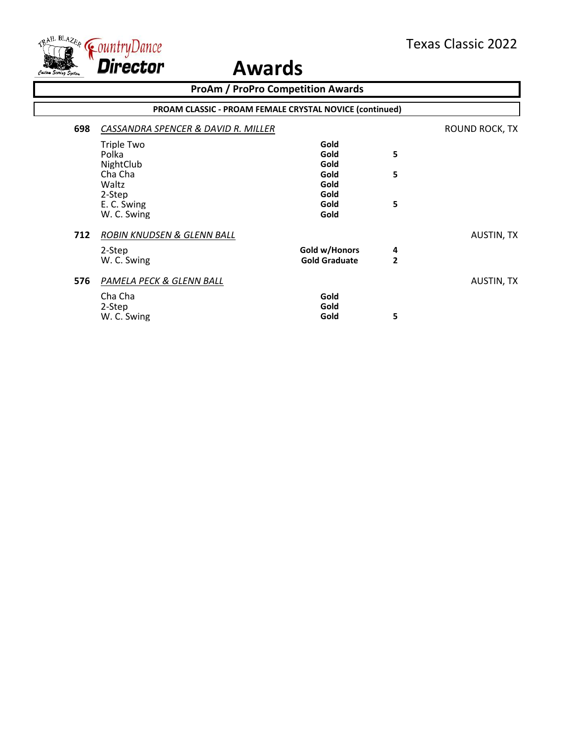# Awards

## ProAm / ProPro Competition Awards

### PROAM CLASSIC - PROAM FEMALE CRYSTAL NOVICE (continued)

**698** *CASSANDRA SPENCER & DAVID R. MILLER* — ROUND ROCK, TX

| Dance | Award | |
|---|---|---|
| Triple Two | **Gold** | |
| Polka | **Gold** | **5** |
| NightClub | **Gold** | |
| Cha Cha | **Gold** | **5** |
| Waltz | **Gold** | |
| 2-Step | **Gold** | |
| E. C. Swing | **Gold** | **5** |
| W. C. Swing | **Gold** | |

**712** *ROBIN KNUDSEN & GLENN BALL* — AUSTIN, TX

| Dance | Award | |
|---|---|---|
| 2-Step | **Gold w/Honors** | **4** |
| W. C. Swing | **Gold Graduate** | **2** |

**576** *PAMELA PECK & GLENN BALL* — AUSTIN, TX

| Dance | Award | |
|---|---|---|
| Cha Cha | **Gold** | |
| 2-Step | **Gold** | |
| W. C. Swing | **Gold** | **5** |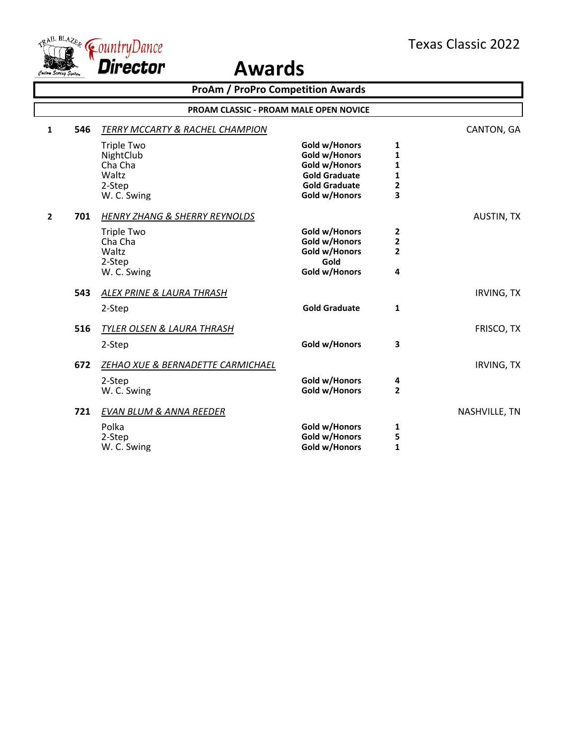# Awards

Texas Classic 2022

## ProAm / ProPro Competition Awards

### PROAM CLASSIC - PROAM MALE OPEN NOVICE

| Place | No. | Couple / Dance | Award | Rank | Location |
|---|---|---|---|---|---|
| 1 | 546 | *TERRY MCCARTY & RACHEL CHAMPION* | | | CANTON, GA |
| | | Triple Two | Gold w/Honors | 1 | |
| | | NightClub | Gold w/Honors | 1 | |
| | | Cha Cha | Gold w/Honors | 1 | |
| | | Waltz | Gold Graduate | 1 | |
| | | 2-Step | Gold Graduate | 2 | |
| | | W. C. Swing | Gold w/Honors | 3 | |
| 2 | 701 | *HENRY ZHANG & SHERRY REYNOLDS* | | | AUSTIN, TX |
| | | Triple Two | Gold w/Honors | 2 | |
| | | Cha Cha | Gold w/Honors | 2 | |
| | | Waltz | Gold w/Honors | 2 | |
| | | 2-Step | Gold | | |
| | | W. C. Swing | Gold w/Honors | 4 | |
| | 543 | *ALEX PRINE & LAURA THRASH* | | | IRVING, TX |
| | | 2-Step | Gold Graduate | 1 | |
| | 516 | *TYLER OLSEN & LAURA THRASH* | | | FRISCO, TX |
| | | 2-Step | Gold w/Honors | 3 | |
| | 672 | *ZEHAO XUE & BERNADETTE CARMICHAEL* | | | IRVING, TX |
| | | 2-Step | Gold w/Honors | 4 | |
| | | W. C. Swing | Gold w/Honors | 2 | |
| | 721 | *EVAN BLUM & ANNA REEDER* | | | NASHVILLE, TN |
| | | Polka | Gold w/Honors | 1 | |
| | | 2-Step | Gold w/Honors | 5 | |
| | | W. C. Swing | Gold w/Honors | 1 | |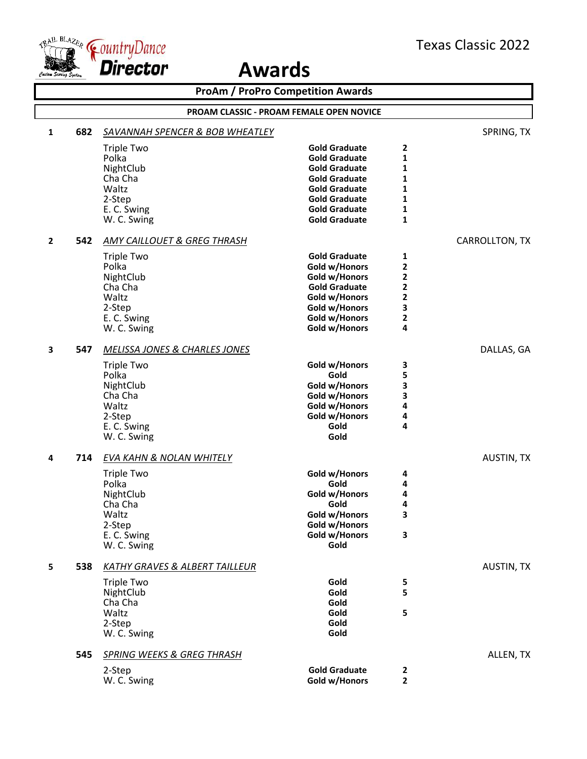Texas Classic 2022

CountryDance Director

# Awards

## ProAm / ProPro Competition Awards

### PROAM CLASSIC - PROAM FEMALE OPEN NOVICE

**1** **682** *SAVANNAH SPENCER & BOB WHEATLEY* — SPRING, TX

| Dance | Award | Place |
|---|---|---|
| Triple Two | **Gold Graduate** | **2** |
| Polka | **Gold Graduate** | **1** |
| NightClub | **Gold Graduate** | **1** |
| Cha Cha | **Gold Graduate** | **1** |
| Waltz | **Gold Graduate** | **1** |
| 2-Step | **Gold Graduate** | **1** |
| E. C. Swing | **Gold Graduate** | **1** |
| W. C. Swing | **Gold Graduate** | **1** |

**2** **542** *AMY CAILLOUET & GREG THRASH* — CARROLLTON, TX

| Dance | Award | Place |
|---|---|---|
| Triple Two | **Gold Graduate** | **1** |
| Polka | **Gold w/Honors** | **2** |
| NightClub | **Gold w/Honors** | **2** |
| Cha Cha | **Gold Graduate** | **2** |
| Waltz | **Gold w/Honors** | **2** |
| 2-Step | **Gold w/Honors** | **3** |
| E. C. Swing | **Gold w/Honors** | **2** |
| W. C. Swing | **Gold w/Honors** | **4** |

**3** **547** *MELISSA JONES & CHARLES JONES* — DALLAS, GA

| Dance | Award | Place |
|---|---|---|
| Triple Two | **Gold w/Honors** | **3** |
| Polka | **Gold** | **5** |
| NightClub | **Gold w/Honors** | **3** |
| Cha Cha | **Gold w/Honors** | **3** |
| Waltz | **Gold w/Honors** | **4** |
| 2-Step | **Gold w/Honors** | **4** |
| E. C. Swing | **Gold** | **4** |
| W. C. Swing | **Gold** | |

**4** **714** *EVA KAHN & NOLAN WHITELY* — AUSTIN, TX

| Dance | Award | Place |
|---|---|---|
| Triple Two | **Gold w/Honors** | **4** |
| Polka | **Gold** | **4** |
| NightClub | **Gold w/Honors** | **4** |
| Cha Cha | **Gold** | **4** |
| Waltz | **Gold w/Honors** | **3** |
| 2-Step | **Gold w/Honors** | |
| E. C. Swing | **Gold w/Honors** | **3** |
| W. C. Swing | **Gold** | |

**5** **538** *KATHY GRAVES & ALBERT TAILLEUR* — AUSTIN, TX

| Dance | Award | Place |
|---|---|---|
| Triple Two | **Gold** | **5** |
| NightClub | **Gold** | **5** |
| Cha Cha | **Gold** | |
| Waltz | **Gold** | **5** |
| 2-Step | **Gold** | |
| W. C. Swing | **Gold** | |

**545** *SPRING WEEKS & GREG THRASH* — ALLEN, TX

| Dance | Award | Place |
|---|---|---|
| 2-Step | **Gold Graduate** | **2** |
| W. C. Swing | **Gold w/Honors** | **2** |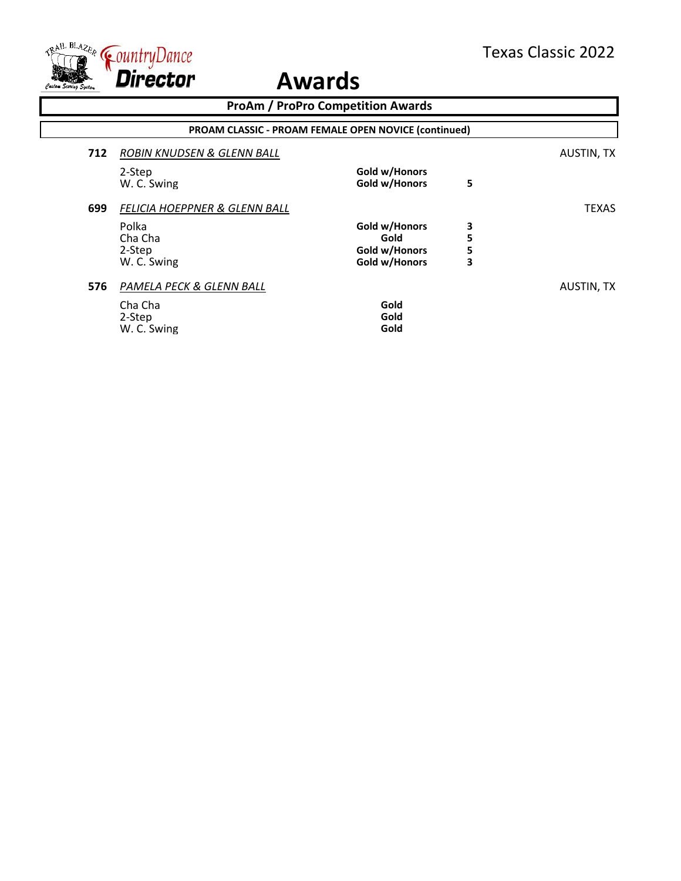# Awards

## ProAm / ProPro Competition Awards

### PROAM CLASSIC - PROAM FEMALE OPEN NOVICE (continued)

**712** *ROBIN KNUDSEN & GLENN BALL* — AUSTIN, TX

| Dance | Award | |
|---|---|---|
| 2-Step | **Gold w/Honors** | |
| W. C. Swing | **Gold w/Honors** | **5** |

**699** *FELICIA HOEPPNER & GLENN BALL* — TEXAS

| Dance | Award | |
|---|---|---|
| Polka | **Gold w/Honors** | **3** |
| Cha Cha | **Gold** | **5** |
| 2-Step | **Gold w/Honors** | **5** |
| W. C. Swing | **Gold w/Honors** | **3** |

**576** *PAMELA PECK & GLENN BALL* — AUSTIN, TX

| Dance | Award | |
|---|---|---|
| Cha Cha | **Gold** | |
| 2-Step | **Gold** | |
| W. C. Swing | **Gold** | |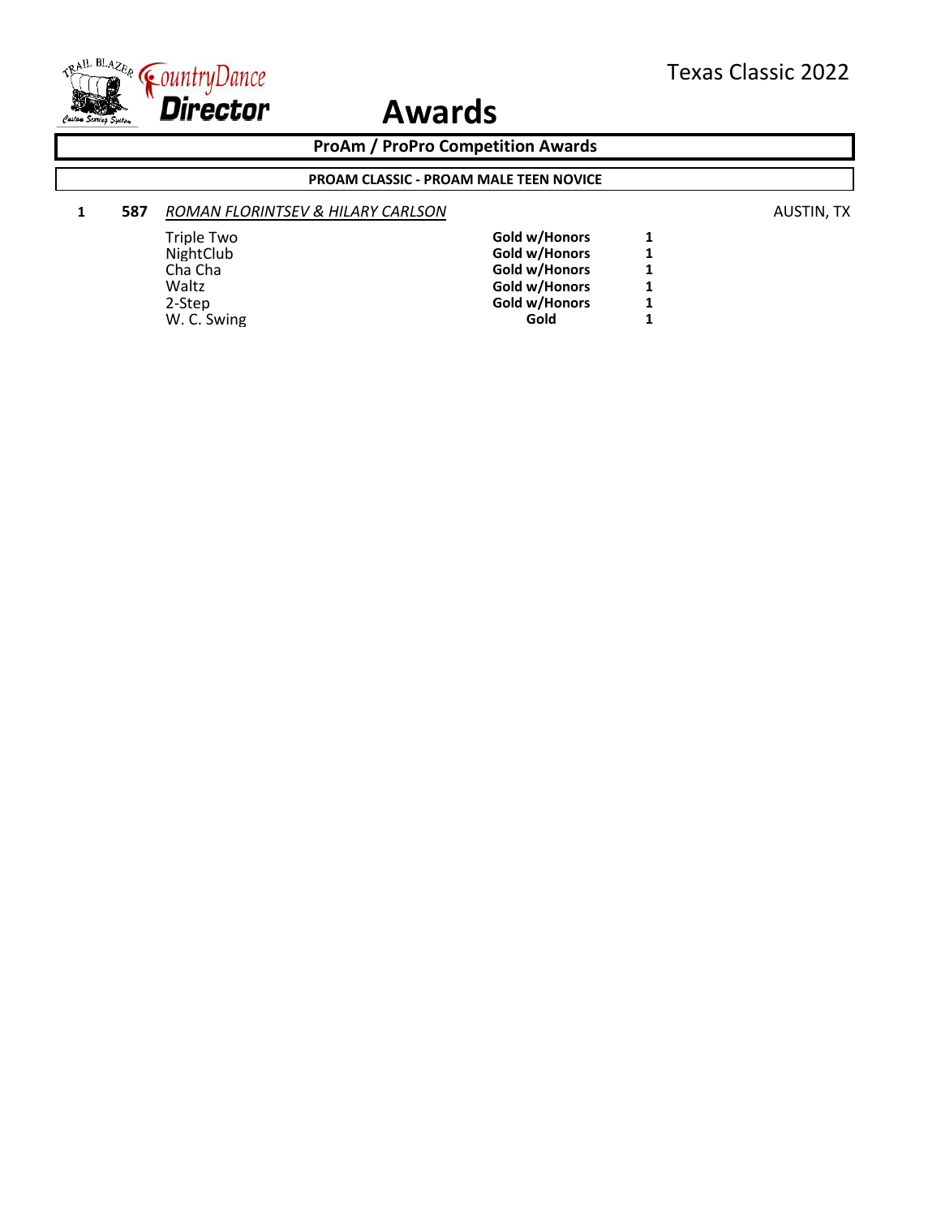# Awards

Texas Classic 2022

## ProAm / ProPro Competition Awards

### PROAM CLASSIC - PROAM MALE TEEN NOVICE

**1** **587** *ROMAN FLORINTSEV & HILARY CARLSON* AUSTIN, TX

| Dance | Award | Place |
|---|---|---|
| Triple Two | **Gold w/Honors** | **1** |
| NightClub | **Gold w/Honors** | **1** |
| Cha Cha | **Gold w/Honors** | **1** |
| Waltz | **Gold w/Honors** | **1** |
| 2-Step | **Gold w/Honors** | **1** |
| W. C. Swing | **Gold** | **1** |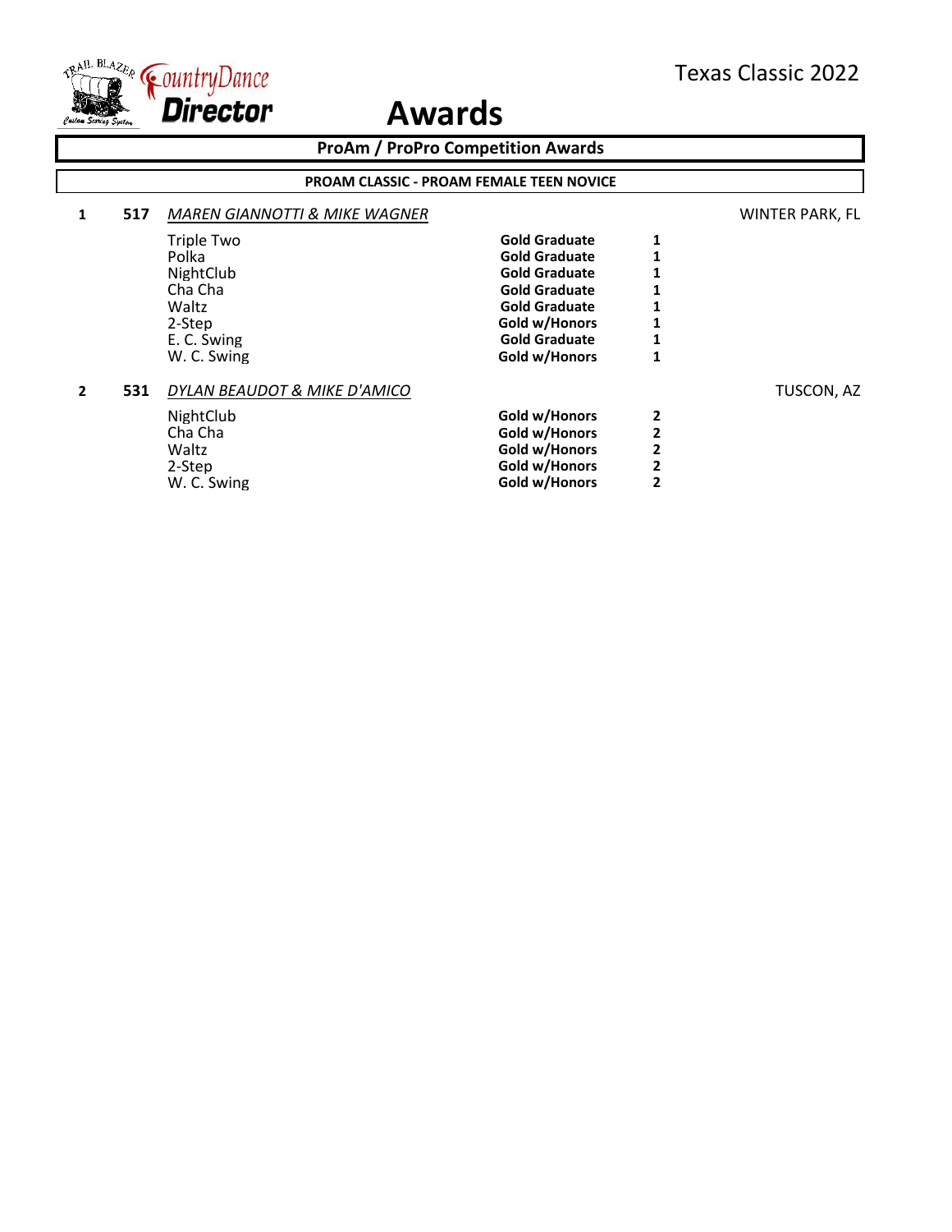# Awards

Texas Classic 2022

## ProAm / ProPro Competition Awards

### PROAM CLASSIC - PROAM FEMALE TEEN NOVICE

**1** **517** *MAREN GIANNOTTI & MIKE WAGNER* WINTER PARK, FL

| Dance | Award | Place |
|---|---|---|
| Triple Two | **Gold Graduate** | **1** |
| Polka | **Gold Graduate** | **1** |
| NightClub | **Gold Graduate** | **1** |
| Cha Cha | **Gold Graduate** | **1** |
| Waltz | **Gold Graduate** | **1** |
| 2-Step | **Gold w/Honors** | **1** |
| E. C. Swing | **Gold Graduate** | **1** |
| W. C. Swing | **Gold w/Honors** | **1** |

**2** **531** *DYLAN BEAUDOT & MIKE D'AMICO* TUSCON, AZ

| Dance | Award | Place |
|---|---|---|
| NightClub | **Gold w/Honors** | **2** |
| Cha Cha | **Gold w/Honors** | **2** |
| Waltz | **Gold w/Honors** | **2** |
| 2-Step | **Gold w/Honors** | **2** |
| W. C. Swing | **Gold w/Honors** | **2** |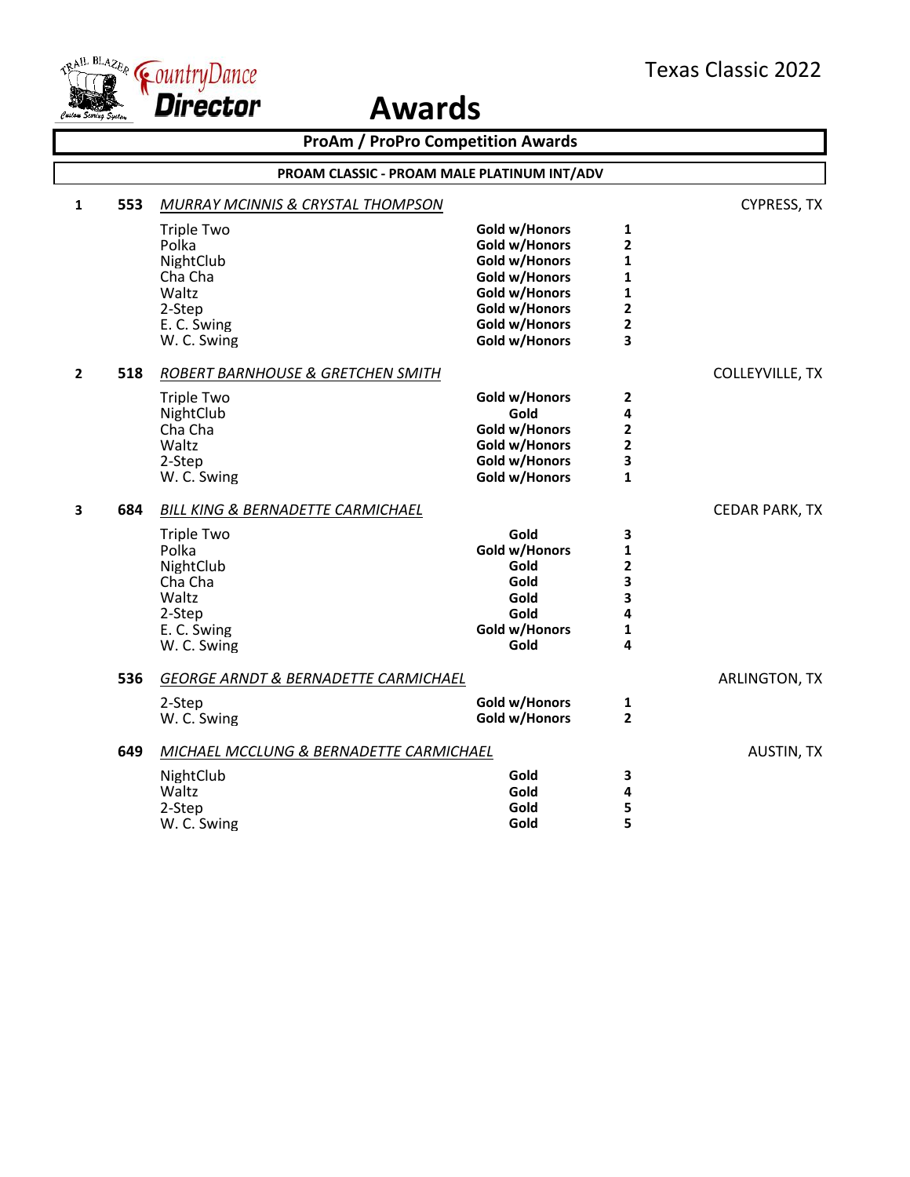Texas Classic 2022

CountryDance Director

# Awards

## ProAm / ProPro Competition Awards

### PROAM CLASSIC - PROAM MALE PLATINUM INT/ADV

**1** **553** *MURRAY MCINNIS & CRYSTAL THOMPSON* — CYPRESS, TX

| Dance | Award | Place |
|---|---|---|
| Triple Two | Gold w/Honors | 1 |
| Polka | Gold w/Honors | 2 |
| NightClub | Gold w/Honors | 1 |
| Cha Cha | Gold w/Honors | 1 |
| Waltz | Gold w/Honors | 1 |
| 2-Step | Gold w/Honors | 2 |
| E. C. Swing | Gold w/Honors | 2 |
| W. C. Swing | Gold w/Honors | 3 |

**2** **518** *ROBERT BARNHOUSE & GRETCHEN SMITH* — COLLEYVILLE, TX

| Dance | Award | Place |
|---|---|---|
| Triple Two | Gold w/Honors | 2 |
| NightClub | Gold | 4 |
| Cha Cha | Gold w/Honors | 2 |
| Waltz | Gold w/Honors | 2 |
| 2-Step | Gold w/Honors | 3 |
| W. C. Swing | Gold w/Honors | 1 |

**3** **684** *BILL KING & BERNADETTE CARMICHAEL* — CEDAR PARK, TX

| Dance | Award | Place |
|---|---|---|
| Triple Two | Gold | 3 |
| Polka | Gold w/Honors | 1 |
| NightClub | Gold | 2 |
| Cha Cha | Gold | 3 |
| Waltz | Gold | 3 |
| 2-Step | Gold | 4 |
| E. C. Swing | Gold w/Honors | 1 |
| W. C. Swing | Gold | 4 |

**536** *GEORGE ARNDT & BERNADETTE CARMICHAEL* — ARLINGTON, TX

| Dance | Award | Place |
|---|---|---|
| 2-Step | Gold w/Honors | 1 |
| W. C. Swing | Gold w/Honors | 2 |

**649** *MICHAEL MCCLUNG & BERNADETTE CARMICHAEL* — AUSTIN, TX

| Dance | Award | Place |
|---|---|---|
| NightClub | Gold | 3 |
| Waltz | Gold | 4 |
| 2-Step | Gold | 5 |
| W. C. Swing | Gold | 5 |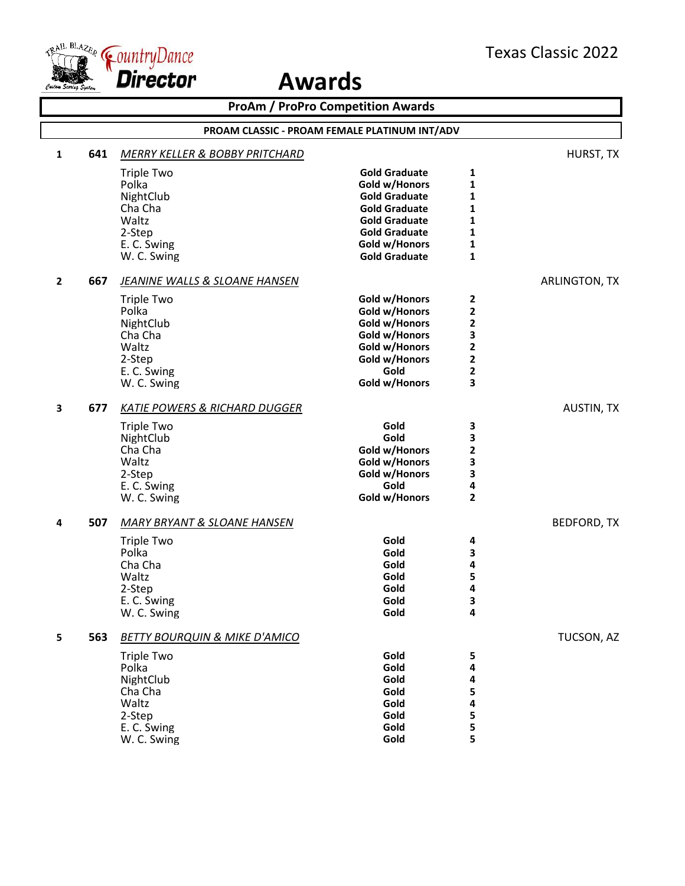Texas Classic 2022

# Awards

## ProAm / ProPro Competition Awards

### PROAM CLASSIC - PROAM FEMALE PLATINUM INT/ADV

**1** **641** *MERRY KELLER & BOBBY PRITCHARD* — HURST, TX

| Dance | Award | Place |
|---|---|---|
| Triple Two | **Gold Graduate** | **1** |
| Polka | **Gold w/Honors** | **1** |
| NightClub | **Gold Graduate** | **1** |
| Cha Cha | **Gold Graduate** | **1** |
| Waltz | **Gold Graduate** | **1** |
| 2-Step | **Gold Graduate** | **1** |
| E. C. Swing | **Gold w/Honors** | **1** |
| W. C. Swing | **Gold Graduate** | **1** |

**2** **667** *JEANINE WALLS & SLOANE HANSEN* — ARLINGTON, TX

| Dance | Award | Place |
|---|---|---|
| Triple Two | **Gold w/Honors** | **2** |
| Polka | **Gold w/Honors** | **2** |
| NightClub | **Gold w/Honors** | **2** |
| Cha Cha | **Gold w/Honors** | **3** |
| Waltz | **Gold w/Honors** | **2** |
| 2-Step | **Gold w/Honors** | **2** |
| E. C. Swing | **Gold** | **2** |
| W. C. Swing | **Gold w/Honors** | **3** |

**3** **677** *KATIE POWERS & RICHARD DUGGER* — AUSTIN, TX

| Dance | Award | Place |
|---|---|---|
| Triple Two | **Gold** | **3** |
| NightClub | **Gold** | **3** |
| Cha Cha | **Gold w/Honors** | **2** |
| Waltz | **Gold w/Honors** | **3** |
| 2-Step | **Gold w/Honors** | **3** |
| E. C. Swing | **Gold** | **4** |
| W. C. Swing | **Gold w/Honors** | **2** |

**4** **507** *MARY BRYANT & SLOANE HANSEN* — BEDFORD, TX

| Dance | Award | Place |
|---|---|---|
| Triple Two | **Gold** | **4** |
| Polka | **Gold** | **3** |
| Cha Cha | **Gold** | **4** |
| Waltz | **Gold** | **5** |
| 2-Step | **Gold** | **4** |
| E. C. Swing | **Gold** | **3** |
| W. C. Swing | **Gold** | **4** |

**5** **563** *BETTY BOURQUIN & MIKE D'AMICO* — TUCSON, AZ

| Dance | Award | Place |
|---|---|---|
| Triple Two | **Gold** | **5** |
| Polka | **Gold** | **4** |
| NightClub | **Gold** | **4** |
| Cha Cha | **Gold** | **5** |
| Waltz | **Gold** | **4** |
| 2-Step | **Gold** | **5** |
| E. C. Swing | **Gold** | **5** |
| W. C. Swing | **Gold** | **5** |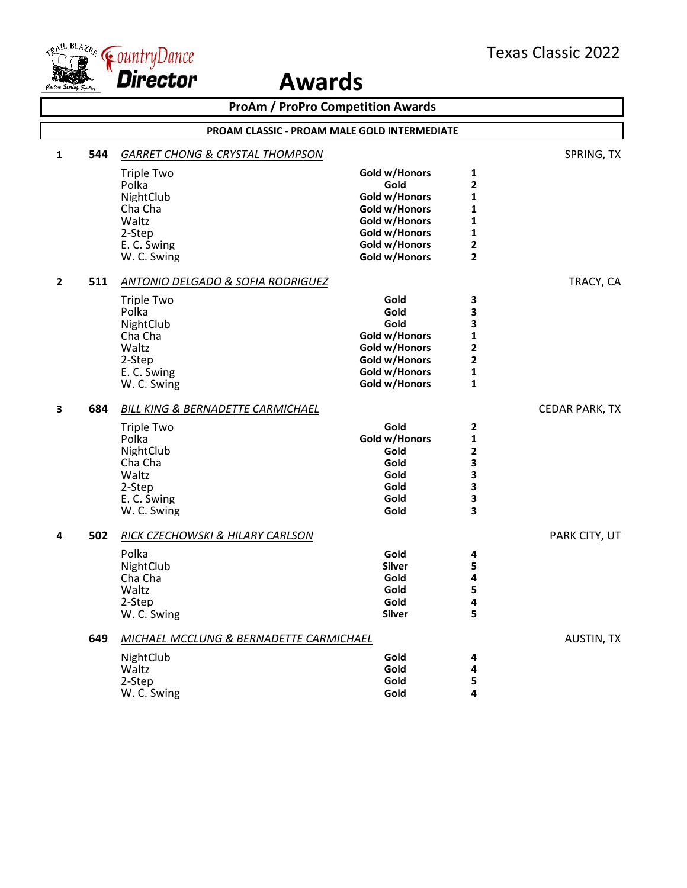Texas Classic 2022

# Awards

## ProAm / ProPro Competition Awards

### PROAM CLASSIC - PROAM MALE GOLD INTERMEDIATE

**1** **544** *GARRET CHONG & CRYSTAL THOMPSON* — SPRING, TX

| Dance | Award | Place |
|---|---|---|
| Triple Two | **Gold w/Honors** | **1** |
| Polka | **Gold** | **2** |
| NightClub | **Gold w/Honors** | **1** |
| Cha Cha | **Gold w/Honors** | **1** |
| Waltz | **Gold w/Honors** | **1** |
| 2-Step | **Gold w/Honors** | **1** |
| E. C. Swing | **Gold w/Honors** | **2** |
| W. C. Swing | **Gold w/Honors** | **2** |

**2** **511** *ANTONIO DELGADO & SOFIA RODRIGUEZ* — TRACY, CA

| Dance | Award | Place |
|---|---|---|
| Triple Two | **Gold** | **3** |
| Polka | **Gold** | **3** |
| NightClub | **Gold** | **3** |
| Cha Cha | **Gold w/Honors** | **1** |
| Waltz | **Gold w/Honors** | **2** |
| 2-Step | **Gold w/Honors** | **2** |
| E. C. Swing | **Gold w/Honors** | **1** |
| W. C. Swing | **Gold w/Honors** | **1** |

**3** **684** *BILL KING & BERNADETTE CARMICHAEL* — CEDAR PARK, TX

| Dance | Award | Place |
|---|---|---|
| Triple Two | **Gold** | **2** |
| Polka | **Gold w/Honors** | **1** |
| NightClub | **Gold** | **2** |
| Cha Cha | **Gold** | **3** |
| Waltz | **Gold** | **3** |
| 2-Step | **Gold** | **3** |
| E. C. Swing | **Gold** | **3** |
| W. C. Swing | **Gold** | **3** |

**4** **502** *RICK CZECHOWSKI & HILARY CARLSON* — PARK CITY, UT

| Dance | Award | Place |
|---|---|---|
| Polka | **Gold** | **4** |
| NightClub | **Silver** | **5** |
| Cha Cha | **Gold** | **4** |
| Waltz | **Gold** | **5** |
| 2-Step | **Gold** | **4** |
| W. C. Swing | **Silver** | **5** |

**649** *MICHAEL MCCLUNG & BERNADETTE CARMICHAEL* — AUSTIN, TX

| Dance | Award | Place |
|---|---|---|
| NightClub | **Gold** | **4** |
| Waltz | **Gold** | **4** |
| 2-Step | **Gold** | **5** |
| W. C. Swing | **Gold** | **4** |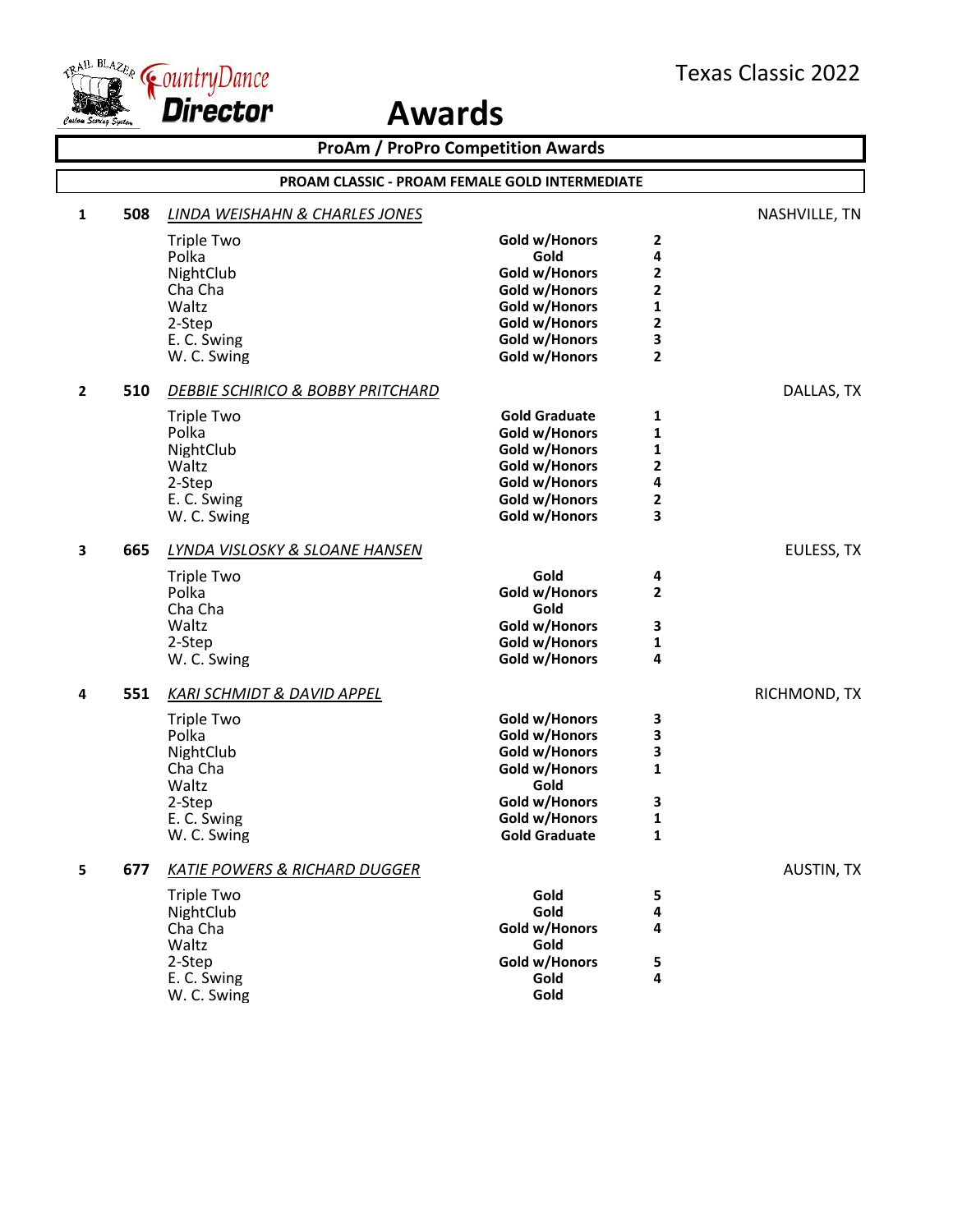Texas Classic 2022

# Awards

## ProAm / ProPro Competition Awards

### PROAM CLASSIC - PROAM FEMALE GOLD INTERMEDIATE

**1 | 508** *LINDA WEISHAHN & CHARLES JONES* — NASHVILLE, TN

| Dance | Award | Place |
|---|---|---|
| Triple Two | Gold w/Honors | 2 |
| Polka | Gold | 4 |
| NightClub | Gold w/Honors | 2 |
| Cha Cha | Gold w/Honors | 2 |
| Waltz | Gold w/Honors | 1 |
| 2-Step | Gold w/Honors | 2 |
| E. C. Swing | Gold w/Honors | 3 |
| W. C. Swing | Gold w/Honors | 2 |

**2 | 510** *DEBBIE SCHIRICO & BOBBY PRITCHARD* — DALLAS, TX

| Dance | Award | Place |
|---|---|---|
| Triple Two | Gold Graduate | 1 |
| Polka | Gold w/Honors | 1 |
| NightClub | Gold w/Honors | 1 |
| Waltz | Gold w/Honors | 2 |
| 2-Step | Gold w/Honors | 4 |
| E. C. Swing | Gold w/Honors | 2 |
| W. C. Swing | Gold w/Honors | 3 |

**3 | 665** *LYNDA VISLOSKY & SLOANE HANSEN* — EULESS, TX

| Dance | Award | Place |
|---|---|---|
| Triple Two | Gold | 4 |
| Polka | Gold w/Honors | 2 |
| Cha Cha | Gold | |
| Waltz | Gold w/Honors | 3 |
| 2-Step | Gold w/Honors | 1 |
| W. C. Swing | Gold w/Honors | 4 |

**4 | 551** *KARI SCHMIDT & DAVID APPEL* — RICHMOND, TX

| Dance | Award | Place |
|---|---|---|
| Triple Two | Gold w/Honors | 3 |
| Polka | Gold w/Honors | 3 |
| NightClub | Gold w/Honors | 3 |
| Cha Cha | Gold w/Honors | 1 |
| Waltz | Gold | |
| 2-Step | Gold w/Honors | 3 |
| E. C. Swing | Gold w/Honors | 1 |
| W. C. Swing | Gold Graduate | 1 |

**5 | 677** *KATIE POWERS & RICHARD DUGGER* — AUSTIN, TX

| Dance | Award | Place |
|---|---|---|
| Triple Two | Gold | 5 |
| NightClub | Gold | 4 |
| Cha Cha | Gold w/Honors | 4 |
| Waltz | Gold | |
| 2-Step | Gold w/Honors | 5 |
| E. C. Swing | Gold | 4 |
| W. C. Swing | Gold | |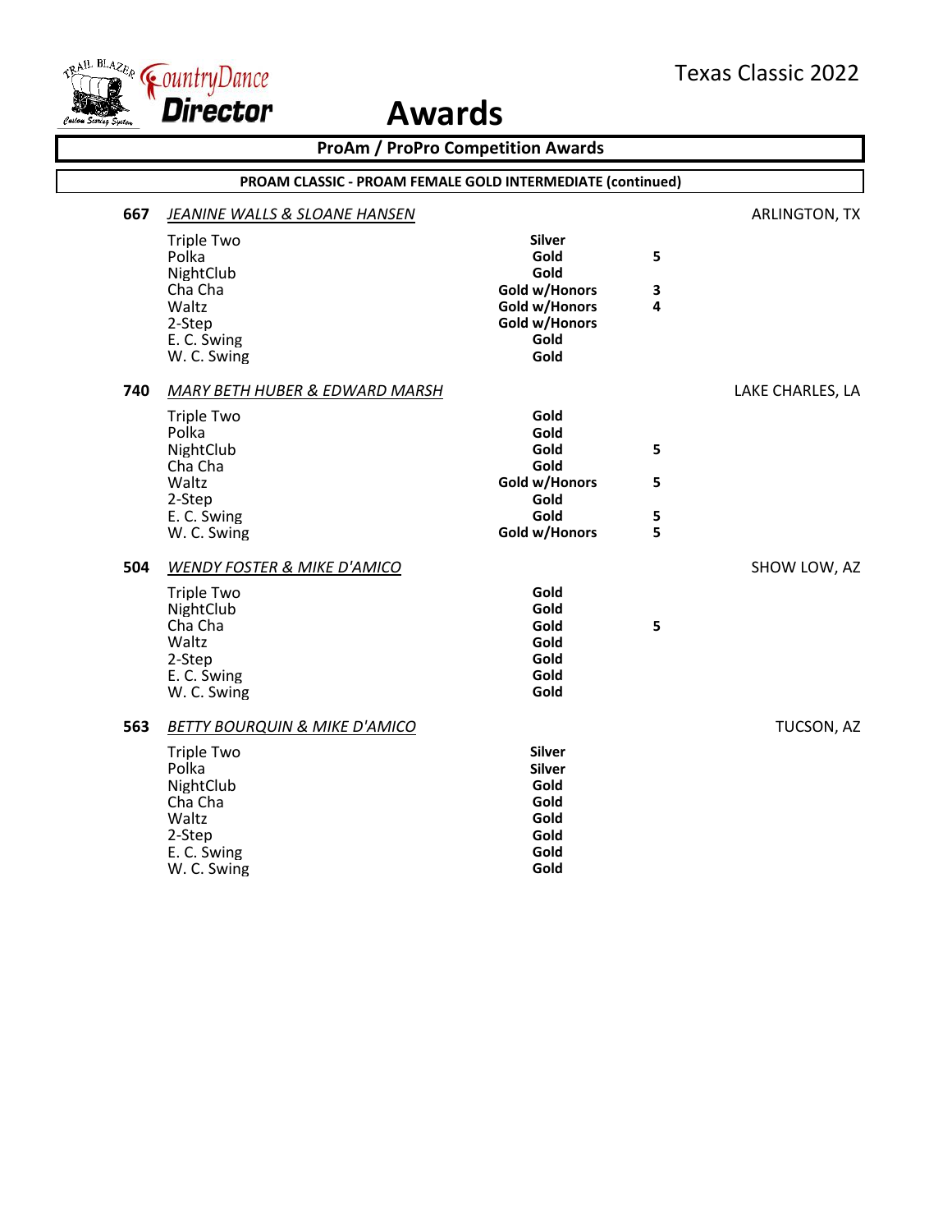# Awards

## ProAm / ProPro Competition Awards

### PROAM CLASSIC - PROAM FEMALE GOLD INTERMEDIATE (continued)

**667** *JEANINE WALLS & SLOANE HANSEN* — ARLINGTON, TX

| Dance | Award | Place |
|---|---|---|
| Triple Two | **Silver** | |
| Polka | **Gold** | **5** |
| NightClub | **Gold** | |
| Cha Cha | **Gold w/Honors** | **3** |
| Waltz | **Gold w/Honors** | **4** |
| 2-Step | **Gold w/Honors** | |
| E. C. Swing | **Gold** | |
| W. C. Swing | **Gold** | |

**740** *MARY BETH HUBER & EDWARD MARSH* — LAKE CHARLES, LA

| Dance | Award | Place |
|---|---|---|
| Triple Two | **Gold** | |
| Polka | **Gold** | |
| NightClub | **Gold** | **5** |
| Cha Cha | **Gold** | |
| Waltz | **Gold w/Honors** | **5** |
| 2-Step | **Gold** | |
| E. C. Swing | **Gold** | **5** |
| W. C. Swing | **Gold w/Honors** | **5** |

**504** *WENDY FOSTER & MIKE D'AMICO* — SHOW LOW, AZ

| Dance | Award | Place |
|---|---|---|
| Triple Two | **Gold** | |
| NightClub | **Gold** | |
| Cha Cha | **Gold** | **5** |
| Waltz | **Gold** | |
| 2-Step | **Gold** | |
| E. C. Swing | **Gold** | |
| W. C. Swing | **Gold** | |

**563** *BETTY BOURQUIN & MIKE D'AMICO* — TUCSON, AZ

| Dance | Award | Place |
|---|---|---|
| Triple Two | **Silver** | |
| Polka | **Silver** | |
| NightClub | **Gold** | |
| Cha Cha | **Gold** | |
| Waltz | **Gold** | |
| 2-Step | **Gold** | |
| E. C. Swing | **Gold** | |
| W. C. Swing | **Gold** | |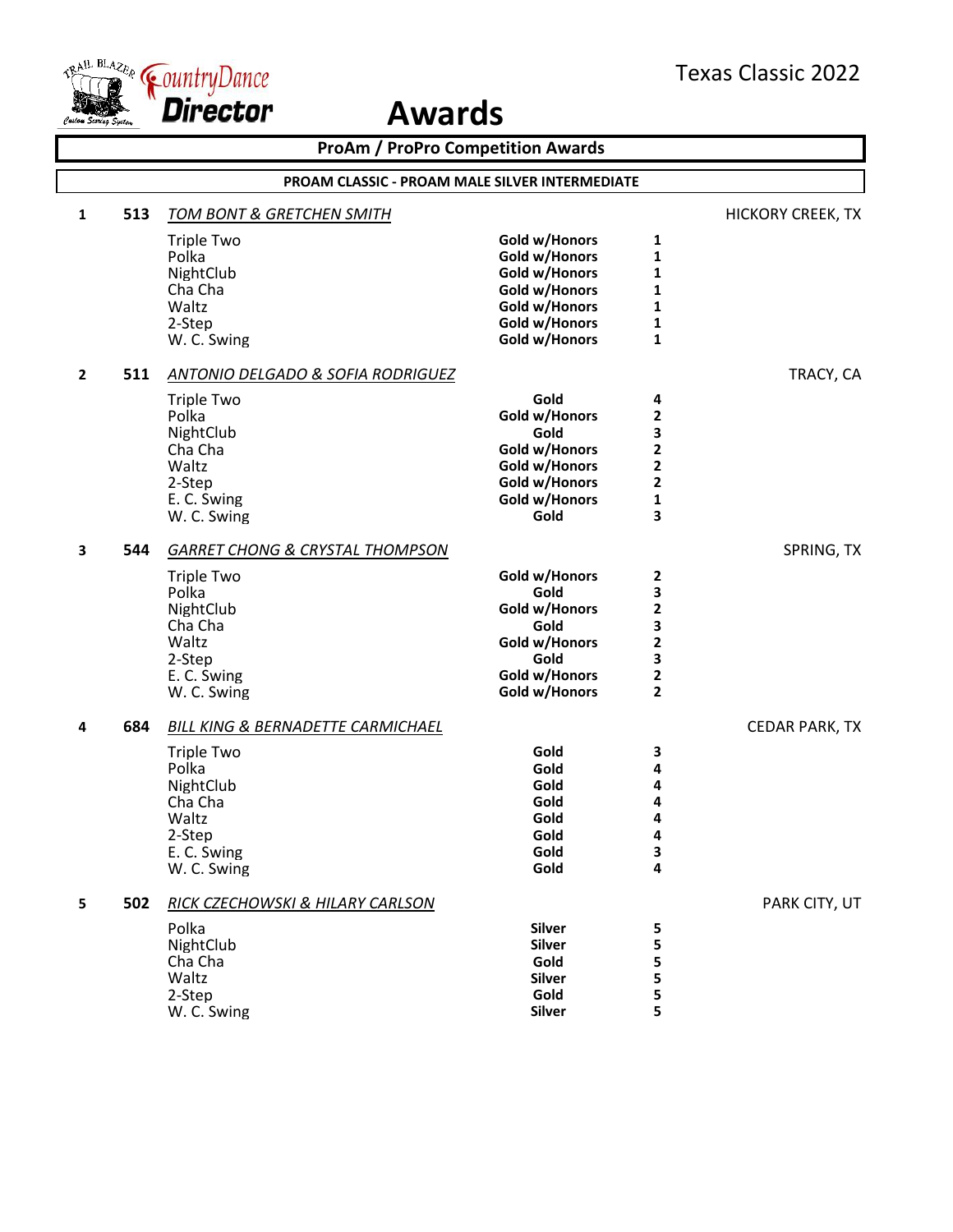# Awards

Texas Classic 2022

## ProAm / ProPro Competition Awards

### PROAM CLASSIC - PROAM MALE SILVER INTERMEDIATE

**1** **513** *TOM BONT & GRETCHEN SMITH* — HICKORY CREEK, TX

| Dance | Award | Place |
|---|---|---|
| Triple Two | Gold w/Honors | 1 |
| Polka | Gold w/Honors | 1 |
| NightClub | Gold w/Honors | 1 |
| Cha Cha | Gold w/Honors | 1 |
| Waltz | Gold w/Honors | 1 |
| 2-Step | Gold w/Honors | 1 |
| W. C. Swing | Gold w/Honors | 1 |

**2** **511** *ANTONIO DELGADO & SOFIA RODRIGUEZ* — TRACY, CA

| Dance | Award | Place |
|---|---|---|
| Triple Two | Gold | 4 |
| Polka | Gold w/Honors | 2 |
| NightClub | Gold | 3 |
| Cha Cha | Gold w/Honors | 2 |
| Waltz | Gold w/Honors | 2 |
| 2-Step | Gold w/Honors | 2 |
| E. C. Swing | Gold w/Honors | 1 |
| W. C. Swing | Gold | 3 |

**3** **544** *GARRET CHONG & CRYSTAL THOMPSON* — SPRING, TX

| Dance | Award | Place |
|---|---|---|
| Triple Two | Gold w/Honors | 2 |
| Polka | Gold | 3 |
| NightClub | Gold w/Honors | 2 |
| Cha Cha | Gold | 3 |
| Waltz | Gold w/Honors | 2 |
| 2-Step | Gold | 3 |
| E. C. Swing | Gold w/Honors | 2 |
| W. C. Swing | Gold w/Honors | 2 |

**4** **684** *BILL KING & BERNADETTE CARMICHAEL* — CEDAR PARK, TX

| Dance | Award | Place |
|---|---|---|
| Triple Two | Gold | 3 |
| Polka | Gold | 4 |
| NightClub | Gold | 4 |
| Cha Cha | Gold | 4 |
| Waltz | Gold | 4 |
| 2-Step | Gold | 4 |
| E. C. Swing | Gold | 3 |
| W. C. Swing | Gold | 4 |

**5** **502** *RICK CZECHOWSKI & HILARY CARLSON* — PARK CITY, UT

| Dance | Award | Place |
|---|---|---|
| Polka | Silver | 5 |
| NightClub | Silver | 5 |
| Cha Cha | Gold | 5 |
| Waltz | Silver | 5 |
| 2-Step | Gold | 5 |
| W. C. Swing | Silver | 5 |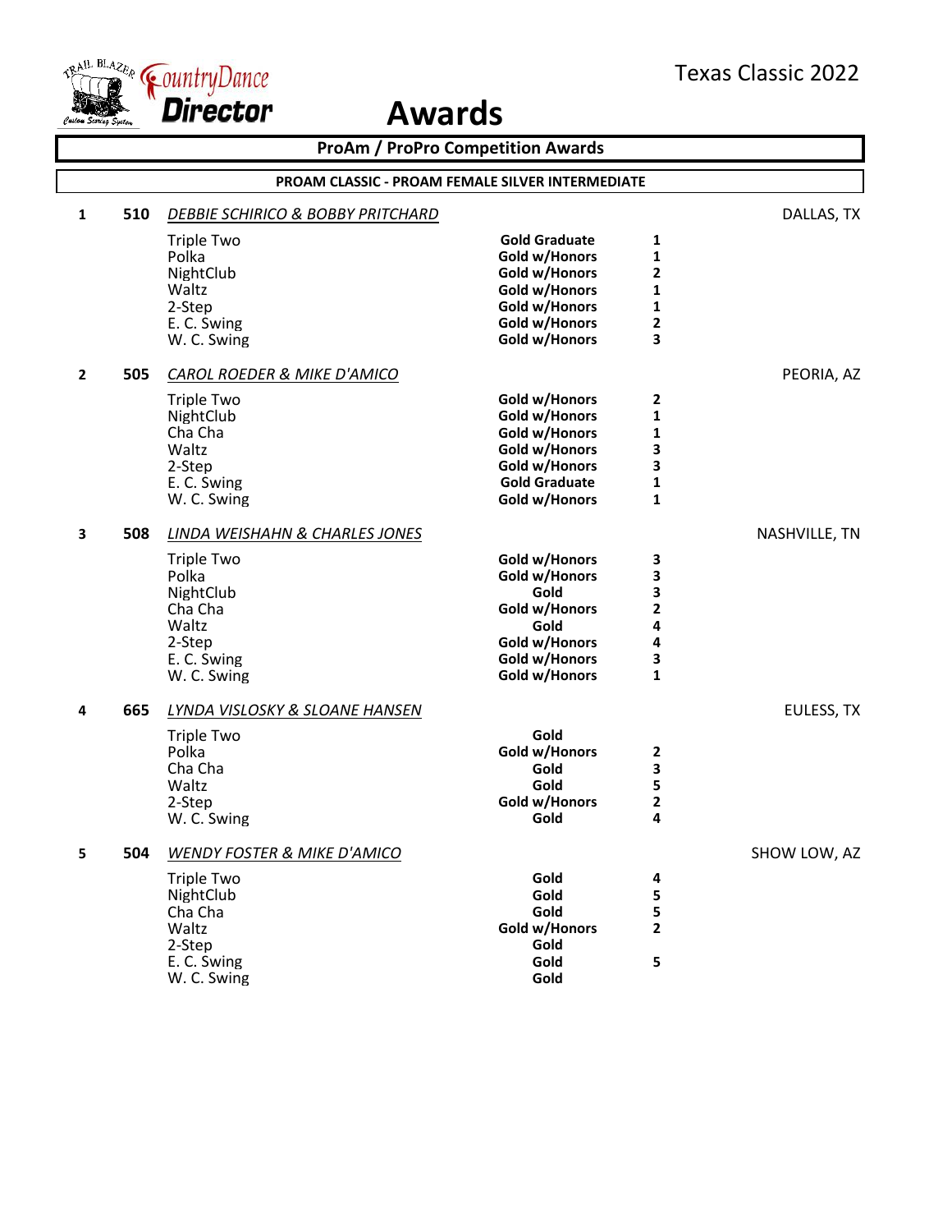# Awards

Texas Classic 2022

## ProAm / ProPro Competition Awards

### PROAM CLASSIC - PROAM FEMALE SILVER INTERMEDIATE

**1 510 *DEBBIE SCHIRICO & BOBBY PRITCHARD*** DALLAS, TX

| Dance | Award | Place |
|---|---|---|
| Triple Two | Gold Graduate | 1 |
| Polka | Gold w/Honors | 1 |
| NightClub | Gold w/Honors | 2 |
| Waltz | Gold w/Honors | 1 |
| 2-Step | Gold w/Honors | 1 |
| E. C. Swing | Gold w/Honors | 2 |
| W. C. Swing | Gold w/Honors | 3 |

**2 505 *CAROL ROEDER & MIKE D'AMICO*** PEORIA, AZ

| Dance | Award | Place |
|---|---|---|
| Triple Two | Gold w/Honors | 2 |
| NightClub | Gold w/Honors | 1 |
| Cha Cha | Gold w/Honors | 1 |
| Waltz | Gold w/Honors | 3 |
| 2-Step | Gold w/Honors | 3 |
| E. C. Swing | Gold Graduate | 1 |
| W. C. Swing | Gold w/Honors | 1 |

**3 508 *LINDA WEISHAHN & CHARLES JONES*** NASHVILLE, TN

| Dance | Award | Place |
|---|---|---|
| Triple Two | Gold w/Honors | 3 |
| Polka | Gold w/Honors | 3 |
| NightClub | Gold | 3 |
| Cha Cha | Gold w/Honors | 2 |
| Waltz | Gold | 4 |
| 2-Step | Gold w/Honors | 4 |
| E. C. Swing | Gold w/Honors | 3 |
| W. C. Swing | Gold w/Honors | 1 |

**4 665 *LYNDA VISLOSKY & SLOANE HANSEN*** EULESS, TX

| Dance | Award | Place |
|---|---|---|
| Triple Two | Gold | |
| Polka | Gold w/Honors | 2 |
| Cha Cha | Gold | 3 |
| Waltz | Gold | 5 |
| 2-Step | Gold w/Honors | 2 |
| W. C. Swing | Gold | 4 |

**5 504 *WENDY FOSTER & MIKE D'AMICO*** SHOW LOW, AZ

| Dance | Award | Place |
|---|---|---|
| Triple Two | Gold | 4 |
| NightClub | Gold | 5 |
| Cha Cha | Gold | 5 |
| Waltz | Gold w/Honors | 2 |
| 2-Step | Gold | |
| E. C. Swing | Gold | 5 |
| W. C. Swing | Gold | |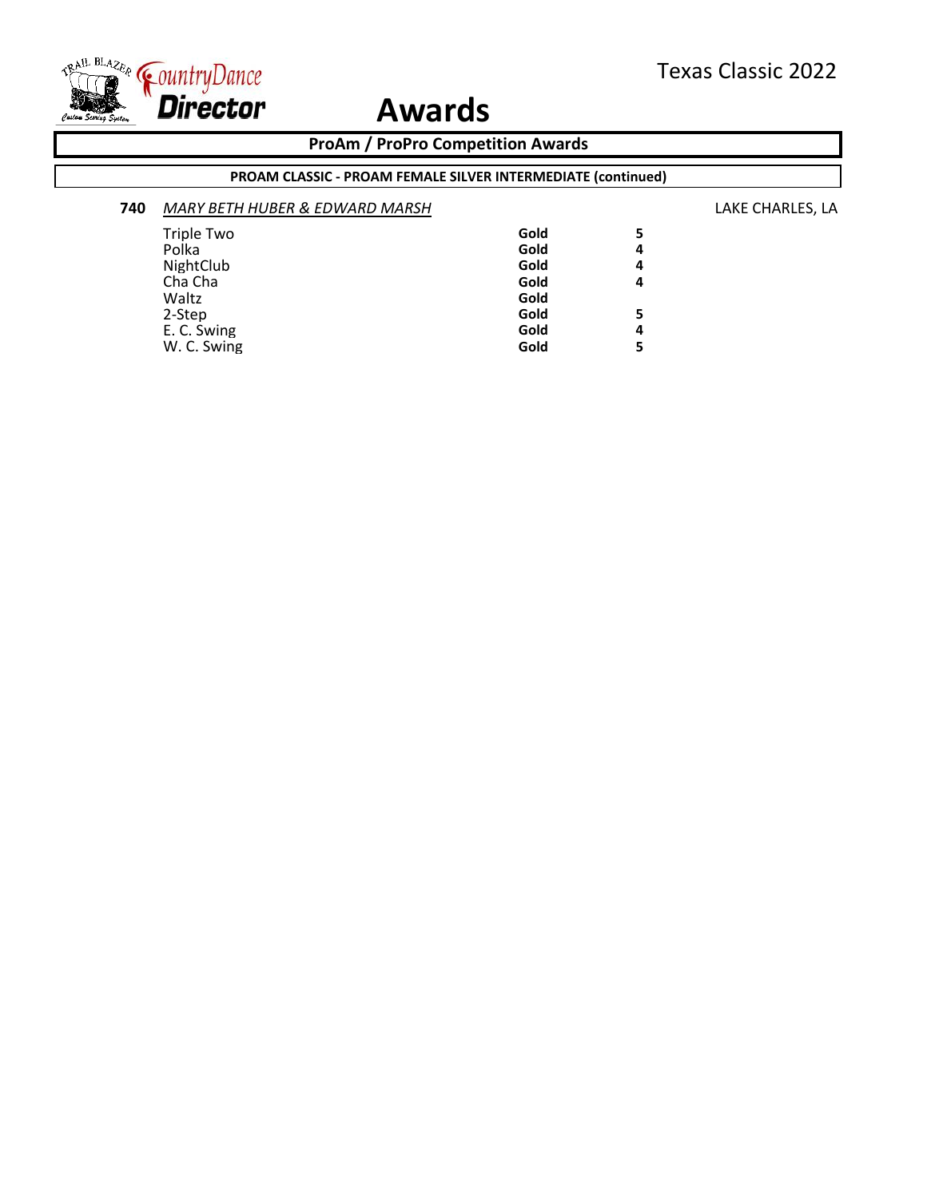# Awards

Texas Classic 2022

## ProAm / ProPro Competition Awards

### PROAM CLASSIC - PROAM FEMALE SILVER INTERMEDIATE (continued)

**740** *MARY BETH HUBER & EDWARD MARSH* LAKE CHARLES, LA

| Dance | Award | Score |
| --- | --- | --- |
| Triple Two | **Gold** | **5** |
| Polka | **Gold** | **4** |
| NightClub | **Gold** | **4** |
| Cha Cha | **Gold** | **4** |
| Waltz | **Gold** | |
| 2-Step | **Gold** | **5** |
| E. C. Swing | **Gold** | **4** |
| W. C. Swing | **Gold** | **5** |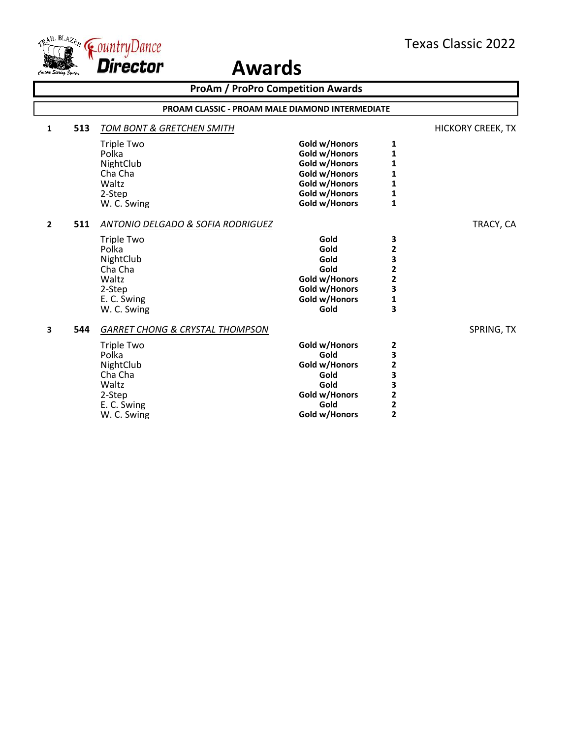# Awards

Texas Classic 2022

## ProAm / ProPro Competition Awards

### PROAM CLASSIC - PROAM MALE DIAMOND INTERMEDIATE

**1** **513** *TOM BONT & GRETCHEN SMITH* HICKORY CREEK, TX

| Dance | Award | Place |
|---|---|---|
| Triple Two | Gold w/Honors | 1 |
| Polka | Gold w/Honors | 1 |
| NightClub | Gold w/Honors | 1 |
| Cha Cha | Gold w/Honors | 1 |
| Waltz | Gold w/Honors | 1 |
| 2-Step | Gold w/Honors | 1 |
| W. C. Swing | Gold w/Honors | 1 |

**2** **511** *ANTONIO DELGADO & SOFIA RODRIGUEZ* TRACY, CA

| Dance | Award | Place |
|---|---|---|
| Triple Two | Gold | 3 |
| Polka | Gold | 2 |
| NightClub | Gold | 3 |
| Cha Cha | Gold | 2 |
| Waltz | Gold w/Honors | 2 |
| 2-Step | Gold w/Honors | 3 |
| E. C. Swing | Gold w/Honors | 1 |
| W. C. Swing | Gold | 3 |

**3** **544** *GARRET CHONG & CRYSTAL THOMPSON* SPRING, TX

| Dance | Award | Place |
|---|---|---|
| Triple Two | Gold w/Honors | 2 |
| Polka | Gold | 3 |
| NightClub | Gold w/Honors | 2 |
| Cha Cha | Gold | 3 |
| Waltz | Gold | 3 |
| 2-Step | Gold w/Honors | 2 |
| E. C. Swing | Gold | 2 |
| W. C. Swing | Gold w/Honors | 2 |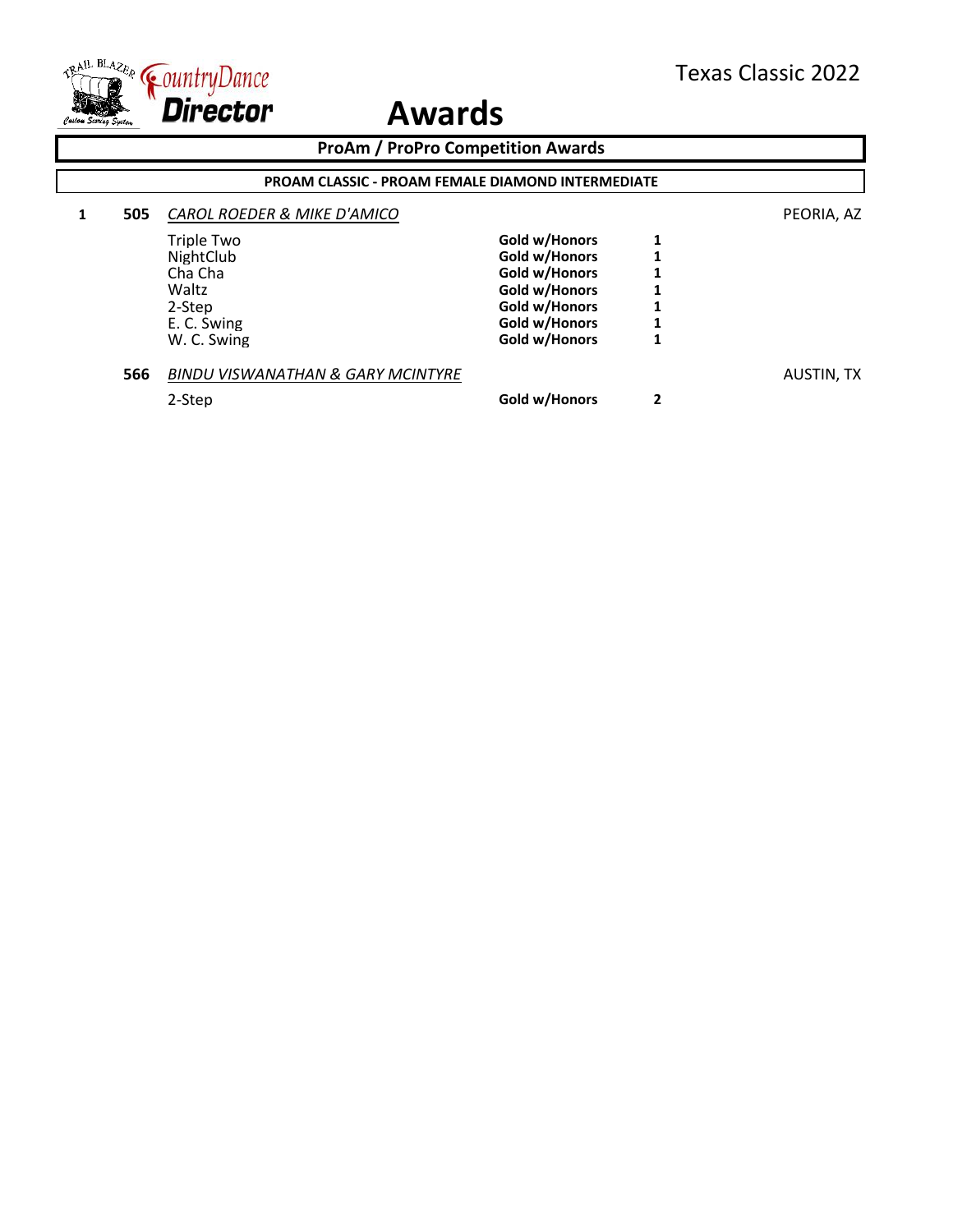Texas Classic 2022

# Awards

## ProAm / ProPro Competition Awards

### PROAM CLASSIC - PROAM FEMALE DIAMOND INTERMEDIATE

| | | | | | |
|---|---|---|---|---|---|
| 1 | 505 | *CAROL ROEDER & MIKE D'AMICO* | | | PEORIA, AZ |
| | | Triple Two | **Gold w/Honors** | **1** | |
| | | NightClub | **Gold w/Honors** | **1** | |
| | | Cha Cha | **Gold w/Honors** | **1** | |
| | | Waltz | **Gold w/Honors** | **1** | |
| | | 2-Step | **Gold w/Honors** | **1** | |
| | | E. C. Swing | **Gold w/Honors** | **1** | |
| | | W. C. Swing | **Gold w/Honors** | **1** | |
| | 566 | *BINDU VISWANATHAN & GARY MCINTYRE* | | | AUSTIN, TX |
| | | 2-Step | **Gold w/Honors** | **2** | |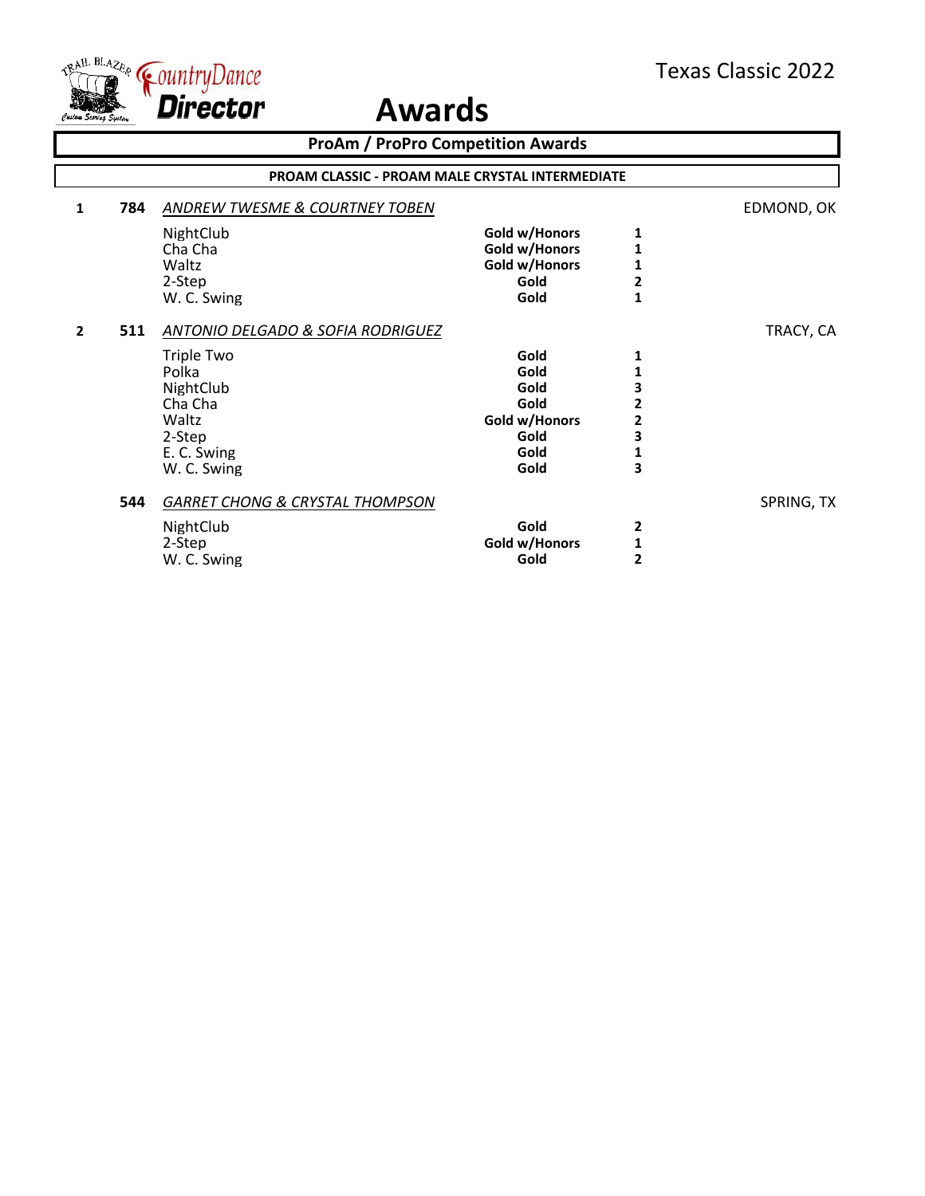Texas Classic 2022

# Awards

## ProAm / ProPro Competition Awards

### PROAM CLASSIC - PROAM MALE CRYSTAL INTERMEDIATE

| Place | No. | Couple / Dance | Award | Rank | Location |
|---|---|---|---|---|---|
| 1 | 784 | *ANDREW TWESME & COURTNEY TOBEN* | | | EDMOND, OK |
| | | NightClub | **Gold w/Honors** | **1** | |
| | | Cha Cha | **Gold w/Honors** | **1** | |
| | | Waltz | **Gold w/Honors** | **1** | |
| | | 2-Step | **Gold** | **2** | |
| | | W. C. Swing | **Gold** | **1** | |
| 2 | 511 | *ANTONIO DELGADO & SOFIA RODRIGUEZ* | | | TRACY, CA |
| | | Triple Two | **Gold** | **1** | |
| | | Polka | **Gold** | **1** | |
| | | NightClub | **Gold** | **3** | |
| | | Cha Cha | **Gold** | **2** | |
| | | Waltz | **Gold w/Honors** | **2** | |
| | | 2-Step | **Gold** | **3** | |
| | | E. C. Swing | **Gold** | **1** | |
| | | W. C. Swing | **Gold** | **3** | |
| | 544 | *GARRET CHONG & CRYSTAL THOMPSON* | | | SPRING, TX |
| | | NightClub | **Gold** | **2** | |
| | | 2-Step | **Gold w/Honors** | **1** | |
| | | W. C. Swing | **Gold** | **2** | |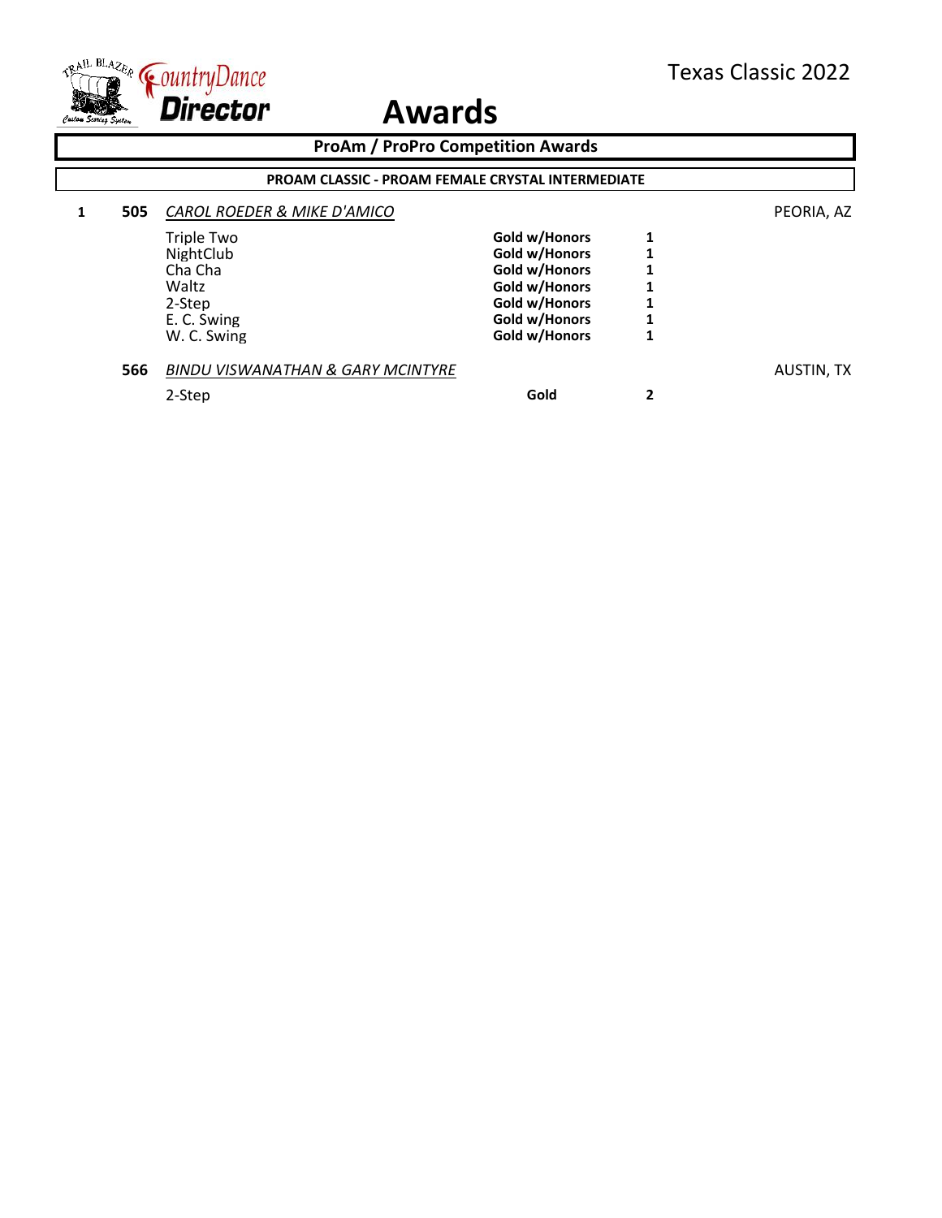Texas Classic 2022

# Awards

## ProAm / ProPro Competition Awards

### PROAM CLASSIC - PROAM FEMALE CRYSTAL INTERMEDIATE

| Place | No. | Couple / Dance | Award | Rank | Location |
|---|---|---|---|---|---|
| 1 | 505 | *CAROL ROEDER & MIKE D'AMICO* | | | PEORIA, AZ |
| | | Triple Two | **Gold w/Honors** | **1** | |
| | | NightClub | **Gold w/Honors** | **1** | |
| | | Cha Cha | **Gold w/Honors** | **1** | |
| | | Waltz | **Gold w/Honors** | **1** | |
| | | 2-Step | **Gold w/Honors** | **1** | |
| | | E. C. Swing | **Gold w/Honors** | **1** | |
| | | W. C. Swing | **Gold w/Honors** | **1** | |
| | 566 | *BINDU VISWANATHAN & GARY MCINTYRE* | | | AUSTIN, TX |
| | | 2-Step | **Gold** | **2** | |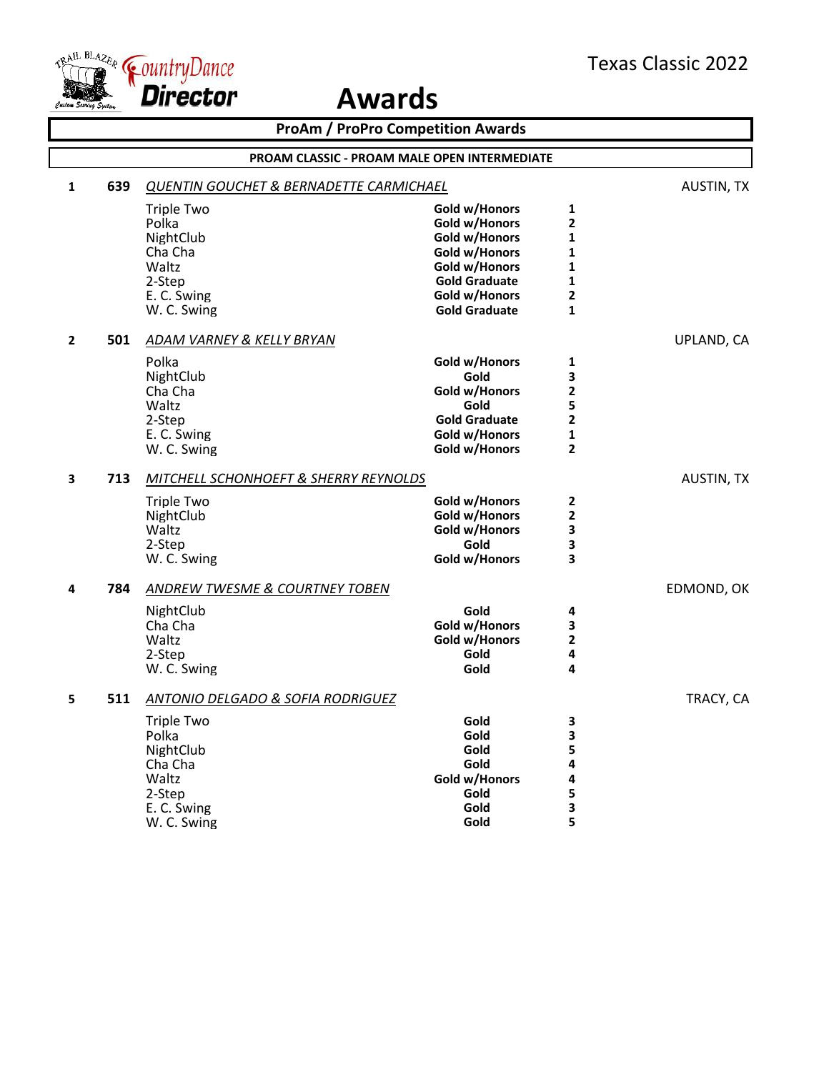Texas Classic 2022

# Awards

## ProAm / ProPro Competition Awards

### PROAM CLASSIC - PROAM MALE OPEN INTERMEDIATE

**1** **639** *QUENTIN GOUCHET & BERNADETTE CARMICHAEL* — AUSTIN, TX

| Dance | Award | Place |
|---|---|---|
| Triple Two | Gold w/Honors | 1 |
| Polka | Gold w/Honors | 2 |
| NightClub | Gold w/Honors | 1 |
| Cha Cha | Gold w/Honors | 1 |
| Waltz | Gold w/Honors | 1 |
| 2-Step | Gold Graduate | 1 |
| E. C. Swing | Gold w/Honors | 2 |
| W. C. Swing | Gold Graduate | 1 |

**2** **501** *ADAM VARNEY & KELLY BRYAN* — UPLAND, CA

| Dance | Award | Place |
|---|---|---|
| Polka | Gold w/Honors | 1 |
| NightClub | Gold | 3 |
| Cha Cha | Gold w/Honors | 2 |
| Waltz | Gold | 5 |
| 2-Step | Gold Graduate | 2 |
| E. C. Swing | Gold w/Honors | 1 |
| W. C. Swing | Gold w/Honors | 2 |

**3** **713** *MITCHELL SCHONHOEFT & SHERRY REYNOLDS* — AUSTIN, TX

| Dance | Award | Place |
|---|---|---|
| Triple Two | Gold w/Honors | 2 |
| NightClub | Gold w/Honors | 2 |
| Waltz | Gold w/Honors | 3 |
| 2-Step | Gold | 3 |
| W. C. Swing | Gold w/Honors | 3 |

**4** **784** *ANDREW TWESME & COURTNEY TOBEN* — EDMOND, OK

| Dance | Award | Place |
|---|---|---|
| NightClub | Gold | 4 |
| Cha Cha | Gold w/Honors | 3 |
| Waltz | Gold w/Honors | 2 |
| 2-Step | Gold | 4 |
| W. C. Swing | Gold | 4 |

**5** **511** *ANTONIO DELGADO & SOFIA RODRIGUEZ* — TRACY, CA

| Dance | Award | Place |
|---|---|---|
| Triple Two | Gold | 3 |
| Polka | Gold | 3 |
| NightClub | Gold | 5 |
| Cha Cha | Gold | 4 |
| Waltz | Gold w/Honors | 4 |
| 2-Step | Gold | 5 |
| E. C. Swing | Gold | 3 |
| W. C. Swing | Gold | 5 |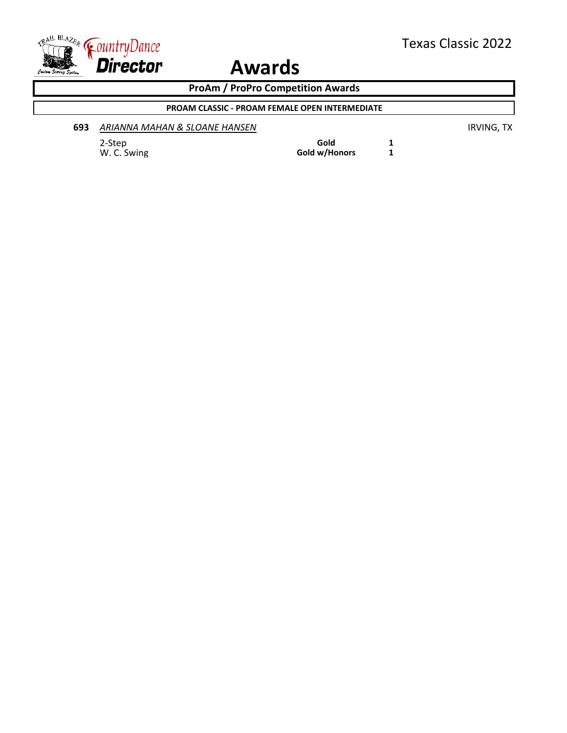# Awards

Texas Classic 2022

## ProAm / ProPro Competition Awards

### PROAM CLASSIC - PROAM FEMALE OPEN INTERMEDIATE

**693** *ARIANNA MAHAN & SLOANE HANSEN* IRVING, TX

| Dance | Award | Place |
|---|---|---|
| 2-Step | **Gold** | **1** |
| W. C. Swing | **Gold w/Honors** | **1** |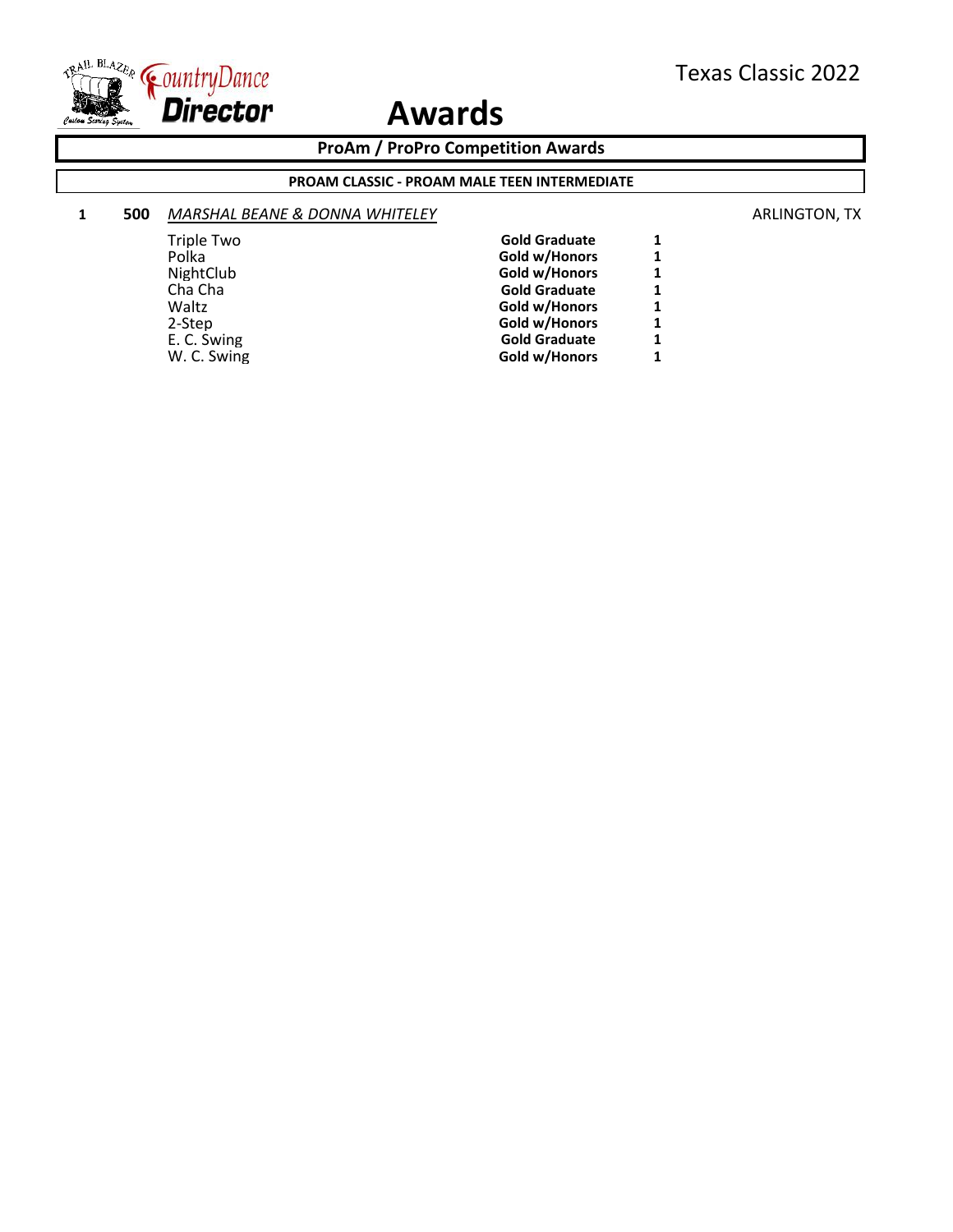# Awards

Texas Classic 2022

## ProAm / ProPro Competition Awards

### PROAM CLASSIC - PROAM MALE TEEN INTERMEDIATE

**1** **500** *MARSHAL BEANE & DONNA WHITELEY* ARLINGTON, TX

| Dance | Award | Place |
|---|---|---|
| Triple Two | **Gold Graduate** | **1** |
| Polka | **Gold w/Honors** | **1** |
| NightClub | **Gold w/Honors** | **1** |
| Cha Cha | **Gold Graduate** | **1** |
| Waltz | **Gold w/Honors** | **1** |
| 2-Step | **Gold w/Honors** | **1** |
| E. C. Swing | **Gold Graduate** | **1** |
| W. C. Swing | **Gold w/Honors** | **1** |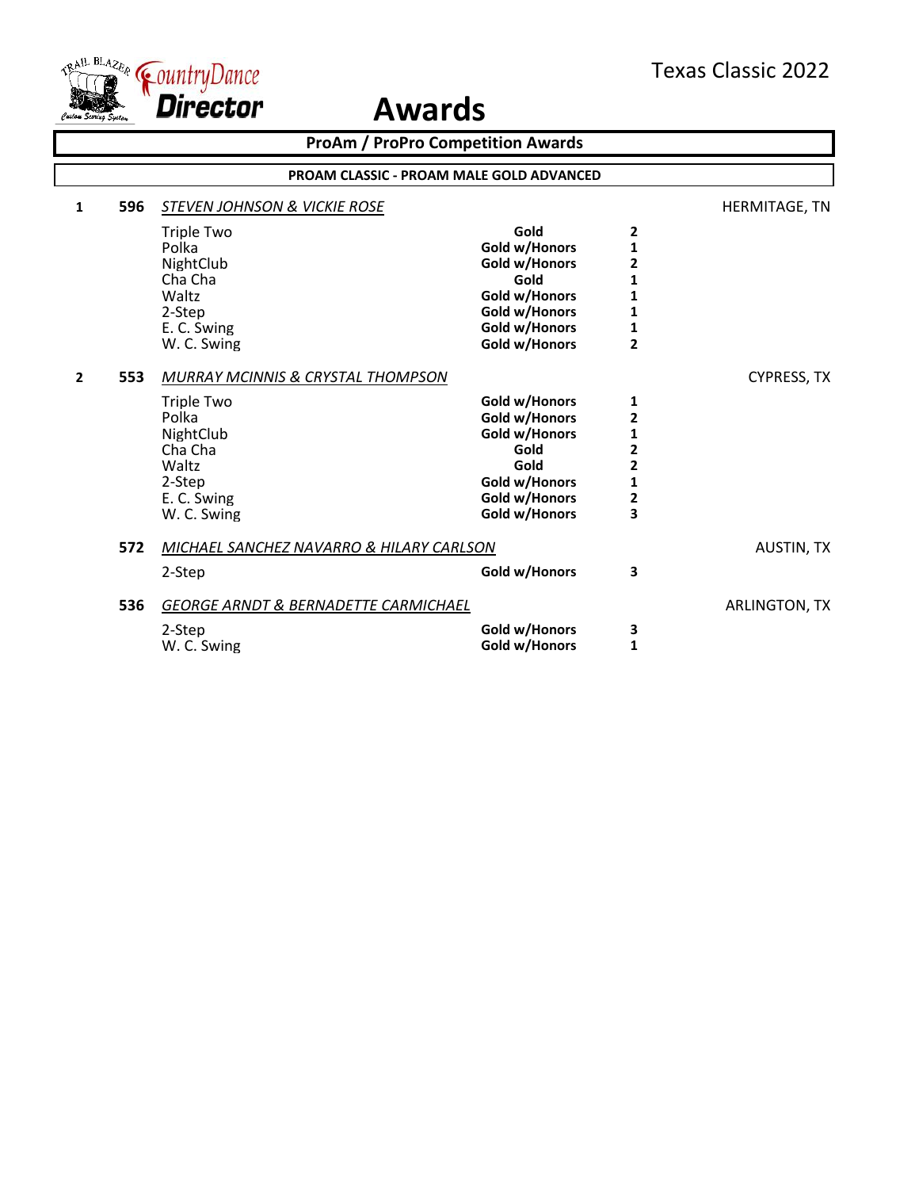# Awards

Texas Classic 2022

## ProAm / ProPro Competition Awards

### PROAM CLASSIC - PROAM MALE GOLD ADVANCED

**1** **596** *STEVEN JOHNSON & VICKIE ROSE* — HERMITAGE, TN

| Dance | Award | Place |
|---|---|---|
| Triple Two | **Gold** | **2** |
| Polka | **Gold w/Honors** | **1** |
| NightClub | **Gold w/Honors** | **2** |
| Cha Cha | **Gold** | **1** |
| Waltz | **Gold w/Honors** | **1** |
| 2-Step | **Gold w/Honors** | **1** |
| E. C. Swing | **Gold w/Honors** | **1** |
| W. C. Swing | **Gold w/Honors** | **2** |

**2** **553** *MURRAY MCINNIS & CRYSTAL THOMPSON* — CYPRESS, TX

| Dance | Award | Place |
|---|---|---|
| Triple Two | **Gold w/Honors** | **1** |
| Polka | **Gold w/Honors** | **2** |
| NightClub | **Gold w/Honors** | **1** |
| Cha Cha | **Gold** | **2** |
| Waltz | **Gold** | **2** |
| 2-Step | **Gold w/Honors** | **1** |
| E. C. Swing | **Gold w/Honors** | **2** |
| W. C. Swing | **Gold w/Honors** | **3** |

**572** *MICHAEL SANCHEZ NAVARRO & HILARY CARLSON* — AUSTIN, TX

| Dance | Award | Place |
|---|---|---|
| 2-Step | **Gold w/Honors** | **3** |

**536** *GEORGE ARNDT & BERNADETTE CARMICHAEL* — ARLINGTON, TX

| Dance | Award | Place |
|---|---|---|
| 2-Step | **Gold w/Honors** | **3** |
| W. C. Swing | **Gold w/Honors** | **1** |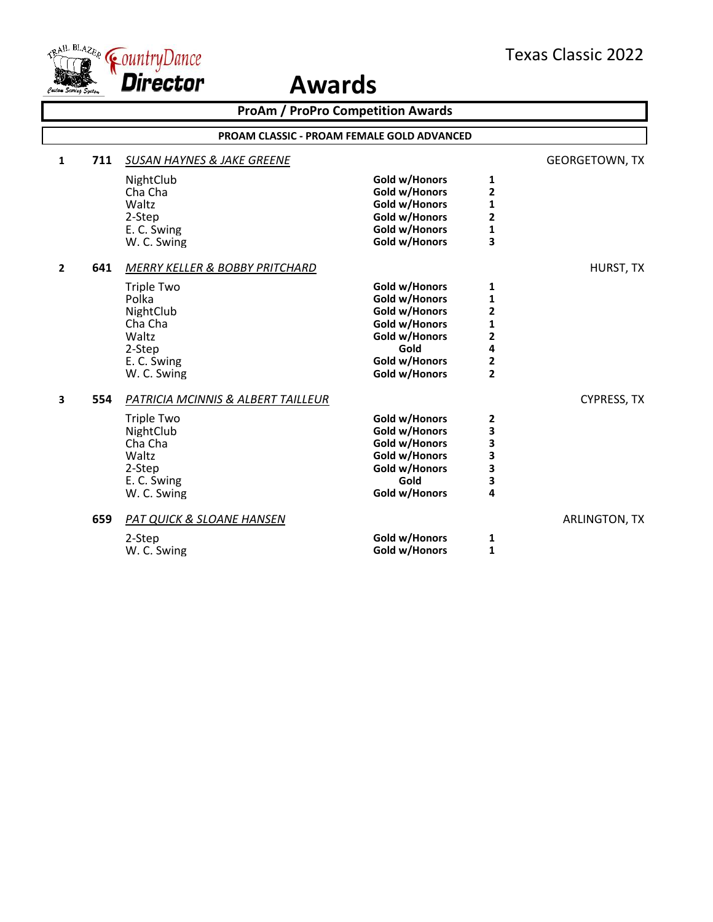Texas Classic 2022

# Awards

## ProAm / ProPro Competition Awards

### PROAM CLASSIC - PROAM FEMALE GOLD ADVANCED

**1 711** *SUSAN HAYNES & JAKE GREENE* — GEORGETOWN, TX

| Dance | Award | Place |
|---|---|---|
| NightClub | **Gold w/Honors** | **1** |
| Cha Cha | **Gold w/Honors** | **2** |
| Waltz | **Gold w/Honors** | **1** |
| 2-Step | **Gold w/Honors** | **2** |
| E. C. Swing | **Gold w/Honors** | **1** |
| W. C. Swing | **Gold w/Honors** | **3** |

**2 641** *MERRY KELLER & BOBBY PRITCHARD* — HURST, TX

| Dance | Award | Place |
|---|---|---|
| Triple Two | **Gold w/Honors** | **1** |
| Polka | **Gold w/Honors** | **1** |
| NightClub | **Gold w/Honors** | **2** |
| Cha Cha | **Gold w/Honors** | **1** |
| Waltz | **Gold w/Honors** | **2** |
| 2-Step | **Gold** | **4** |
| E. C. Swing | **Gold w/Honors** | **2** |
| W. C. Swing | **Gold w/Honors** | **2** |

**3 554** *PATRICIA MCINNIS & ALBERT TAILLEUR* — CYPRESS, TX

| Dance | Award | Place |
|---|---|---|
| Triple Two | **Gold w/Honors** | **2** |
| NightClub | **Gold w/Honors** | **3** |
| Cha Cha | **Gold w/Honors** | **3** |
| Waltz | **Gold w/Honors** | **3** |
| 2-Step | **Gold w/Honors** | **3** |
| E. C. Swing | **Gold** | **3** |
| W. C. Swing | **Gold w/Honors** | **4** |

**659** *PAT QUICK & SLOANE HANSEN* — ARLINGTON, TX

| Dance | Award | Place |
|---|---|---|
| 2-Step | **Gold w/Honors** | **1** |
| W. C. Swing | **Gold w/Honors** | **1** |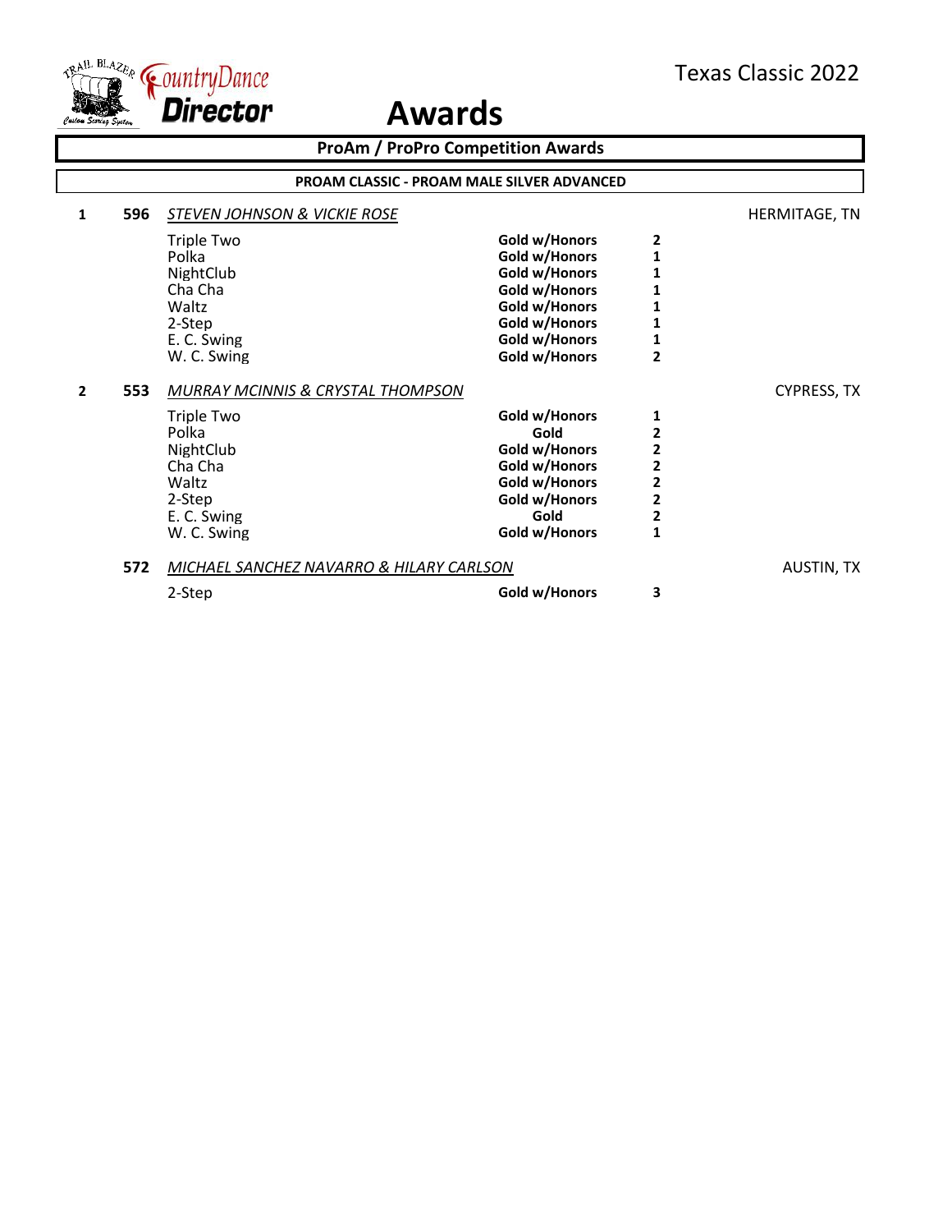Texas Classic 2022

# Awards

## ProAm / ProPro Competition Awards

### PROAM CLASSIC - PROAM MALE SILVER ADVANCED

**1** **596** *STEVEN JOHNSON & VICKIE ROSE* — HERMITAGE, TN

| Dance | Award | Place |
|---|---|---|
| Triple Two | **Gold w/Honors** | **2** |
| Polka | **Gold w/Honors** | **1** |
| NightClub | **Gold w/Honors** | **1** |
| Cha Cha | **Gold w/Honors** | **1** |
| Waltz | **Gold w/Honors** | **1** |
| 2-Step | **Gold w/Honors** | **1** |
| E. C. Swing | **Gold w/Honors** | **1** |
| W. C. Swing | **Gold w/Honors** | **2** |

**2** **553** *MURRAY MCINNIS & CRYSTAL THOMPSON* — CYPRESS, TX

| Dance | Award | Place |
|---|---|---|
| Triple Two | **Gold w/Honors** | **1** |
| Polka | **Gold** | **2** |
| NightClub | **Gold w/Honors** | **2** |
| Cha Cha | **Gold w/Honors** | **2** |
| Waltz | **Gold w/Honors** | **2** |
| 2-Step | **Gold w/Honors** | **2** |
| E. C. Swing | **Gold** | **2** |
| W. C. Swing | **Gold w/Honors** | **1** |

**572** *MICHAEL SANCHEZ NAVARRO & HILARY CARLSON* — AUSTIN, TX

| Dance | Award | Place |
|---|---|---|
| 2-Step | **Gold w/Honors** | **3** |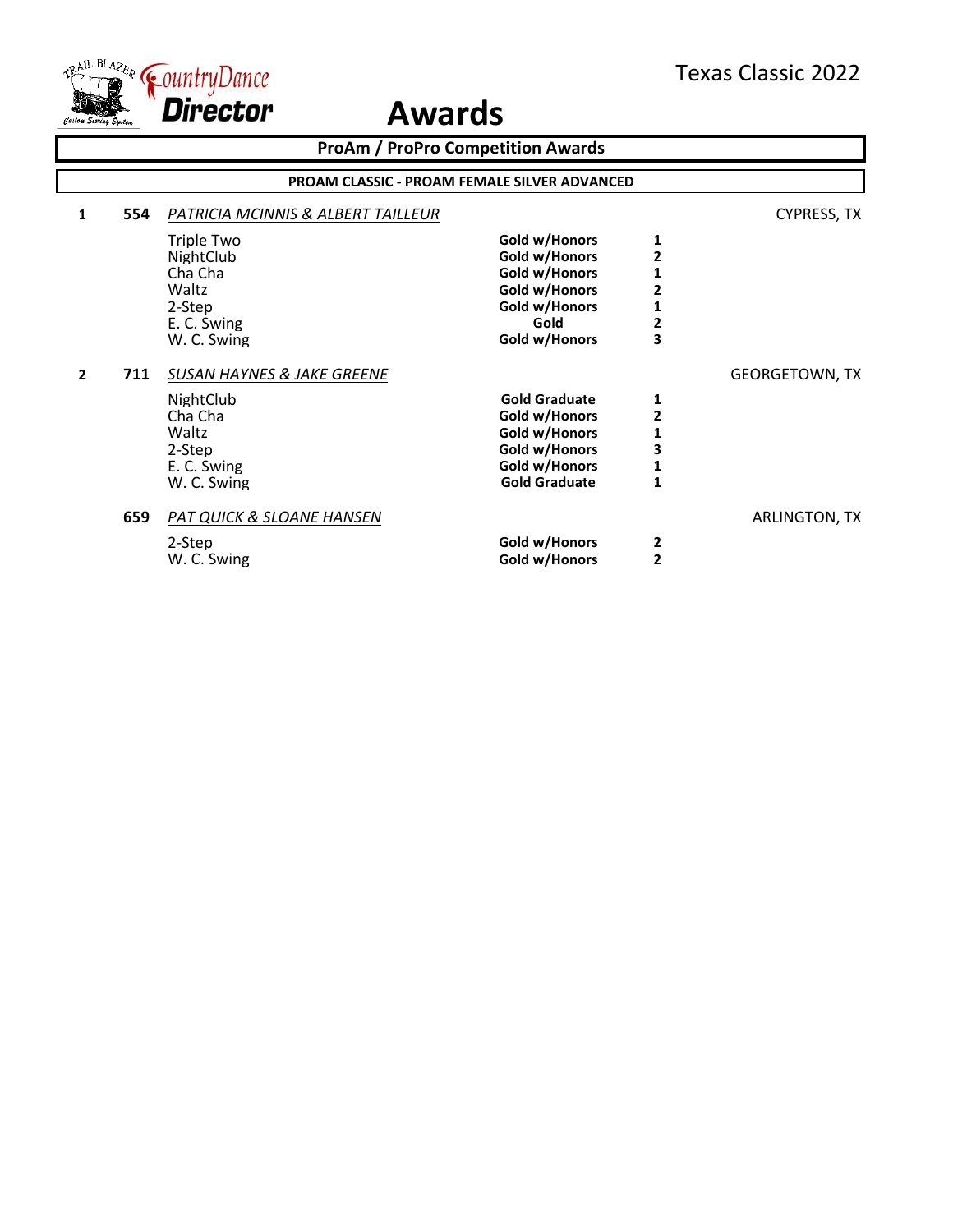Texas Classic 2022

# Awards

## ProAm / ProPro Competition Awards

### PROAM CLASSIC - PROAM FEMALE SILVER ADVANCED

| Place | No. | Couple / Dance | Award | Mark | Location |
|---|---|---|---|---|---|
| 1 | 554 | *PATRICIA MCINNIS & ALBERT TAILLEUR* | | | CYPRESS, TX |
| | | Triple Two | **Gold w/Honors** | **1** | |
| | | NightClub | **Gold w/Honors** | **2** | |
| | | Cha Cha | **Gold w/Honors** | **1** | |
| | | Waltz | **Gold w/Honors** | **2** | |
| | | 2-Step | **Gold w/Honors** | **1** | |
| | | E. C. Swing | **Gold** | **2** | |
| | | W. C. Swing | **Gold w/Honors** | **3** | |
| 2 | 711 | *SUSAN HAYNES & JAKE GREENE* | | | GEORGETOWN, TX |
| | | NightClub | **Gold Graduate** | **1** | |
| | | Cha Cha | **Gold w/Honors** | **2** | |
| | | Waltz | **Gold w/Honors** | **1** | |
| | | 2-Step | **Gold w/Honors** | **3** | |
| | | E. C. Swing | **Gold w/Honors** | **1** | |
| | | W. C. Swing | **Gold Graduate** | **1** | |
| | 659 | *PAT QUICK & SLOANE HANSEN* | | | ARLINGTON, TX |
| | | 2-Step | **Gold w/Honors** | **2** | |
| | | W. C. Swing | **Gold w/Honors** | **2** | |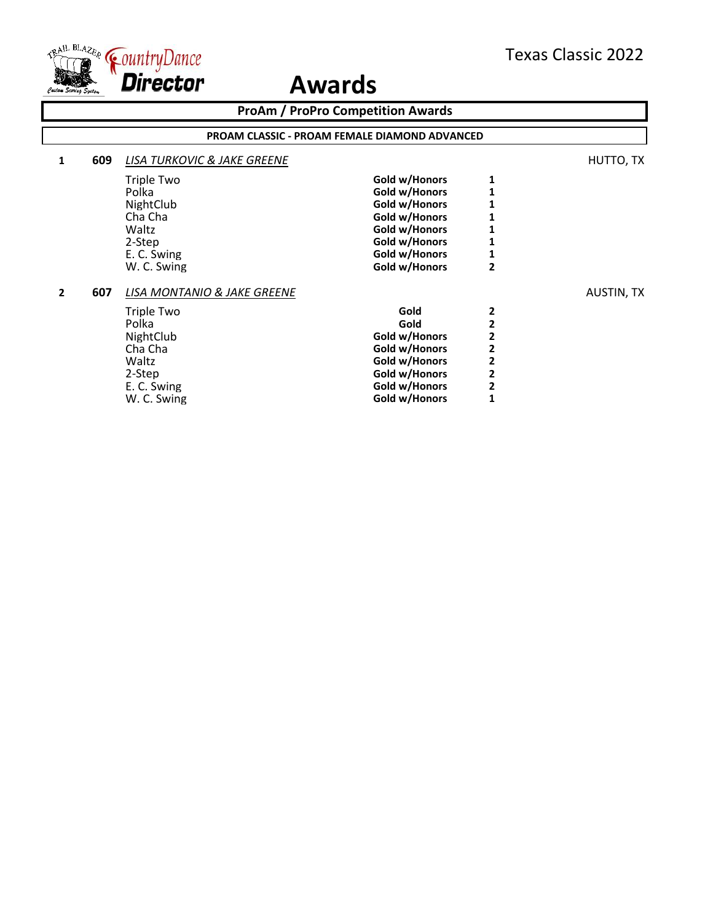Texas Classic 2022

# Awards

## ProAm / ProPro Competition Awards

### PROAM CLASSIC - PROAM FEMALE DIAMOND ADVANCED

| Place | No. | Couple / Dance | Award | Rank | Location |
|---|---|---|---|---|---|
| 1 | 609 | *LISA TURKOVIC & JAKE GREENE* | | | HUTTO, TX |
| | | Triple Two | **Gold w/Honors** | **1** | |
| | | Polka | **Gold w/Honors** | **1** | |
| | | NightClub | **Gold w/Honors** | **1** | |
| | | Cha Cha | **Gold w/Honors** | **1** | |
| | | Waltz | **Gold w/Honors** | **1** | |
| | | 2-Step | **Gold w/Honors** | **1** | |
| | | E. C. Swing | **Gold w/Honors** | **1** | |
| | | W. C. Swing | **Gold w/Honors** | **2** | |
| 2 | 607 | *LISA MONTANIO & JAKE GREENE* | | | AUSTIN, TX |
| | | Triple Two | **Gold** | **2** | |
| | | Polka | **Gold** | **2** | |
| | | NightClub | **Gold w/Honors** | **2** | |
| | | Cha Cha | **Gold w/Honors** | **2** | |
| | | Waltz | **Gold w/Honors** | **2** | |
| | | 2-Step | **Gold w/Honors** | **2** | |
| | | E. C. Swing | **Gold w/Honors** | **2** | |
| | | W. C. Swing | **Gold w/Honors** | **1** | |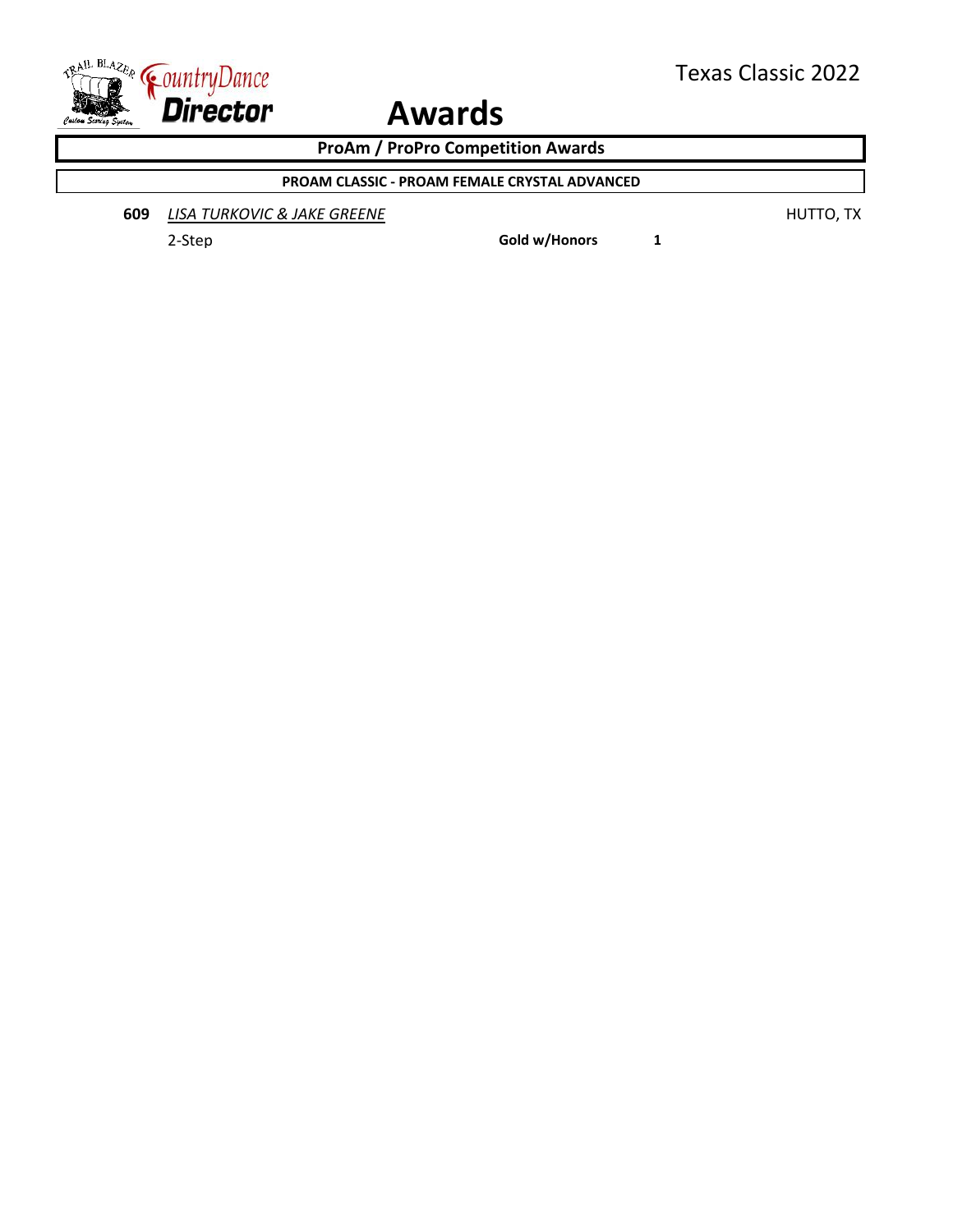# Awards

## ProAm / ProPro Competition Awards

### PROAM CLASSIC - PROAM FEMALE CRYSTAL ADVANCED

**609** *LISA TURKOVIC & JAKE GREENE* HUTTO, TX

| Dance | Award | Place |
|---|---|---|
| 2-Step | **Gold w/Honors** | **1** |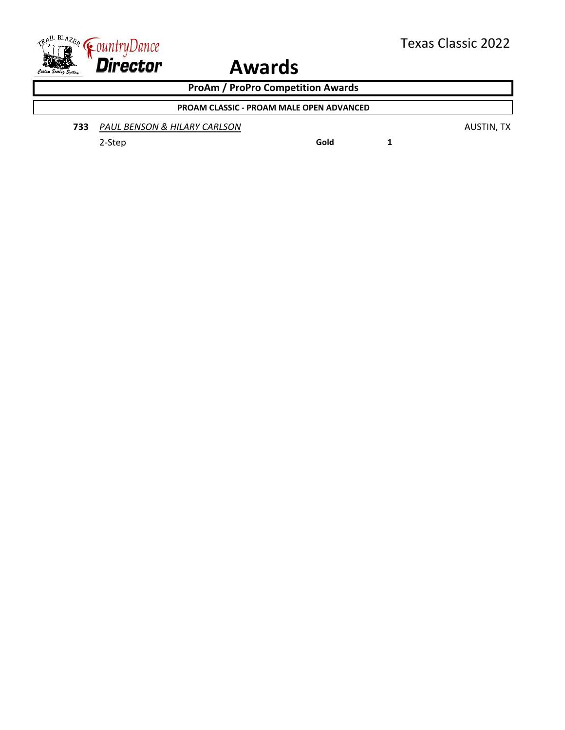# Awards

## ProAm / ProPro Competition Awards

### PROAM CLASSIC - PROAM MALE OPEN ADVANCED

**733** *PAUL BENSON & HILARY CARLSON* AUSTIN, TX

| Dance | Award | Place |
|---|---|---|
| 2-Step | **Gold** | **1** |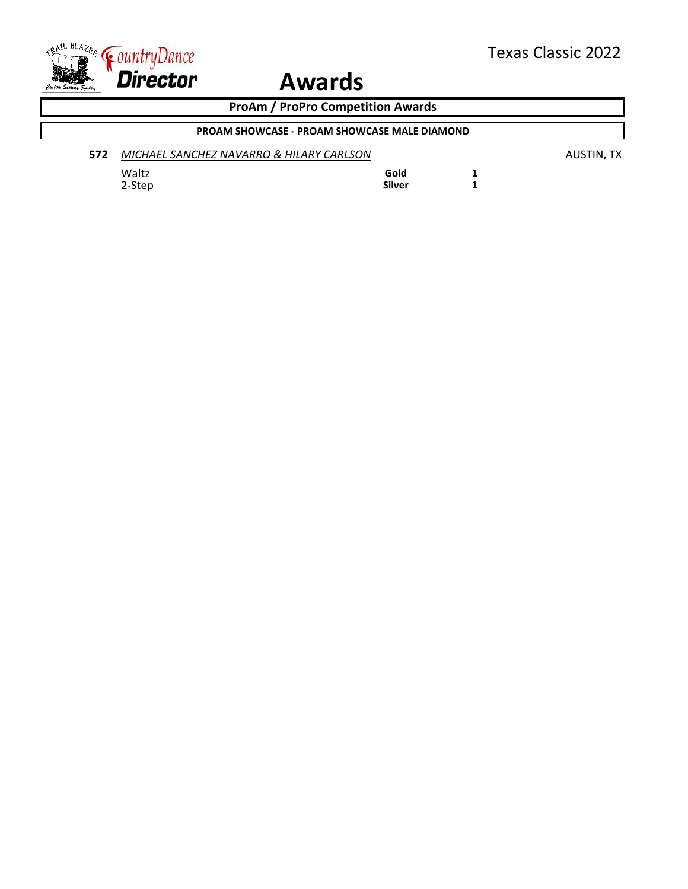# Awards

Texas Classic 2022

## ProAm / ProPro Competition Awards

### PROAM SHOWCASE - PROAM SHOWCASE MALE DIAMOND

**572** *MICHAEL SANCHEZ NAVARRO & HILARY CARLSON* AUSTIN, TX

| | | |
|---|---|---|
| Waltz | **Gold** | **1** |
| 2-Step | **Silver** | **1** |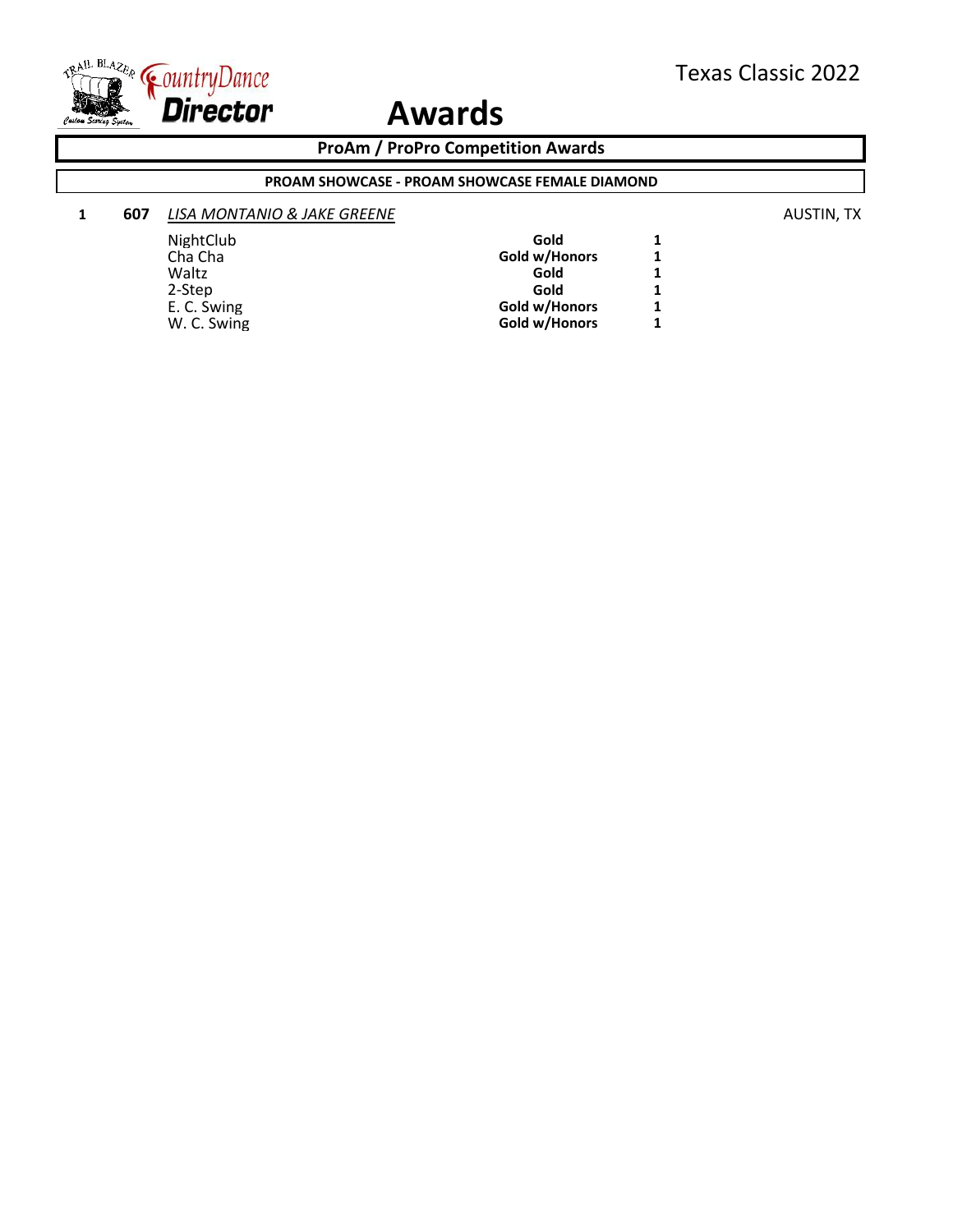# Awards

**ProAm / ProPro Competition Awards**

**PROAM SHOWCASE - PROAM SHOWCASE FEMALE DIAMOND**

**1** **607** *LISA MONTANIO & JAKE GREENE* AUSTIN, TX

| Dance | Award | Place |
|---|---|---|
| NightClub | **Gold** | **1** |
| Cha Cha | **Gold w/Honors** | **1** |
| Waltz | **Gold** | **1** |
| 2-Step | **Gold** | **1** |
| E. C. Swing | **Gold w/Honors** | **1** |
| W. C. Swing | **Gold w/Honors** | **1** |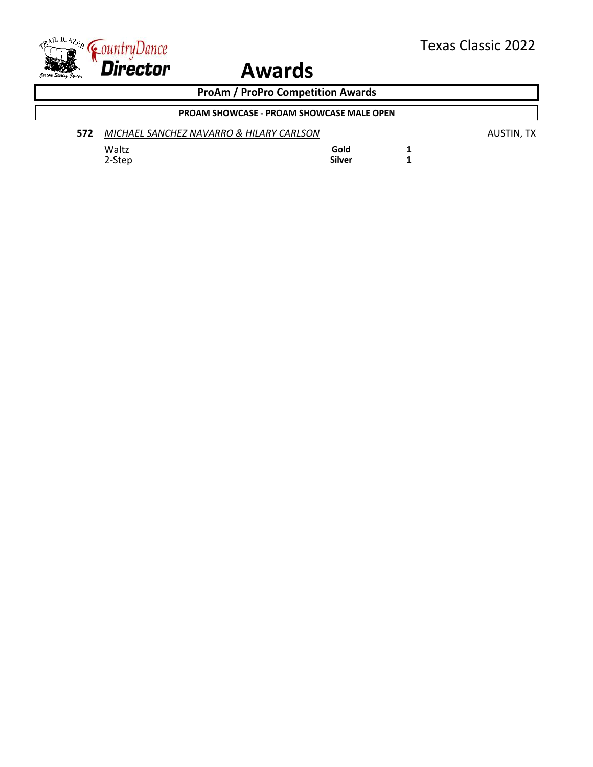# Awards

Texas Classic 2022

## ProAm / ProPro Competition Awards

### PROAM SHOWCASE - PROAM SHOWCASE MALE OPEN

**572** *MICHAEL SANCHEZ NAVARRO & HILARY CARLSON* AUSTIN, TX

| | | |
|---|---|---|
| Waltz | **Gold** | **1** |
| 2-Step | **Silver** | **1** |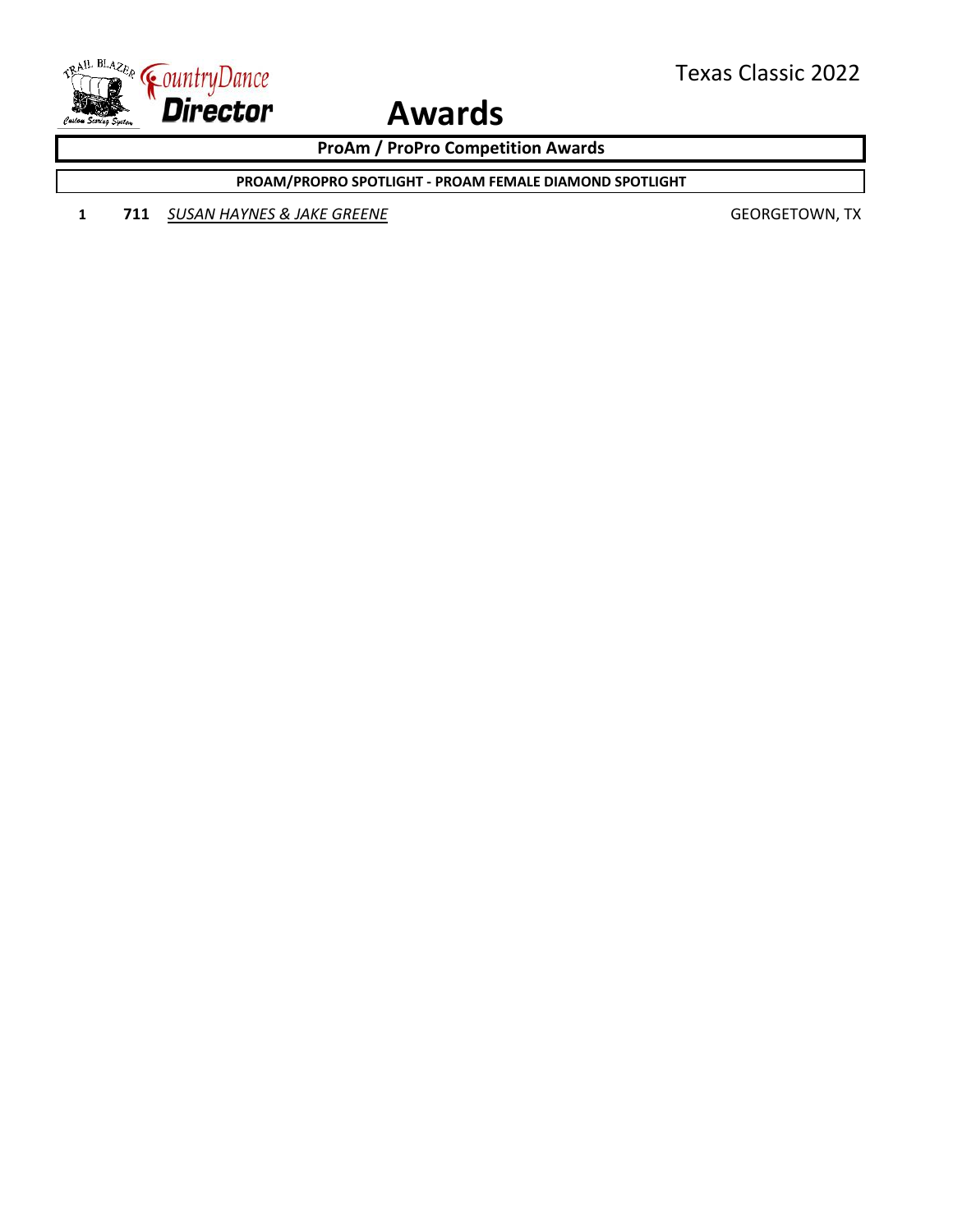# Awards

## ProAm / ProPro Competition Awards

### PROAM/PROPRO SPOTLIGHT - PROAM FEMALE DIAMOND SPOTLIGHT

| | | | |
|---|---|---|---|
| 1 | **711** | *SUSAN HAYNES & JAKE GREENE* | GEORGETOWN, TX |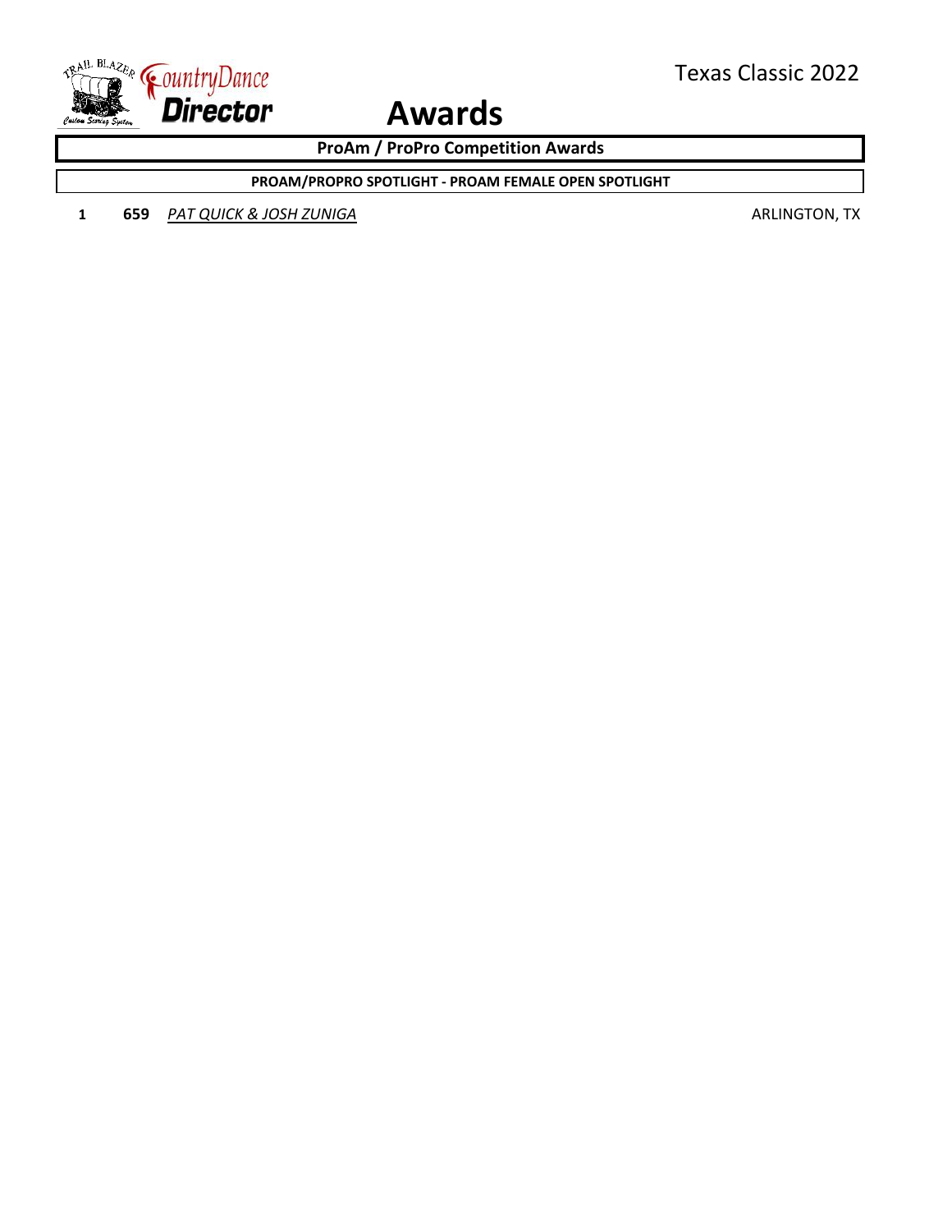Texas Classic 2022

# Awards

## ProAm / ProPro Competition Awards

### PROAM/PROPRO SPOTLIGHT - PROAM FEMALE OPEN SPOTLIGHT

| Place | No. | Name | Location |
|---|---|---|---|
| 1 | 659 | *PAT QUICK & JOSH ZUNIGA* | ARLINGTON, TX |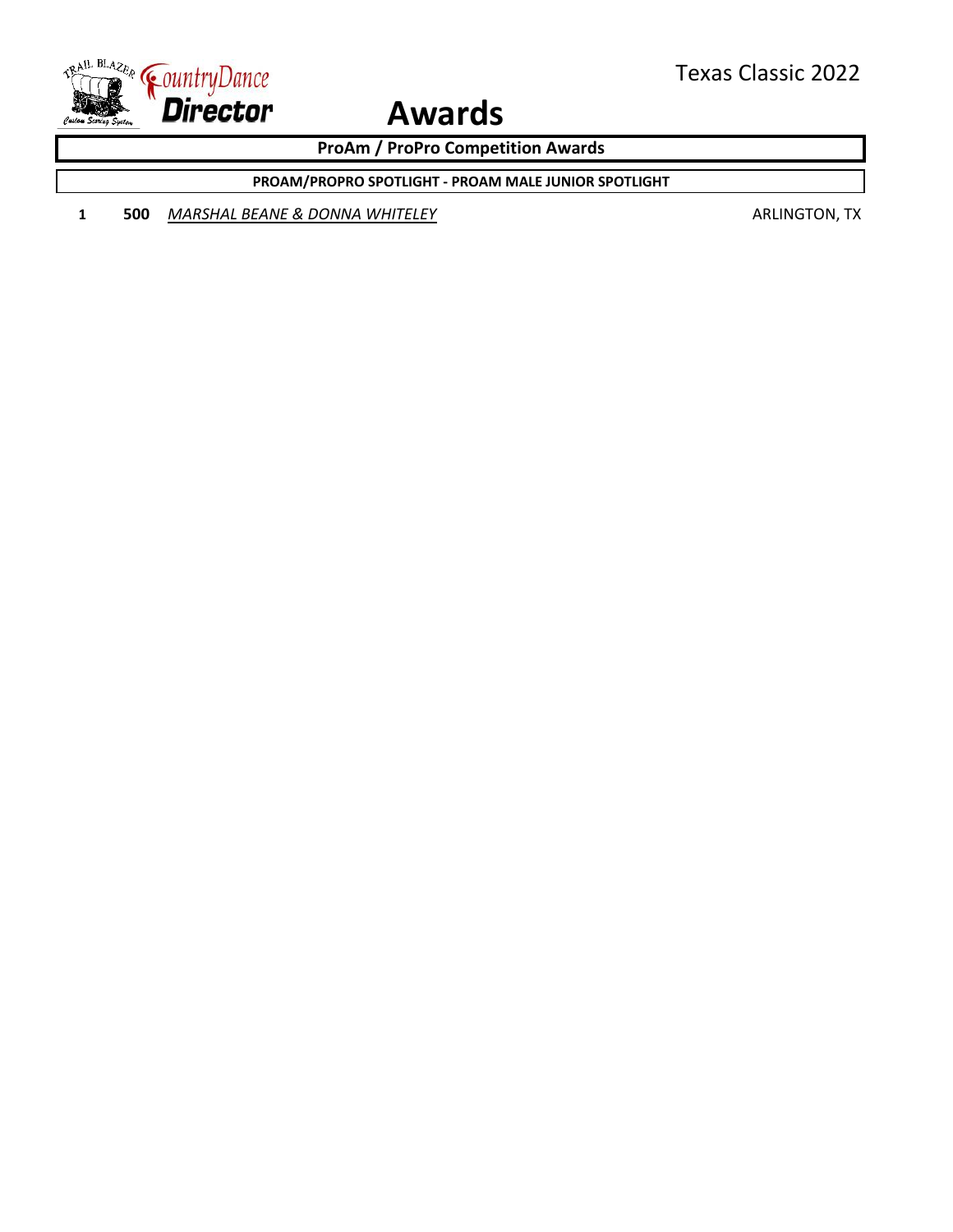# Awards

## ProAm / ProPro Competition Awards

### PROAM/PROPRO SPOTLIGHT - PROAM MALE JUNIOR SPOTLIGHT

| Place | No. | Couple | Location |
|---|---|---|---|
| 1 | 500 | *MARSHAL BEANE & DONNA WHITELEY* | ARLINGTON, TX |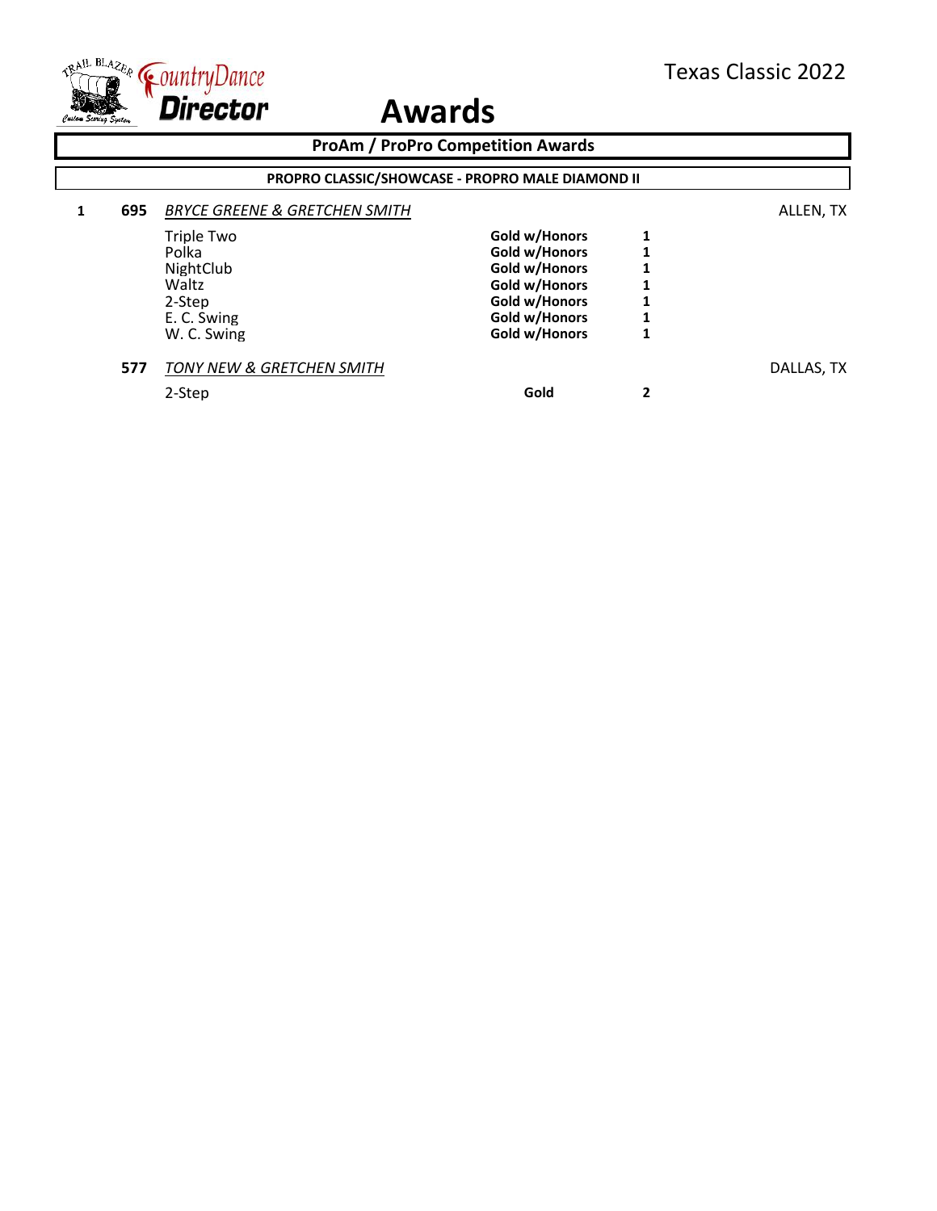# Awards

## ProAm / ProPro Competition Awards

### PROPRO CLASSIC/SHOWCASE - PROPRO MALE DIAMOND II

| | | | | | |
|---|---|---|---|---|---|
| 1 | 695 | *BRYCE GREENE & GRETCHEN SMITH* | | | ALLEN, TX |
| | | Triple Two | **Gold w/Honors** | **1** | |
| | | Polka | **Gold w/Honors** | **1** | |
| | | NightClub | **Gold w/Honors** | **1** | |
| | | Waltz | **Gold w/Honors** | **1** | |
| | | 2-Step | **Gold w/Honors** | **1** | |
| | | E. C. Swing | **Gold w/Honors** | **1** | |
| | | W. C. Swing | **Gold w/Honors** | **1** | |
| | 577 | *TONY NEW & GRETCHEN SMITH* | | | DALLAS, TX |
| | | 2-Step | **Gold** | **2** | |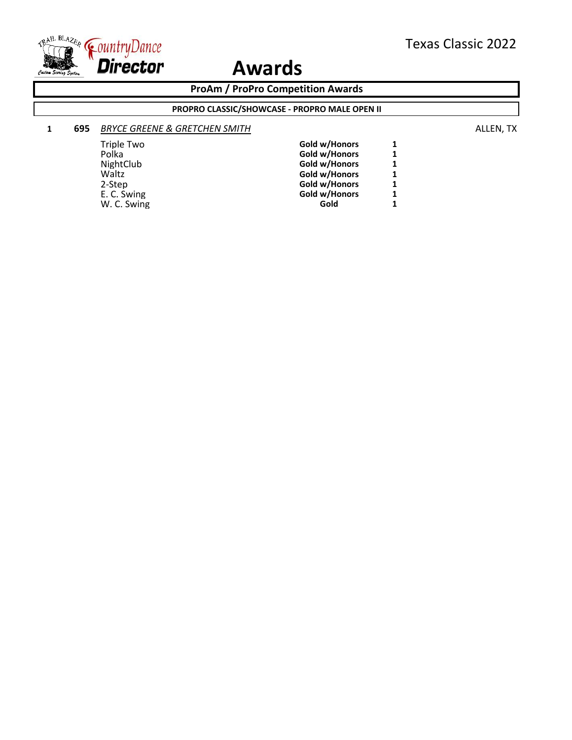Texas Classic 2022

# Awards

## ProAm / ProPro Competition Awards

### PROPRO CLASSIC/SHOWCASE - PROPRO MALE OPEN II

**1** **695** *BRYCE GREENE & GRETCHEN SMITH* ALLEN, TX

| Dance | Award | Place |
|---|---|---|
| Triple Two | **Gold w/Honors** | **1** |
| Polka | **Gold w/Honors** | **1** |
| NightClub | **Gold w/Honors** | **1** |
| Waltz | **Gold w/Honors** | **1** |
| 2-Step | **Gold w/Honors** | **1** |
| E. C. Swing | **Gold w/Honors** | **1** |
| W. C. Swing | **Gold** | **1** |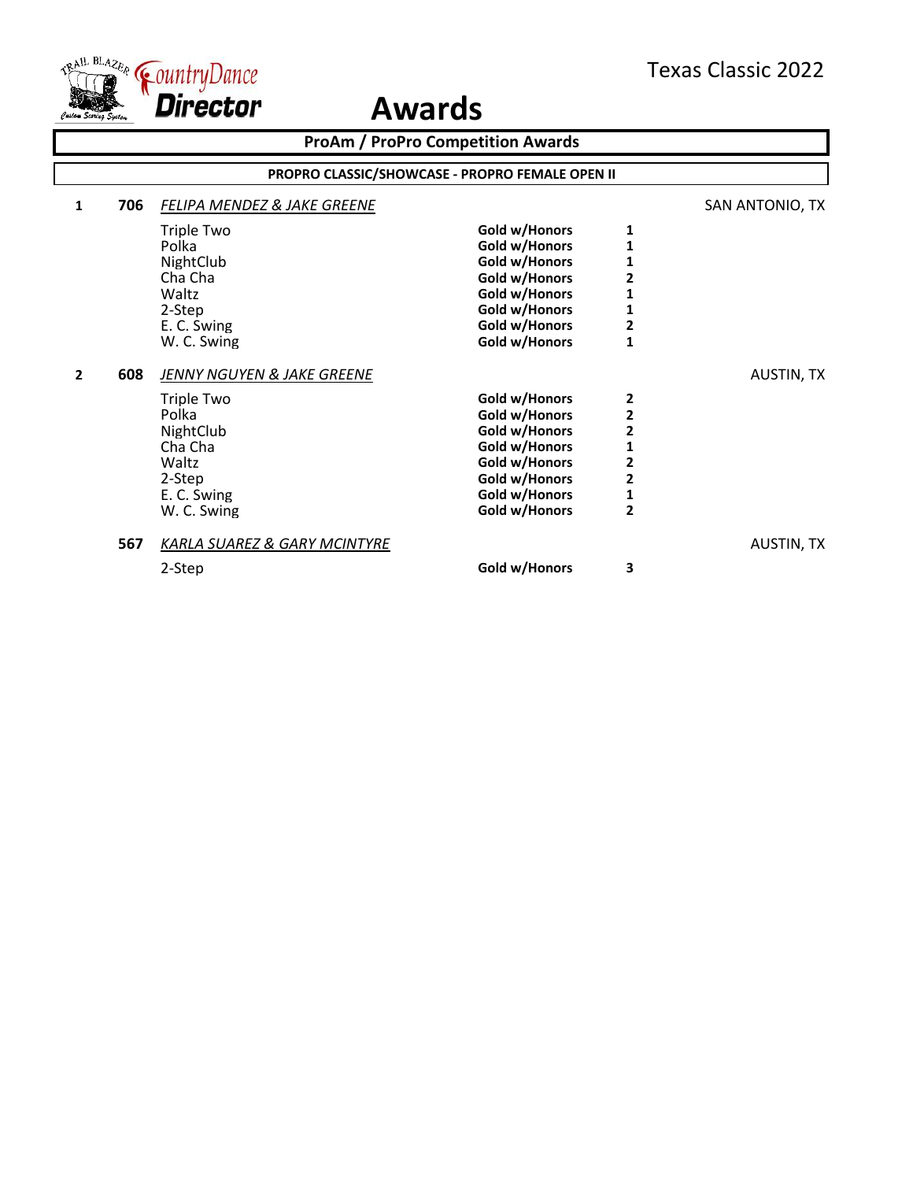Texas Classic 2022

# Awards

## ProAm / ProPro Competition Awards

### PROPRO CLASSIC/SHOWCASE - PROPRO FEMALE OPEN II

**1** **706** *FELIPA MENDEZ & JAKE GREENE* — SAN ANTONIO, TX

| Dance | Award | Place |
|---|---|---|
| Triple Two | **Gold w/Honors** | **1** |
| Polka | **Gold w/Honors** | **1** |
| NightClub | **Gold w/Honors** | **1** |
| Cha Cha | **Gold w/Honors** | **2** |
| Waltz | **Gold w/Honors** | **1** |
| 2-Step | **Gold w/Honors** | **1** |
| E. C. Swing | **Gold w/Honors** | **2** |
| W. C. Swing | **Gold w/Honors** | **1** |

**2** **608** *JENNY NGUYEN & JAKE GREENE* — AUSTIN, TX

| Dance | Award | Place |
|---|---|---|
| Triple Two | **Gold w/Honors** | **2** |
| Polka | **Gold w/Honors** | **2** |
| NightClub | **Gold w/Honors** | **2** |
| Cha Cha | **Gold w/Honors** | **1** |
| Waltz | **Gold w/Honors** | **2** |
| 2-Step | **Gold w/Honors** | **2** |
| E. C. Swing | **Gold w/Honors** | **1** |
| W. C. Swing | **Gold w/Honors** | **2** |

**567** *KARLA SUAREZ & GARY MCINTYRE* — AUSTIN, TX

| Dance | Award | Place |
|---|---|---|
| 2-Step | **Gold w/Honors** | **3** |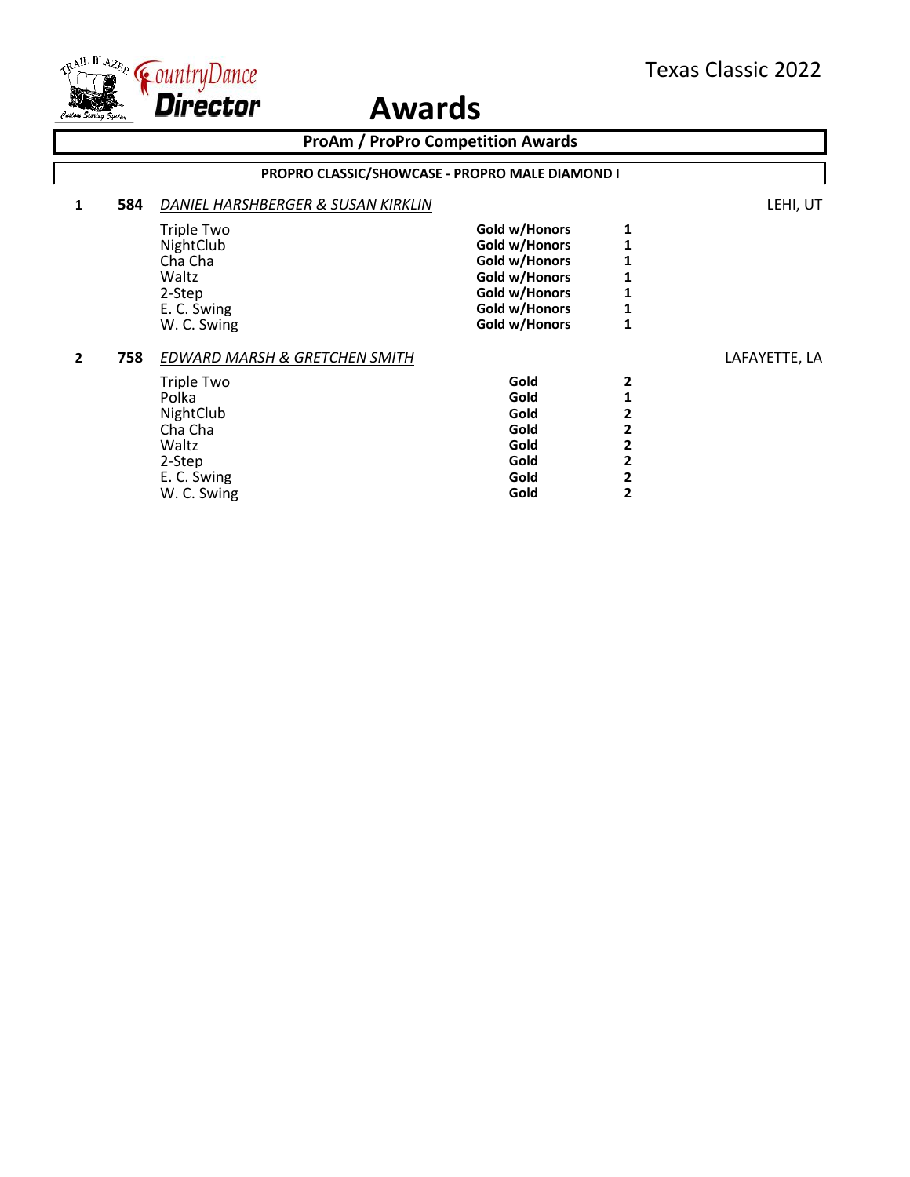Texas Classic 2022

# Awards

## ProAm / ProPro Competition Awards

### PROPRO CLASSIC/SHOWCASE - PROPRO MALE DIAMOND I

**1** **584** *DANIEL HARSHBERGER & SUSAN KIRKLIN* LEHI, UT

| Dance | Award | Place |
|---|---|---|
| Triple Two | **Gold w/Honors** | **1** |
| NightClub | **Gold w/Honors** | **1** |
| Cha Cha | **Gold w/Honors** | **1** |
| Waltz | **Gold w/Honors** | **1** |
| 2-Step | **Gold w/Honors** | **1** |
| E. C. Swing | **Gold w/Honors** | **1** |
| W. C. Swing | **Gold w/Honors** | **1** |

**2** **758** *EDWARD MARSH & GRETCHEN SMITH* LAFAYETTE, LA

| Dance | Award | Place |
|---|---|---|
| Triple Two | **Gold** | **2** |
| Polka | **Gold** | **1** |
| NightClub | **Gold** | **2** |
| Cha Cha | **Gold** | **2** |
| Waltz | **Gold** | **2** |
| 2-Step | **Gold** | **2** |
| E. C. Swing | **Gold** | **2** |
| W. C. Swing | **Gold** | **2** |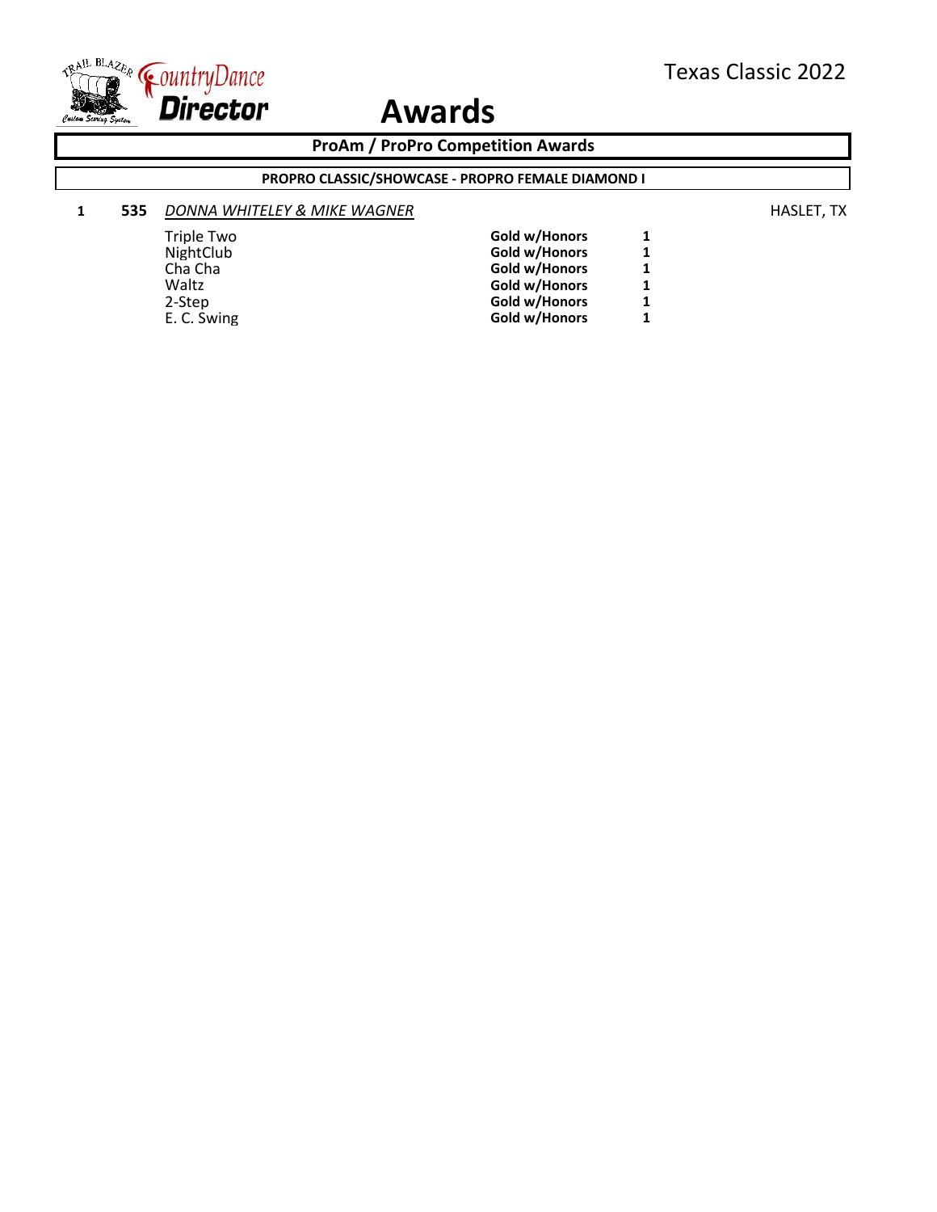# Awards

Texas Classic 2022

## ProAm / ProPro Competition Awards

### PROPRO CLASSIC/SHOWCASE - PROPRO FEMALE DIAMOND I

**1** **535** *DONNA WHITELEY & MIKE WAGNER* HASLET, TX

| Dance | Award | Place |
|---|---|---|
| Triple Two | **Gold w/Honors** | **1** |
| NightClub | **Gold w/Honors** | **1** |
| Cha Cha | **Gold w/Honors** | **1** |
| Waltz | **Gold w/Honors** | **1** |
| 2-Step | **Gold w/Honors** | **1** |
| E. C. Swing | **Gold w/Honors** | **1** |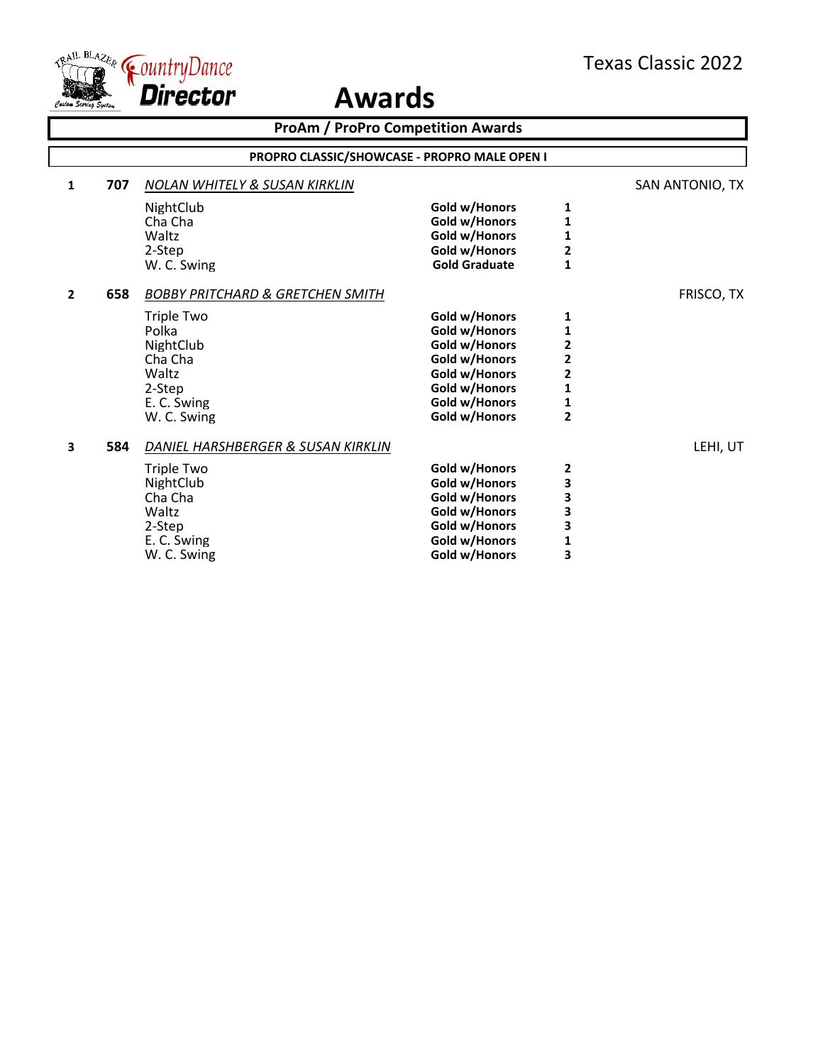Texas Classic 2022

# Awards

## ProAm / ProPro Competition Awards

### PROPRO CLASSIC/SHOWCASE - PROPRO MALE OPEN I

**1** **707** *NOLAN WHITELY & SUSAN KIRKLIN* — SAN ANTONIO, TX

| Dance | Award | Place |
|---|---|---|
| NightClub | **Gold w/Honors** | **1** |
| Cha Cha | **Gold w/Honors** | **1** |
| Waltz | **Gold w/Honors** | **1** |
| 2-Step | **Gold w/Honors** | **2** |
| W. C. Swing | **Gold Graduate** | **1** |

**2** **658** *BOBBY PRITCHARD & GRETCHEN SMITH* — FRISCO, TX

| Dance | Award | Place |
|---|---|---|
| Triple Two | **Gold w/Honors** | **1** |
| Polka | **Gold w/Honors** | **1** |
| NightClub | **Gold w/Honors** | **2** |
| Cha Cha | **Gold w/Honors** | **2** |
| Waltz | **Gold w/Honors** | **2** |
| 2-Step | **Gold w/Honors** | **1** |
| E. C. Swing | **Gold w/Honors** | **1** |
| W. C. Swing | **Gold w/Honors** | **2** |

**3** **584** *DANIEL HARSHBERGER & SUSAN KIRKLIN* — LEHI, UT

| Dance | Award | Place |
|---|---|---|
| Triple Two | **Gold w/Honors** | **2** |
| NightClub | **Gold w/Honors** | **3** |
| Cha Cha | **Gold w/Honors** | **3** |
| Waltz | **Gold w/Honors** | **3** |
| 2-Step | **Gold w/Honors** | **3** |
| E. C. Swing | **Gold w/Honors** | **1** |
| W. C. Swing | **Gold w/Honors** | **3** |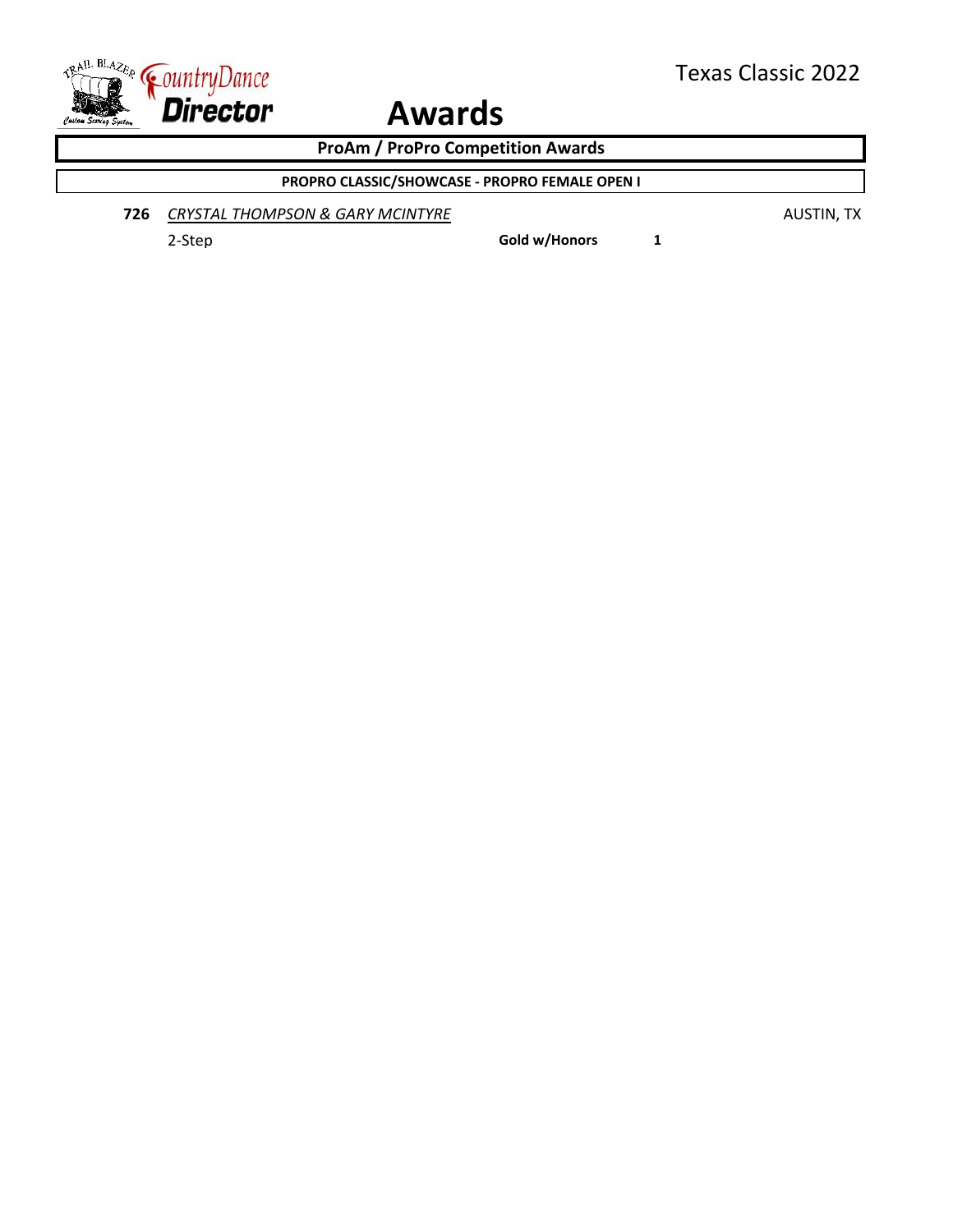# Awards

## ProAm / ProPro Competition Awards

### PROPRO CLASSIC/SHOWCASE - PROPRO FEMALE OPEN I

**726** *CRYSTAL THOMPSON & GARY MCINTYRE* AUSTIN, TX

| Dance | Award | Place |
|---|---|---|
| 2-Step | **Gold w/Honors** | **1** |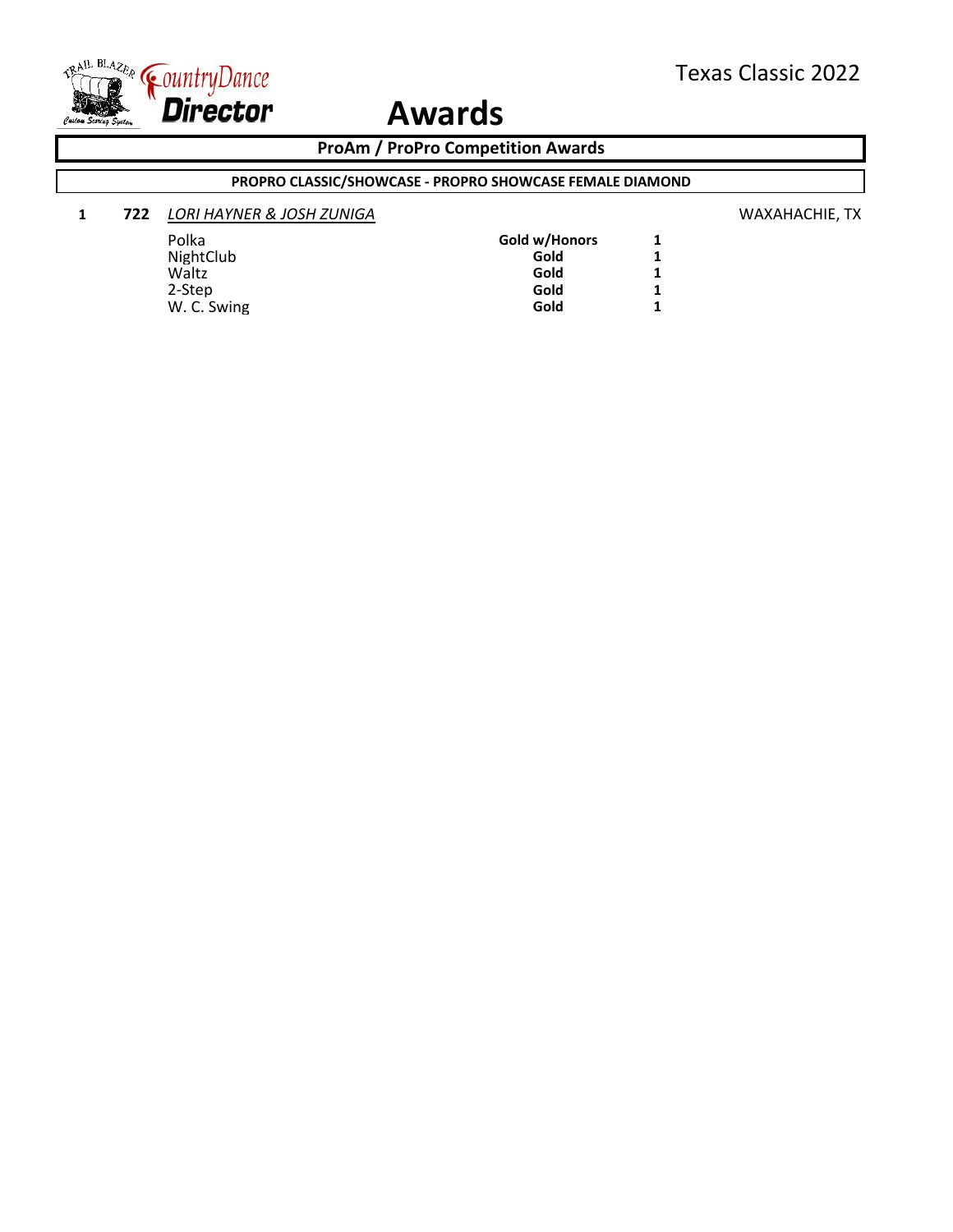# Awards

## ProAm / ProPro Competition Awards

### PROPRO CLASSIC/SHOWCASE - PROPRO SHOWCASE FEMALE DIAMOND

**1** **722** *LORI HAYNER & JOSH ZUNIGA* WAXAHACHIE, TX

| Dance | Award | Place |
| --- | --- | --- |
| Polka | **Gold w/Honors** | **1** |
| NightClub | **Gold** | **1** |
| Waltz | **Gold** | **1** |
| 2-Step | **Gold** | **1** |
| W. C. Swing | **Gold** | **1** |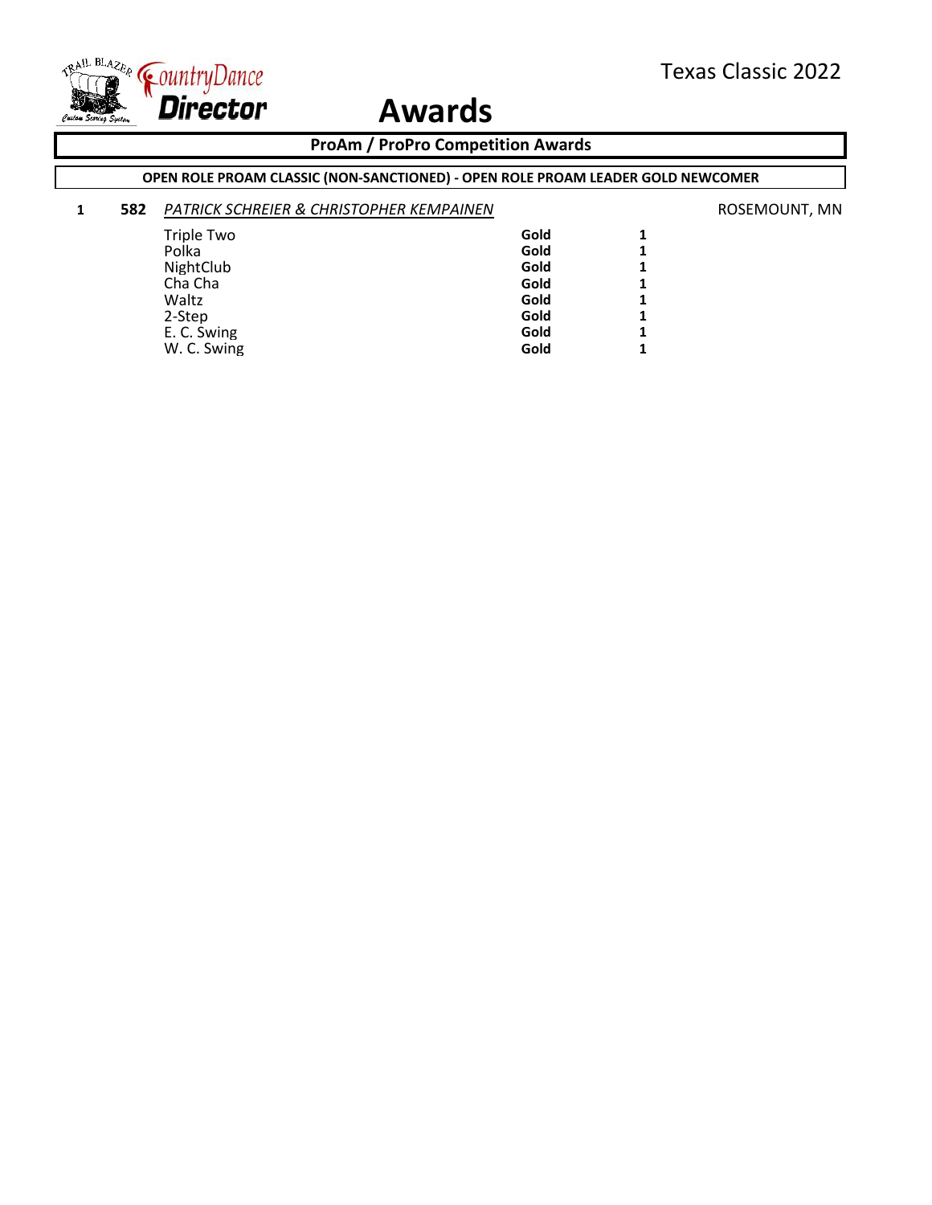# Awards

## ProAm / ProPro Competition Awards

### OPEN ROLE PROAM CLASSIC (NON-SANCTIONED) - OPEN ROLE PROAM LEADER GOLD NEWCOMER

**1** **582** *PATRICK SCHREIER & CHRISTOPHER KEMPAINEN* ROSEMOUNT, MN

| Dance | Level | Place |
|---|---|---|
| Triple Two | **Gold** | **1** |
| Polka | **Gold** | **1** |
| NightClub | **Gold** | **1** |
| Cha Cha | **Gold** | **1** |
| Waltz | **Gold** | **1** |
| 2-Step | **Gold** | **1** |
| E. C. Swing | **Gold** | **1** |
| W. C. Swing | **Gold** | **1** |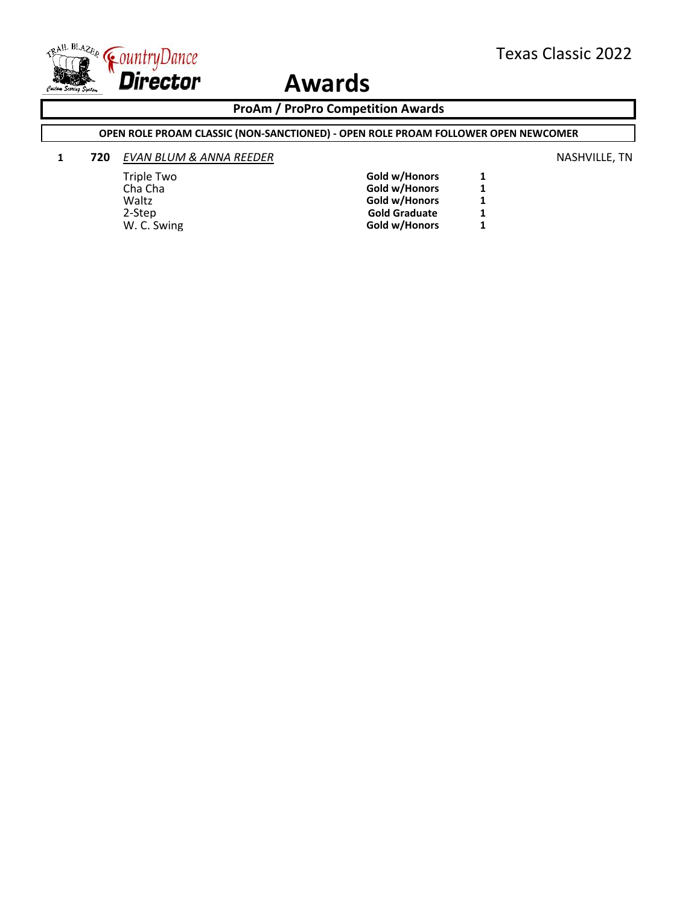# Awards

## ProAm / ProPro Competition Awards

### OPEN ROLE PROAM CLASSIC (NON-SANCTIONED) - OPEN ROLE PROAM FOLLOWER OPEN NEWCOMER

**1** **720** *EVAN BLUM & ANNA REEDER* NASHVILLE, TN

| | | |
|---|---|---|
| Triple Two | **Gold w/Honors** | **1** |
| Cha Cha | **Gold w/Honors** | **1** |
| Waltz | **Gold w/Honors** | **1** |
| 2-Step | **Gold Graduate** | **1** |
| W. C. Swing | **Gold w/Honors** | **1** |